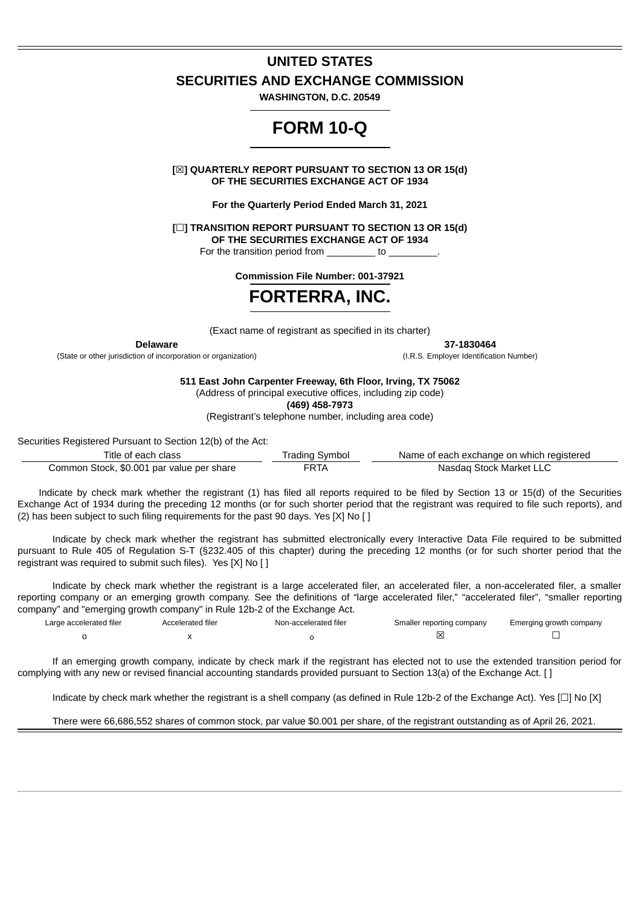# UNITED STATES

# SECURITIES AND EXCHANGE COMMISSION

**WASHINGTON, D.C. 20549**

# FORM 10-Q

**[☒] QUARTERLY REPORT PURSUANT TO SECTION 13 OR 15(d) OF THE SECURITIES EXCHANGE ACT OF 1934**

**For the Quarterly Period Ended March 31, 2021**

**[☐] TRANSITION REPORT PURSUANT TO SECTION 13 OR 15(d) OF THE SECURITIES EXCHANGE ACT OF 1934**

For the transition period from _________ to _________.

**Commission File Number: 001-37921**

# FORTERRA, INC.

(Exact name of registrant as specified in its charter)

| **Delaware** | **37-1830464** |
|---|---|
| (State or other jurisdiction of incorporation or organization) | (I.R.S. Employer Identification Number) |

**511 East John Carpenter Freeway, 6th Floor, Irving, TX 75062**

(Address of principal executive offices, including zip code)

**(469) 458-7973**

(Registrant's telephone number, including area code)

Securities Registered Pursuant to Section 12(b) of the Act:

| Title of each class | Trading Symbol | Name of each exchange on which registered |
|---|---|---|
| Common Stock, $0.001 par value per share | FRTA | Nasdaq Stock Market LLC |

Indicate by check mark whether the registrant (1) has filed all reports required to be filed by Section 13 or 15(d) of the Securities Exchange Act of 1934 during the preceding 12 months (or for such shorter period that the registrant was required to file such reports), and (2) has been subject to such filing requirements for the past 90 days. Yes [X] No [ ]

Indicate by check mark whether the registrant has submitted electronically every Interactive Data File required to be submitted pursuant to Rule 405 of Regulation S-T (§232.405 of this chapter) during the preceding 12 months (or for such shorter period that the registrant was required to submit such files). Yes [X] No [ ]

Indicate by check mark whether the registrant is a large accelerated filer, an accelerated filer, a non-accelerated filer, a smaller reporting company or an emerging growth company. See the definitions of "large accelerated filer," "accelerated filer", "smaller reporting company" and "emerging growth company" in Rule 12b-2 of the Exchange Act.

| Large accelerated filer | Accelerated filer | Non-accelerated filer | Smaller reporting company | Emerging growth company |
|---|---|---|---|---|
| o | x | o | ☒ | ☐ |

If an emerging growth company, indicate by check mark if the registrant has elected not to use the extended transition period for complying with any new or revised financial accounting standards provided pursuant to Section 13(a) of the Exchange Act. [ ]

Indicate by check mark whether the registrant is a shell company (as defined in Rule 12b-2 of the Exchange Act). Yes [☐] No [X]

There were 66,686,552 shares of common stock, par value $0.001 per share, of the registrant outstanding as of April 26, 2021.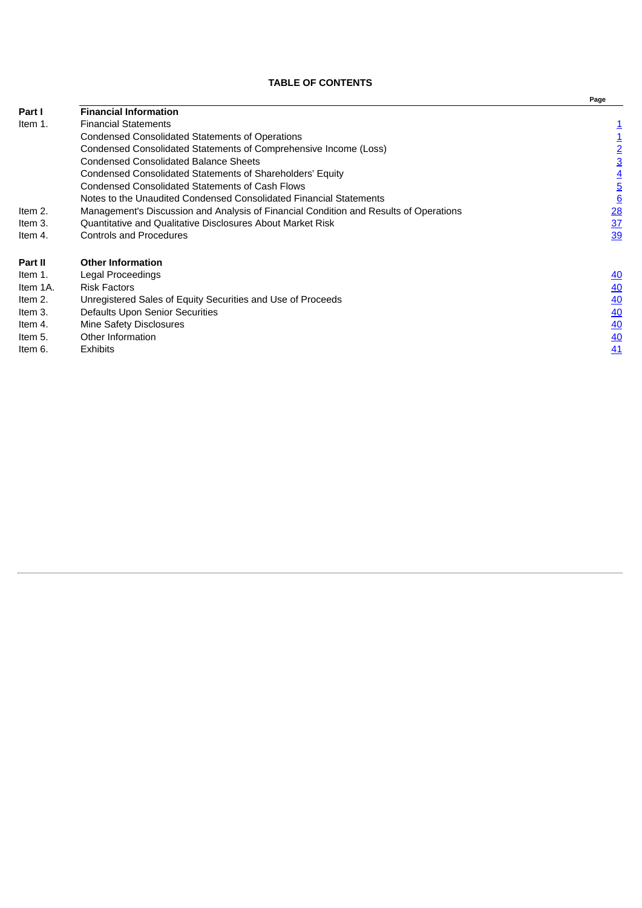## TABLE OF CONTENTS

| | | Page |
|---|---|---|
| **Part I** | **Financial Information** | |
| Item 1. | Financial Statements | 1 |
| | Condensed Consolidated Statements of Operations | 1 |
| | Condensed Consolidated Statements of Comprehensive Income (Loss) | 2 |
| | Condensed Consolidated Balance Sheets | 3 |
| | Condensed Consolidated Statements of Shareholders' Equity | 4 |
| | Condensed Consolidated Statements of Cash Flows | 5 |
| | Notes to the Unaudited Condensed Consolidated Financial Statements | 6 |
| Item 2. | Management's Discussion and Analysis of Financial Condition and Results of Operations | 28 |
| Item 3. | Quantitative and Qualitative Disclosures About Market Risk | 37 |
| Item 4. | Controls and Procedures | 39 |
| **Part II** | **Other Information** | |
| Item 1. | Legal Proceedings | 40 |
| Item 1A. | Risk Factors | 40 |
| Item 2. | Unregistered Sales of Equity Securities and Use of Proceeds | 40 |
| Item 3. | Defaults Upon Senior Securities | 40 |
| Item 4. | Mine Safety Disclosures | 40 |
| Item 5. | Other Information | 40 |
| Item 6. | Exhibits | 41 |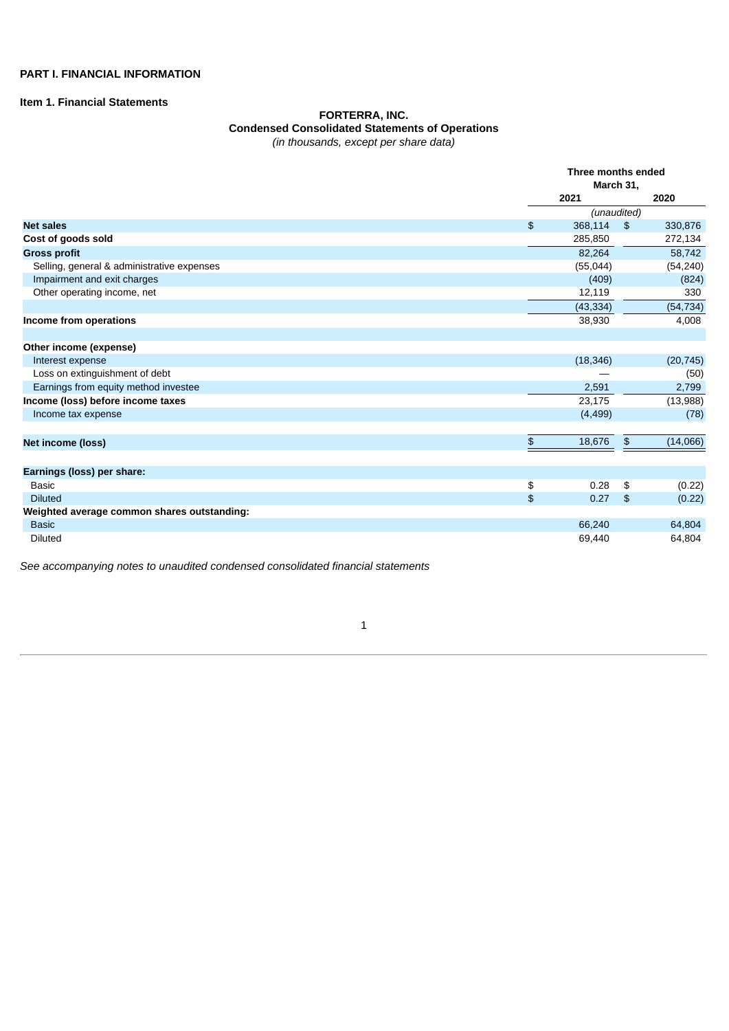# PART I. FINANCIAL INFORMATION

## Item 1. Financial Statements

### FORTERRA, INC.
### Condensed Consolidated Statements of Operations
*(in thousands, except per share data)*

| | Three months ended March 31, | |
|---|---|---|
| | 2021 | 2020 |
| | *(unaudited)* | |
| **Net sales** | $ 368,114 | $ 330,876 |
| **Cost of goods sold** | 285,850 | 272,134 |
| **Gross profit** | 82,264 | 58,742 |
| Selling, general & administrative expenses | (55,044) | (54,240) |
| Impairment and exit charges | (409) | (824) |
| Other operating income, net | 12,119 | 330 |
| | (43,334) | (54,734) |
| **Income from operations** | 38,930 | 4,008 |
| | | |
| **Other income (expense)** | | |
| Interest expense | (18,346) | (20,745) |
| Loss on extinguishment of debt | — | (50) |
| Earnings from equity method investee | 2,591 | 2,799 |
| **Income (loss) before income taxes** | 23,175 | (13,988) |
| Income tax expense | (4,499) | (78) |
| | | |
| **Net income (loss)** | $ 18,676 | $ (14,066) |
| | | |
| **Earnings (loss) per share:** | | |
| Basic | $ 0.28 | $ (0.22) |
| Diluted | $ 0.27 | $ (0.22) |
| **Weighted average common shares outstanding:** | | |
| Basic | 66,240 | 64,804 |
| Diluted | 69,440 | 64,804 |

*See accompanying notes to unaudited condensed consolidated financial statements*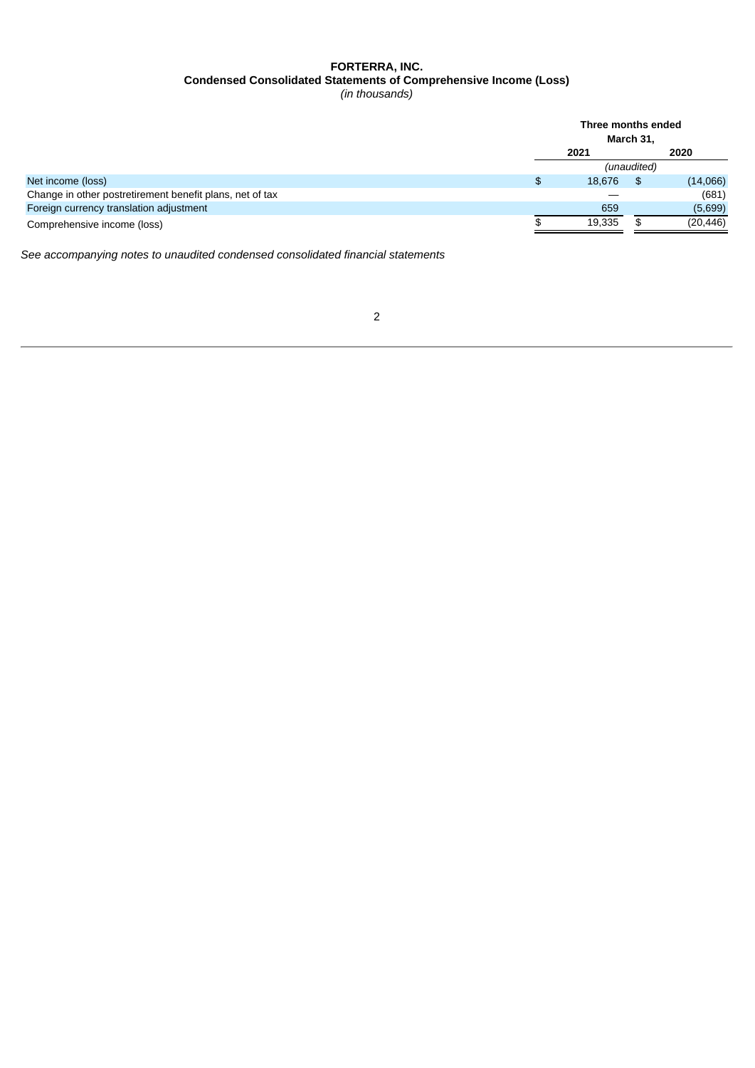**FORTERRA, INC.**
**Condensed Consolidated Statements of Comprehensive Income (Loss)**
*(in thousands)*

| | Three months ended March 31, | |
|---|---|---|
| | 2021 | 2020 |
| | *(unaudited)* | |
| Net income (loss) | $ 18,676 | $ (14,066) |
| Change in other postretirement benefit plans, net of tax | — | (681) |
| Foreign currency translation adjustment | 659 | (5,699) |
| Comprehensive income (loss) | $ 19,335 | $ (20,446) |

*See accompanying notes to unaudited condensed consolidated financial statements*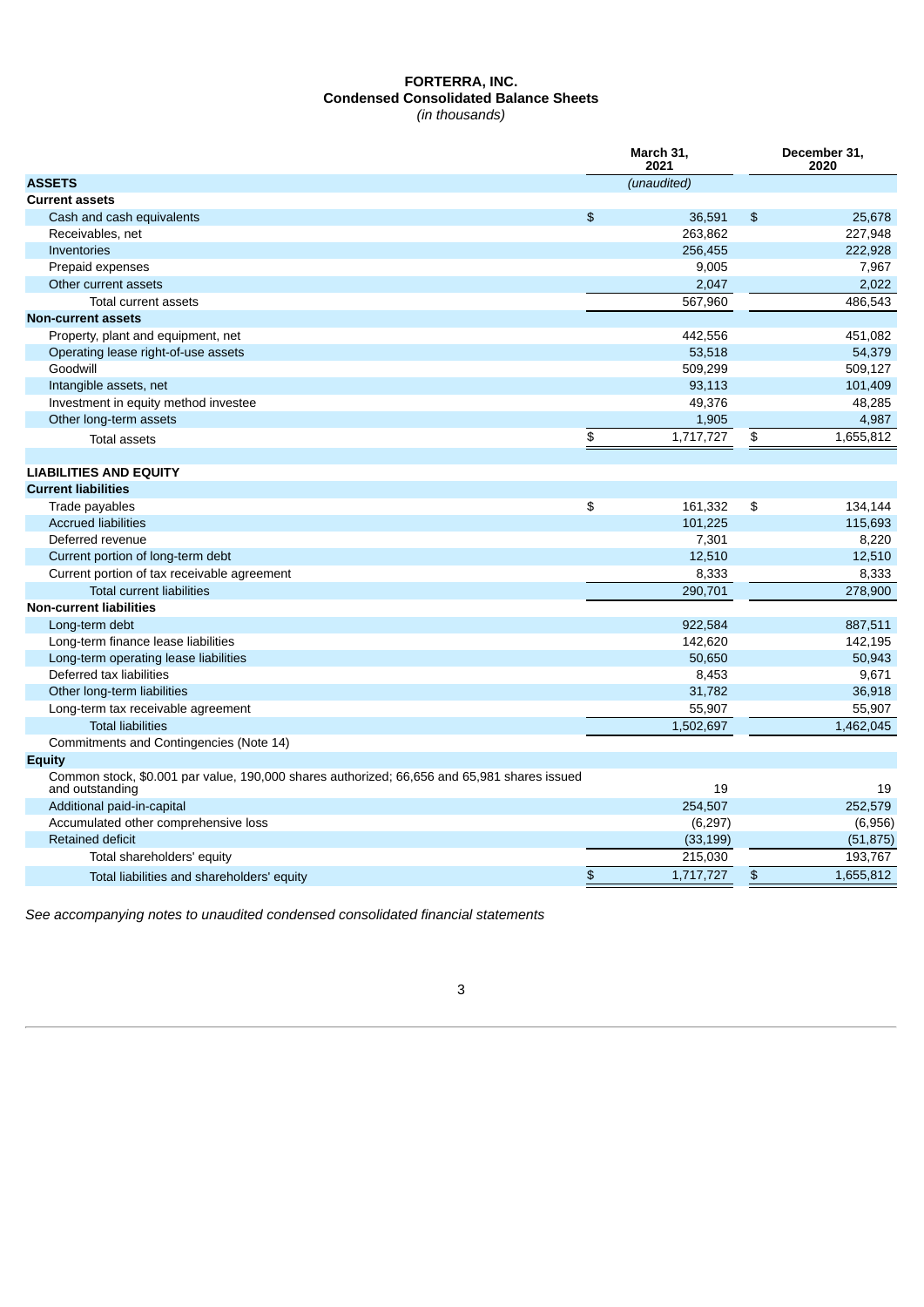# FORTERRA, INC.
## Condensed Consolidated Balance Sheets
*(in thousands)*

| | March 31, 2021 | December 31, 2020 |
|---|---|---|
| **ASSETS** | *(unaudited)* | |
| **Current assets** | | |
| Cash and cash equivalents | $ 36,591 | $ 25,678 |
| Receivables, net | 263,862 | 227,948 |
| Inventories | 256,455 | 222,928 |
| Prepaid expenses | 9,005 | 7,967 |
| Other current assets | 2,047 | 2,022 |
| Total current assets | 567,960 | 486,543 |
| **Non-current assets** | | |
| Property, plant and equipment, net | 442,556 | 451,082 |
| Operating lease right-of-use assets | 53,518 | 54,379 |
| Goodwill | 509,299 | 509,127 |
| Intangible assets, net | 93,113 | 101,409 |
| Investment in equity method investee | 49,376 | 48,285 |
| Other long-term assets | 1,905 | 4,987 |
| Total assets | $ 1,717,727 | $ 1,655,812 |
| | | |
| **LIABILITIES AND EQUITY** | | |
| **Current liabilities** | | |
| Trade payables | $ 161,332 | $ 134,144 |
| Accrued liabilities | 101,225 | 115,693 |
| Deferred revenue | 7,301 | 8,220 |
| Current portion of long-term debt | 12,510 | 12,510 |
| Current portion of tax receivable agreement | 8,333 | 8,333 |
| Total current liabilities | 290,701 | 278,900 |
| **Non-current liabilities** | | |
| Long-term debt | 922,584 | 887,511 |
| Long-term finance lease liabilities | 142,620 | 142,195 |
| Long-term operating lease liabilities | 50,650 | 50,943 |
| Deferred tax liabilities | 8,453 | 9,671 |
| Other long-term liabilities | 31,782 | 36,918 |
| Long-term tax receivable agreement | 55,907 | 55,907 |
| Total liabilities | 1,502,697 | 1,462,045 |
| Commitments and Contingencies (Note 14) | | |
| **Equity** | | |
| Common stock, $0.001 par value, 190,000 shares authorized; 66,656 and 65,981 shares issued and outstanding | 19 | 19 |
| Additional paid-in-capital | 254,507 | 252,579 |
| Accumulated other comprehensive loss | (6,297) | (6,956) |
| Retained deficit | (33,199) | (51,875) |
| Total shareholders' equity | 215,030 | 193,767 |
| Total liabilities and shareholders' equity | $ 1,717,727 | $ 1,655,812 |

*See accompanying notes to unaudited condensed consolidated financial statements*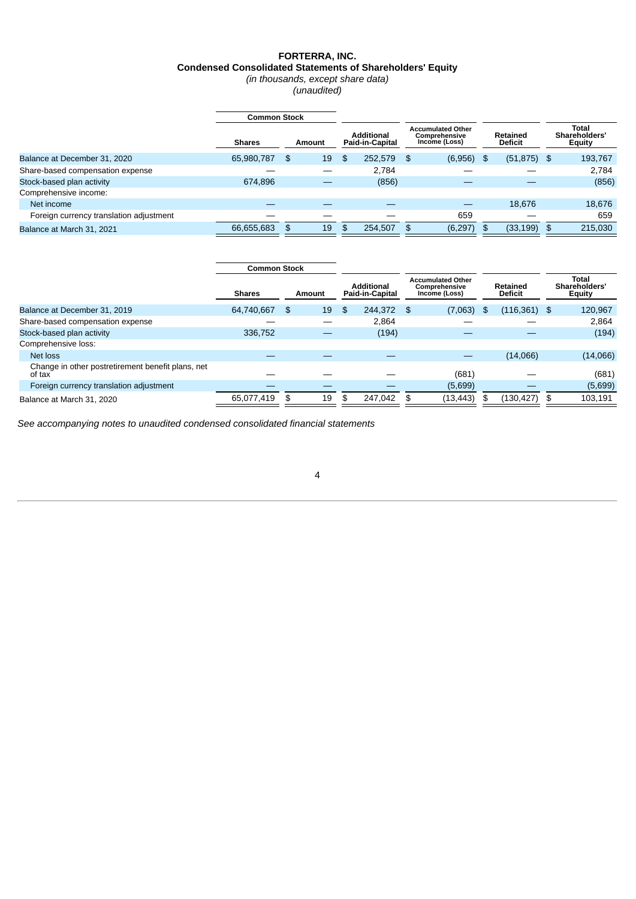# FORTERRA, INC.

## Condensed Consolidated Statements of Shareholders' Equity

*(in thousands, except share data)*

*(unaudited)*

| | Common Stock | | | | | |
|---|---|---|---|---|---|---|
| | Shares | Amount | Additional Paid-in-Capital | Accumulated Other Comprehensive Income (Loss) | Retained Deficit | Total Shareholders' Equity |
| Balance at December 31, 2020 | 65,980,787 | $ 19 | $ 252,579 | $ (6,956) | $ (51,875) | $ 193,767 |
| Share-based compensation expense | — | — | 2,784 | — | — | 2,784 |
| Stock-based plan activity | 674,896 | — | (856) | — | — | (856) |
| Comprehensive income: | | | | | | |
| Net income | — | — | — | — | 18,676 | 18,676 |
| Foreign currency translation adjustment | — | — | — | 659 | — | 659 |
| Balance at March 31, 2021 | 66,655,683 | $ 19 | $ 254,507 | $ (6,297) | $ (33,199) | $ 215,030 |

| | Common Stock | | | | | |
|---|---|---|---|---|---|---|
| | Shares | Amount | Additional Paid-in-Capital | Accumulated Other Comprehensive Income (Loss) | Retained Deficit | Total Shareholders' Equity |
| Balance at December 31, 2019 | 64,740,667 | $ 19 | $ 244,372 | $ (7,063) | $ (116,361) | $ 120,967 |
| Share-based compensation expense | — | — | 2,864 | — | — | 2,864 |
| Stock-based plan activity | 336,752 | — | (194) | — | — | (194) |
| Comprehensive loss: | | | | | | |
| Net loss | — | — | — | — | (14,066) | (14,066) |
| Change in other postretirement benefit plans, net of tax | — | — | — | (681) | — | (681) |
| Foreign currency translation adjustment | — | — | — | (5,699) | — | (5,699) |
| Balance at March 31, 2020 | 65,077,419 | $ 19 | $ 247,042 | $ (13,443) | $ (130,427) | $ 103,191 |

*See accompanying notes to unaudited condensed consolidated financial statements*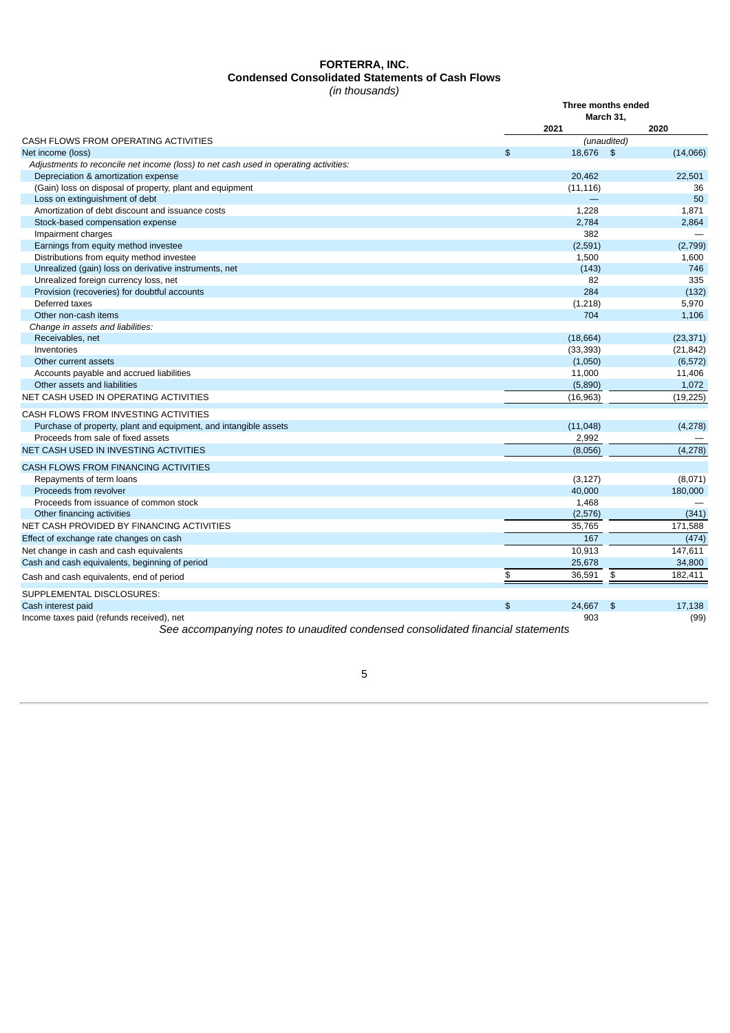# FORTERRA, INC.
## Condensed Consolidated Statements of Cash Flows
*(in thousands)*

| | Three months ended March 31, | |
|---|---|---|
| | 2021 | 2020 |
| CASH FLOWS FROM OPERATING ACTIVITIES | *(unaudited)* | |
| Net income (loss) | $ 18,676 | $ (14,066) |
| *Adjustments to reconcile net income (loss) to net cash used in operating activities:* | | |
| Depreciation & amortization expense | 20,462 | 22,501 |
| (Gain) loss on disposal of property, plant and equipment | (11,116) | 36 |
| Loss on extinguishment of debt | — | 50 |
| Amortization of debt discount and issuance costs | 1,228 | 1,871 |
| Stock-based compensation expense | 2,784 | 2,864 |
| Impairment charges | 382 | — |
| Earnings from equity method investee | (2,591) | (2,799) |
| Distributions from equity method investee | 1,500 | 1,600 |
| Unrealized (gain) loss on derivative instruments, net | (143) | 746 |
| Unrealized foreign currency loss, net | 82 | 335 |
| Provision (recoveries) for doubtful accounts | 284 | (132) |
| Deferred taxes | (1,218) | 5,970 |
| Other non-cash items | 704 | 1,106 |
| *Change in assets and liabilities:* | | |
| Receivables, net | (18,664) | (23,371) |
| Inventories | (33,393) | (21,842) |
| Other current assets | (1,050) | (6,572) |
| Accounts payable and accrued liabilities | 11,000 | 11,406 |
| Other assets and liabilities | (5,890) | 1,072 |
| NET CASH USED IN OPERATING ACTIVITIES | (16,963) | (19,225) |
| CASH FLOWS FROM INVESTING ACTIVITIES | | |
| Purchase of property, plant and equipment, and intangible assets | (11,048) | (4,278) |
| Proceeds from sale of fixed assets | 2,992 | — |
| NET CASH USED IN INVESTING ACTIVITIES | (8,056) | (4,278) |
| CASH FLOWS FROM FINANCING ACTIVITIES | | |
| Repayments of term loans | (3,127) | (8,071) |
| Proceeds from revolver | 40,000 | 180,000 |
| Proceeds from issuance of common stock | 1,468 | — |
| Other financing activities | (2,576) | (341) |
| NET CASH PROVIDED BY FINANCING ACTIVITIES | 35,765 | 171,588 |
| Effect of exchange rate changes on cash | 167 | (474) |
| Net change in cash and cash equivalents | 10,913 | 147,611 |
| Cash and cash equivalents, beginning of period | 25,678 | 34,800 |
| Cash and cash equivalents, end of period | $ 36,591 | $ 182,411 |
| SUPPLEMENTAL DISCLOSURES: | | |
| Cash interest paid | $ 24,667 | $ 17,138 |
| Income taxes paid (refunds received), net | 903 | (99) |

*See accompanying notes to unaudited condensed consolidated financial statements*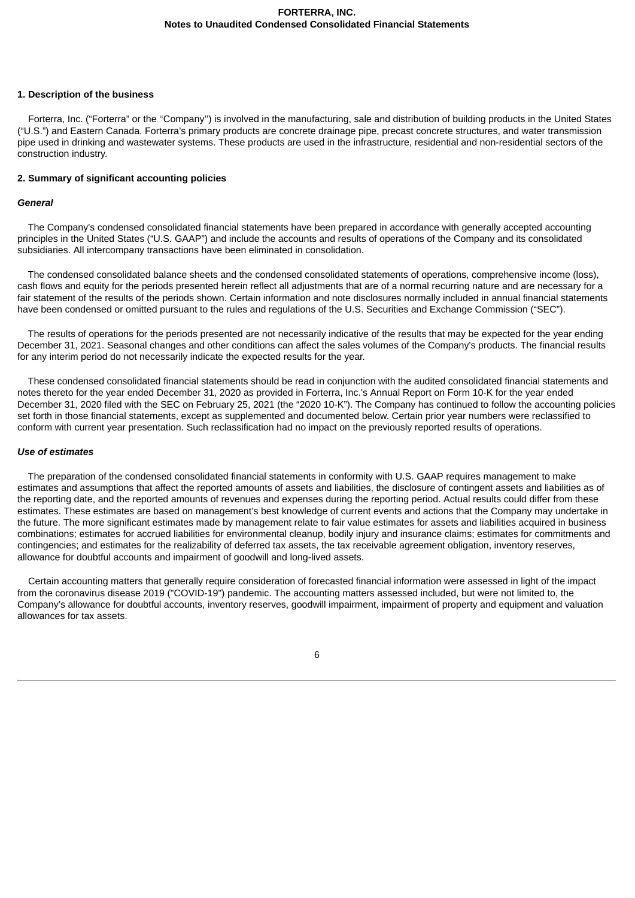## 1. Description of the business

Forterra, Inc. (“Forterra” or the ‘‘Company’’) is involved in the manufacturing, sale and distribution of building products in the United States (“U.S.”) and Eastern Canada. Forterra’s primary products are concrete drainage pipe, precast concrete structures, and water transmission pipe used in drinking and wastewater systems. These products are used in the infrastructure, residential and non-residential sectors of the construction industry.

## 2. Summary of significant accounting policies

### *General*

The Company's condensed consolidated financial statements have been prepared in accordance with generally accepted accounting principles in the United States (“U.S. GAAP”) and include the accounts and results of operations of the Company and its consolidated subsidiaries. All intercompany transactions have been eliminated in consolidation.

The condensed consolidated balance sheets and the condensed consolidated statements of operations, comprehensive income (loss), cash flows and equity for the periods presented herein reflect all adjustments that are of a normal recurring nature and are necessary for a fair statement of the results of the periods shown. Certain information and note disclosures normally included in annual financial statements have been condensed or omitted pursuant to the rules and regulations of the U.S. Securities and Exchange Commission (“SEC”).

The results of operations for the periods presented are not necessarily indicative of the results that may be expected for the year ending December 31, 2021. Seasonal changes and other conditions can affect the sales volumes of the Company's products. The financial results for any interim period do not necessarily indicate the expected results for the year.

These condensed consolidated financial statements should be read in conjunction with the audited consolidated financial statements and notes thereto for the year ended December 31, 2020 as provided in Forterra, Inc.'s Annual Report on Form 10-K for the year ended December 31, 2020 filed with the SEC on February 25, 2021 (the “2020 10-K”). The Company has continued to follow the accounting policies set forth in those financial statements, except as supplemented and documented below. Certain prior year numbers were reclassified to conform with current year presentation. Such reclassification had no impact on the previously reported results of operations.

### *Use of estimates*

The preparation of the condensed consolidated financial statements in conformity with U.S. GAAP requires management to make estimates and assumptions that affect the reported amounts of assets and liabilities, the disclosure of contingent assets and liabilities as of the reporting date, and the reported amounts of revenues and expenses during the reporting period. Actual results could differ from these estimates. These estimates are based on management’s best knowledge of current events and actions that the Company may undertake in the future. The more significant estimates made by management relate to fair value estimates for assets and liabilities acquired in business combinations; estimates for accrued liabilities for environmental cleanup, bodily injury and insurance claims; estimates for commitments and contingencies; and estimates for the realizability of deferred tax assets, the tax receivable agreement obligation, inventory reserves, allowance for doubtful accounts and impairment of goodwill and long-lived assets.

Certain accounting matters that generally require consideration of forecasted financial information were assessed in light of the impact from the coronavirus disease 2019 ("COVID-19") pandemic. The accounting matters assessed included, but were not limited to, the Company’s allowance for doubtful accounts, inventory reserves, goodwill impairment, impairment of property and equipment and valuation allowances for tax assets.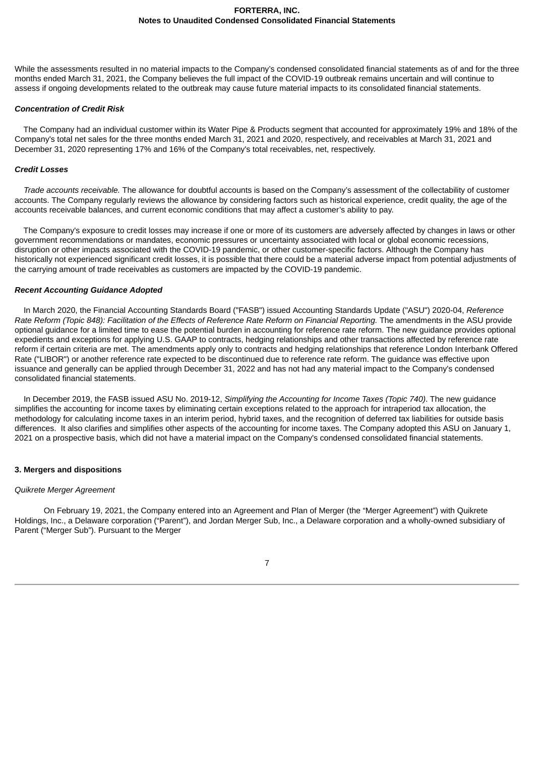While the assessments resulted in no material impacts to the Company's condensed consolidated financial statements as of and for the three months ended March 31, 2021, the Company believes the full impact of the COVID-19 outbreak remains uncertain and will continue to assess if ongoing developments related to the outbreak may cause future material impacts to its consolidated financial statements.

***Concentration of Credit Risk***

The Company had an individual customer within its Water Pipe & Products segment that accounted for approximately 19% and 18% of the Company's total net sales for the three months ended March 31, 2021 and 2020, respectively, and receivables at March 31, 2021 and December 31, 2020 representing 17% and 16% of the Company's total receivables, net, respectively.

***Credit Losses***

*Trade accounts receivable.* The allowance for doubtful accounts is based on the Company's assessment of the collectability of customer accounts. The Company regularly reviews the allowance by considering factors such as historical experience, credit quality, the age of the accounts receivable balances, and current economic conditions that may affect a customer's ability to pay.

The Company's exposure to credit losses may increase if one or more of its customers are adversely affected by changes in laws or other government recommendations or mandates, economic pressures or uncertainty associated with local or global economic recessions, disruption or other impacts associated with the COVID-19 pandemic, or other customer-specific factors. Although the Company has historically not experienced significant credit losses, it is possible that there could be a material adverse impact from potential adjustments of the carrying amount of trade receivables as customers are impacted by the COVID-19 pandemic.

***Recent Accounting Guidance Adopted***

In March 2020, the Financial Accounting Standards Board ("FASB") issued Accounting Standards Update ("ASU") 2020-04, *Reference Rate Reform (Topic 848): Facilitation of the Effects of Reference Rate Reform on Financial Reporting.* The amendments in the ASU provide optional guidance for a limited time to ease the potential burden in accounting for reference rate reform. The new guidance provides optional expedients and exceptions for applying U.S. GAAP to contracts, hedging relationships and other transactions affected by reference rate reform if certain criteria are met. The amendments apply only to contracts and hedging relationships that reference London Interbank Offered Rate ("LIBOR") or another reference rate expected to be discontinued due to reference rate reform. The guidance was effective upon issuance and generally can be applied through December 31, 2022 and has not had any material impact to the Company's condensed consolidated financial statements.

In December 2019, the FASB issued ASU No. 2019-12, *Simplifying the Accounting for Income Taxes (Topic 740)*. The new guidance simplifies the accounting for income taxes by eliminating certain exceptions related to the approach for intraperiod tax allocation, the methodology for calculating income taxes in an interim period, hybrid taxes, and the recognition of deferred tax liabilities for outside basis differences. It also clarifies and simplifies other aspects of the accounting for income taxes. The Company adopted this ASU on January 1, 2021 on a prospective basis, which did not have a material impact on the Company's condensed consolidated financial statements.

## 3. Mergers and dispositions

*Quikrete Merger Agreement*

On February 19, 2021, the Company entered into an Agreement and Plan of Merger (the "Merger Agreement") with Quikrete Holdings, Inc., a Delaware corporation ("Parent"), and Jordan Merger Sub, Inc., a Delaware corporation and a wholly-owned subsidiary of Parent ("Merger Sub"). Pursuant to the Merger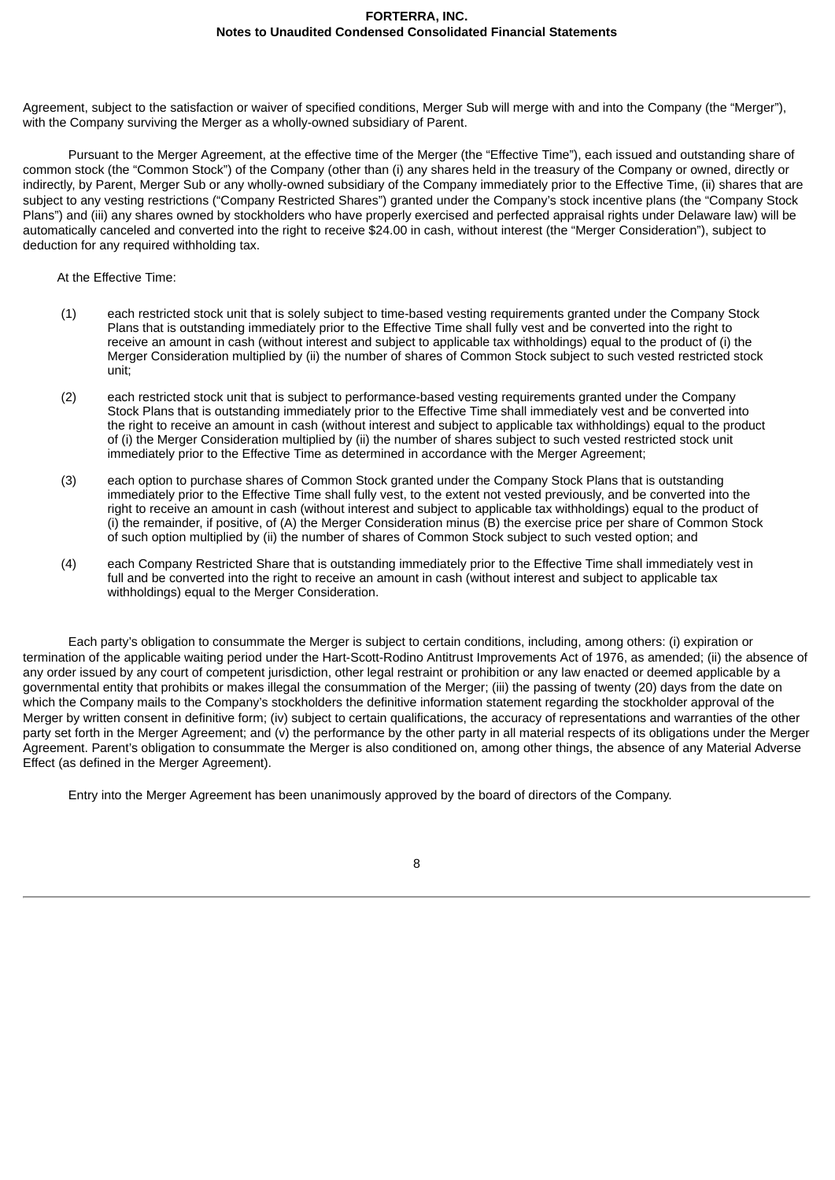Agreement, subject to the satisfaction or waiver of specified conditions, Merger Sub will merge with and into the Company (the "Merger"), with the Company surviving the Merger as a wholly-owned subsidiary of Parent.

Pursuant to the Merger Agreement, at the effective time of the Merger (the "Effective Time"), each issued and outstanding share of common stock (the "Common Stock") of the Company (other than (i) any shares held in the treasury of the Company or owned, directly or indirectly, by Parent, Merger Sub or any wholly-owned subsidiary of the Company immediately prior to the Effective Time, (ii) shares that are subject to any vesting restrictions ("Company Restricted Shares") granted under the Company's stock incentive plans (the "Company Stock Plans") and (iii) any shares owned by stockholders who have properly exercised and perfected appraisal rights under Delaware law) will be automatically canceled and converted into the right to receive $24.00 in cash, without interest (the "Merger Consideration"), subject to deduction for any required withholding tax.

At the Effective Time:

(1) each restricted stock unit that is solely subject to time-based vesting requirements granted under the Company Stock Plans that is outstanding immediately prior to the Effective Time shall fully vest and be converted into the right to receive an amount in cash (without interest and subject to applicable tax withholdings) equal to the product of (i) the Merger Consideration multiplied by (ii) the number of shares of Common Stock subject to such vested restricted stock unit;

(2) each restricted stock unit that is subject to performance-based vesting requirements granted under the Company Stock Plans that is outstanding immediately prior to the Effective Time shall immediately vest and be converted into the right to receive an amount in cash (without interest and subject to applicable tax withholdings) equal to the product of (i) the Merger Consideration multiplied by (ii) the number of shares subject to such vested restricted stock unit immediately prior to the Effective Time as determined in accordance with the Merger Agreement;

(3) each option to purchase shares of Common Stock granted under the Company Stock Plans that is outstanding immediately prior to the Effective Time shall fully vest, to the extent not vested previously, and be converted into the right to receive an amount in cash (without interest and subject to applicable tax withholdings) equal to the product of (i) the remainder, if positive, of (A) the Merger Consideration minus (B) the exercise price per share of Common Stock of such option multiplied by (ii) the number of shares of Common Stock subject to such vested option; and

(4) each Company Restricted Share that is outstanding immediately prior to the Effective Time shall immediately vest in full and be converted into the right to receive an amount in cash (without interest and subject to applicable tax withholdings) equal to the Merger Consideration.

Each party's obligation to consummate the Merger is subject to certain conditions, including, among others: (i) expiration or termination of the applicable waiting period under the Hart-Scott-Rodino Antitrust Improvements Act of 1976, as amended; (ii) the absence of any order issued by any court of competent jurisdiction, other legal restraint or prohibition or any law enacted or deemed applicable by a governmental entity that prohibits or makes illegal the consummation of the Merger; (iii) the passing of twenty (20) days from the date on which the Company mails to the Company's stockholders the definitive information statement regarding the stockholder approval of the Merger by written consent in definitive form; (iv) subject to certain qualifications, the accuracy of representations and warranties of the other party set forth in the Merger Agreement; and (v) the performance by the other party in all material respects of its obligations under the Merger Agreement. Parent's obligation to consummate the Merger is also conditioned on, among other things, the absence of any Material Adverse Effect (as defined in the Merger Agreement).

Entry into the Merger Agreement has been unanimously approved by the board of directors of the Company.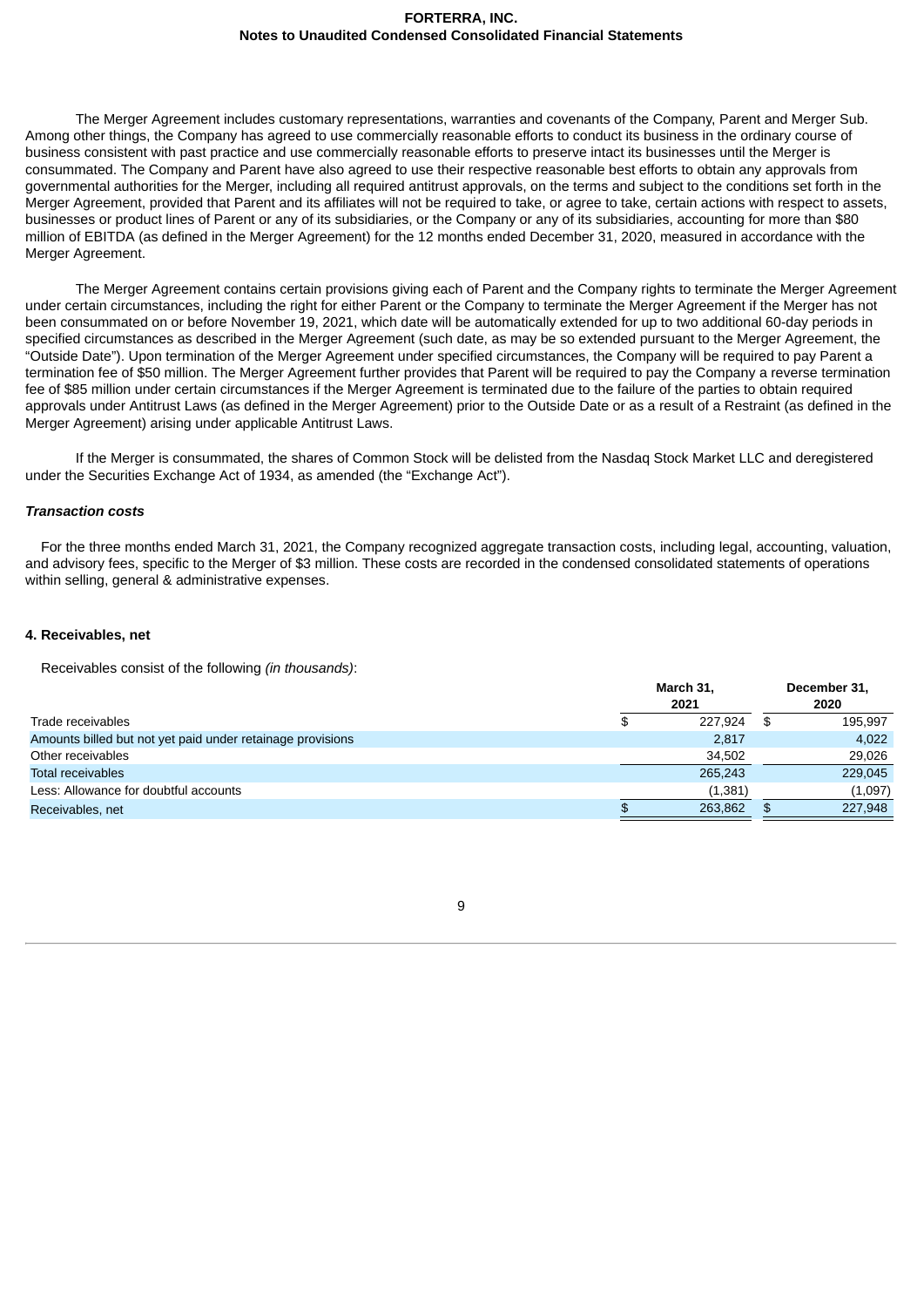The Merger Agreement includes customary representations, warranties and covenants of the Company, Parent and Merger Sub. Among other things, the Company has agreed to use commercially reasonable efforts to conduct its business in the ordinary course of business consistent with past practice and use commercially reasonable efforts to preserve intact its businesses until the Merger is consummated. The Company and Parent have also agreed to use their respective reasonable best efforts to obtain any approvals from governmental authorities for the Merger, including all required antitrust approvals, on the terms and subject to the conditions set forth in the Merger Agreement, provided that Parent and its affiliates will not be required to take, or agree to take, certain actions with respect to assets, businesses or product lines of Parent or any of its subsidiaries, or the Company or any of its subsidiaries, accounting for more than $80 million of EBITDA (as defined in the Merger Agreement) for the 12 months ended December 31, 2020, measured in accordance with the Merger Agreement.

The Merger Agreement contains certain provisions giving each of Parent and the Company rights to terminate the Merger Agreement under certain circumstances, including the right for either Parent or the Company to terminate the Merger Agreement if the Merger has not been consummated on or before November 19, 2021, which date will be automatically extended for up to two additional 60-day periods in specified circumstances as described in the Merger Agreement (such date, as may be so extended pursuant to the Merger Agreement, the "Outside Date"). Upon termination of the Merger Agreement under specified circumstances, the Company will be required to pay Parent a termination fee of $50 million. The Merger Agreement further provides that Parent will be required to pay the Company a reverse termination fee of $85 million under certain circumstances if the Merger Agreement is terminated due to the failure of the parties to obtain required approvals under Antitrust Laws (as defined in the Merger Agreement) prior to the Outside Date or as a result of a Restraint (as defined in the Merger Agreement) arising under applicable Antitrust Laws.

If the Merger is consummated, the shares of Common Stock will be delisted from the Nasdaq Stock Market LLC and deregistered under the Securities Exchange Act of 1934, as amended (the "Exchange Act").

***Transaction costs***

For the three months ended March 31, 2021, the Company recognized aggregate transaction costs, including legal, accounting, valuation, and advisory fees, specific to the Merger of $3 million. These costs are recorded in the condensed consolidated statements of operations within selling, general & administrative expenses.

**4. Receivables, net**

Receivables consist of the following *(in thousands)*:

| | March 31, 2021 | December 31, 2020 |
|---|---|---|
| Trade receivables | $ 227,924 | $ 195,997 |
| Amounts billed but not yet paid under retainage provisions | 2,817 | 4,022 |
| Other receivables | 34,502 | 29,026 |
| Total receivables | 265,243 | 229,045 |
| Less: Allowance for doubtful accounts | (1,381) | (1,097) |
| Receivables, net | $ 263,862 | $ 227,948 |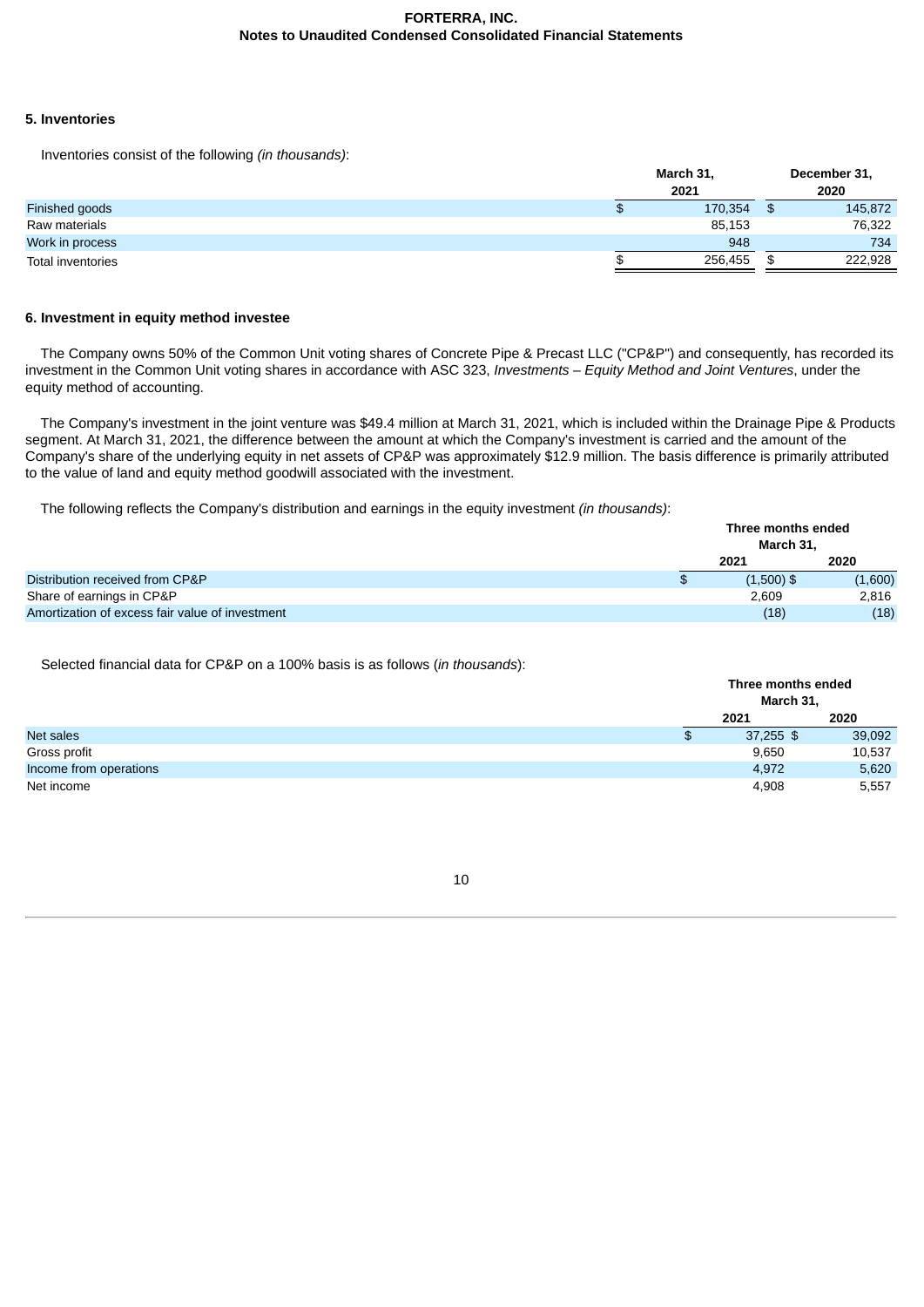## 5. Inventories

Inventories consist of the following *(in thousands)*:

| | March 31, 2021 | December 31, 2020 |
|---|---|---|
| Finished goods | $ 170,354 | $ 145,872 |
| Raw materials | 85,153 | 76,322 |
| Work in process | 948 | 734 |
| Total inventories | $ 256,455 | $ 222,928 |

## 6. Investment in equity method investee

The Company owns 50% of the Common Unit voting shares of Concrete Pipe & Precast LLC ("CP&P") and consequently, has recorded its investment in the Common Unit voting shares in accordance with ASC 323, *Investments – Equity Method and Joint Ventures*, under the equity method of accounting.

The Company's investment in the joint venture was $49.4 million at March 31, 2021, which is included within the Drainage Pipe & Products segment. At March 31, 2021, the difference between the amount at which the Company's investment is carried and the amount of the Company's share of the underlying equity in net assets of CP&P was approximately $12.9 million. The basis difference is primarily attributed to the value of land and equity method goodwill associated with the investment.

The following reflects the Company's distribution and earnings in the equity investment *(in thousands)*:

| | Three months ended March 31, | |
|---|---|---|
| | 2021 | 2020 |
| Distribution received from CP&P | $ (1,500) | $ (1,600) |
| Share of earnings in CP&P | 2,609 | 2,816 |
| Amortization of excess fair value of investment | (18) | (18) |

Selected financial data for CP&P on a 100% basis is as follows (*in thousands*):

| | Three months ended March 31, | |
|---|---|---|
| | 2021 | 2020 |
| Net sales | $ 37,255 | $ 39,092 |
| Gross profit | 9,650 | 10,537 |
| Income from operations | 4,972 | 5,620 |
| Net income | 4,908 | 5,557 |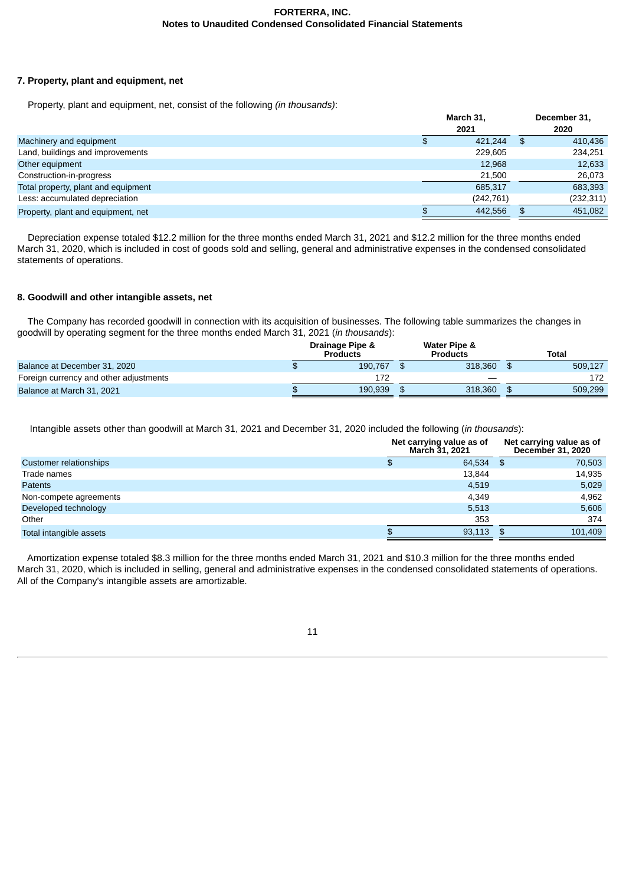### 7. Property, plant and equipment, net

Property, plant and equipment, net, consist of the following *(in thousands)*:

| | March 31, 2021 | December 31, 2020 |
|---|---|---|
| Machinery and equipment | $ 421,244 | $ 410,436 |
| Land, buildings and improvements | 229,605 | 234,251 |
| Other equipment | 12,968 | 12,633 |
| Construction-in-progress | 21,500 | 26,073 |
| Total property, plant and equipment | 685,317 | 683,393 |
| Less: accumulated depreciation | (242,761) | (232,311) |
| Property, plant and equipment, net | $ 442,556 | $ 451,082 |

Depreciation expense totaled $12.2 million for the three months ended March 31, 2021 and $12.2 million for the three months ended March 31, 2020, which is included in cost of goods sold and selling, general and administrative expenses in the condensed consolidated statements of operations.

### 8. Goodwill and other intangible assets, net

The Company has recorded goodwill in connection with its acquisition of businesses. The following table summarizes the changes in goodwill by operating segment for the three months ended March 31, 2021 (*in thousands*):

| | Drainage Pipe & Products | Water Pipe & Products | Total |
|---|---|---|---|
| Balance at December 31, 2020 | $ 190,767 | $ 318,360 | $ 509,127 |
| Foreign currency and other adjustments | 172 | — | 172 |
| Balance at March 31, 2021 | $ 190,939 | $ 318,360 | $ 509,299 |

Intangible assets other than goodwill at March 31, 2021 and December 31, 2020 included the following (*in thousands*):

| | Net carrying value as of March 31, 2021 | Net carrying value as of December 31, 2020 |
|---|---|---|
| Customer relationships | $ 64,534 | $ 70,503 |
| Trade names | 13,844 | 14,935 |
| Patents | 4,519 | 5,029 |
| Non-compete agreements | 4,349 | 4,962 |
| Developed technology | 5,513 | 5,606 |
| Other | 353 | 374 |
| Total intangible assets | $ 93,113 | $ 101,409 |

Amortization expense totaled $8.3 million for the three months ended March 31, 2021 and $10.3 million for the three months ended March 31, 2020, which is included in selling, general and administrative expenses in the condensed consolidated statements of operations. All of the Company's intangible assets are amortizable.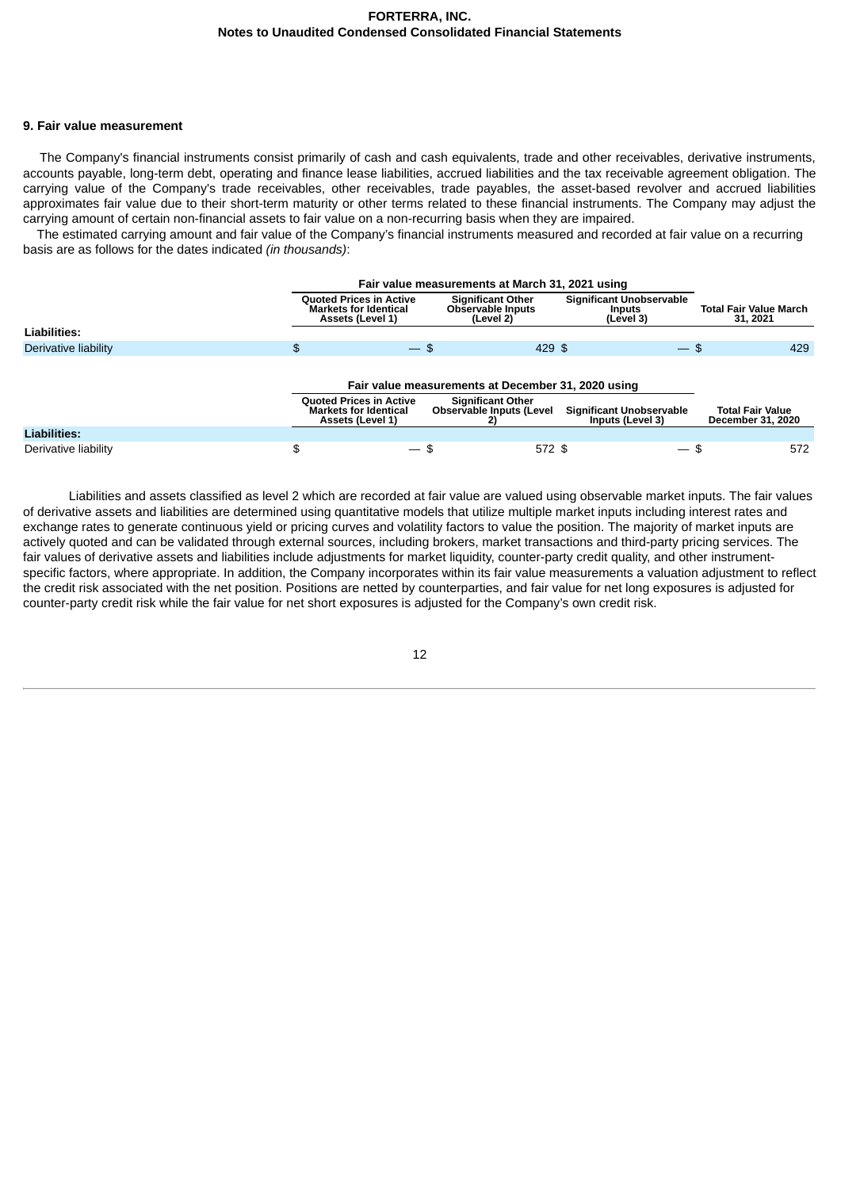## 9. Fair value measurement

The Company's financial instruments consist primarily of cash and cash equivalents, trade and other receivables, derivative instruments, accounts payable, long-term debt, operating and finance lease liabilities, accrued liabilities and the tax receivable agreement obligation. The carrying value of the Company's trade receivables, other receivables, trade payables, the asset-based revolver and accrued liabilities approximates fair value due to their short-term maturity or other terms related to these financial instruments. The Company may adjust the carrying amount of certain non-financial assets to fair value on a non-recurring basis when they are impaired.

The estimated carrying amount and fair value of the Company's financial instruments measured and recorded at fair value on a recurring basis are as follows for the dates indicated *(in thousands)*:

| | Fair value measurements at March 31, 2021 using | | | |
|---|---|---|---|---|
| | Quoted Prices in Active Markets for Identical Assets (Level 1) | Significant Other Observable Inputs (Level 2) | Significant Unobservable Inputs (Level 3) | Total Fair Value March 31, 2021 |
| **Liabilities:** | | | | |
| Derivative liability | $ — | $ 429 | $ — | $ 429 |

| | Fair value measurements at December 31, 2020 using | | | |
|---|---|---|---|---|
| | Quoted Prices in Active Markets for Identical Assets (Level 1) | Significant Other Observable Inputs (Level 2) | Significant Unobservable Inputs (Level 3) | Total Fair Value December 31, 2020 |
| **Liabilities:** | | | | |
| Derivative liability | $ — | $ 572 | $ — | $ 572 |

Liabilities and assets classified as level 2 which are recorded at fair value are valued using observable market inputs. The fair values of derivative assets and liabilities are determined using quantitative models that utilize multiple market inputs including interest rates and exchange rates to generate continuous yield or pricing curves and volatility factors to value the position. The majority of market inputs are actively quoted and can be validated through external sources, including brokers, market transactions and third-party pricing services. The fair values of derivative assets and liabilities include adjustments for market liquidity, counter-party credit quality, and other instrument-specific factors, where appropriate. In addition, the Company incorporates within its fair value measurements a valuation adjustment to reflect the credit risk associated with the net position. Positions are netted by counterparties, and fair value for net long exposures is adjusted for counter-party credit risk while the fair value for net short exposures is adjusted for the Company's own credit risk.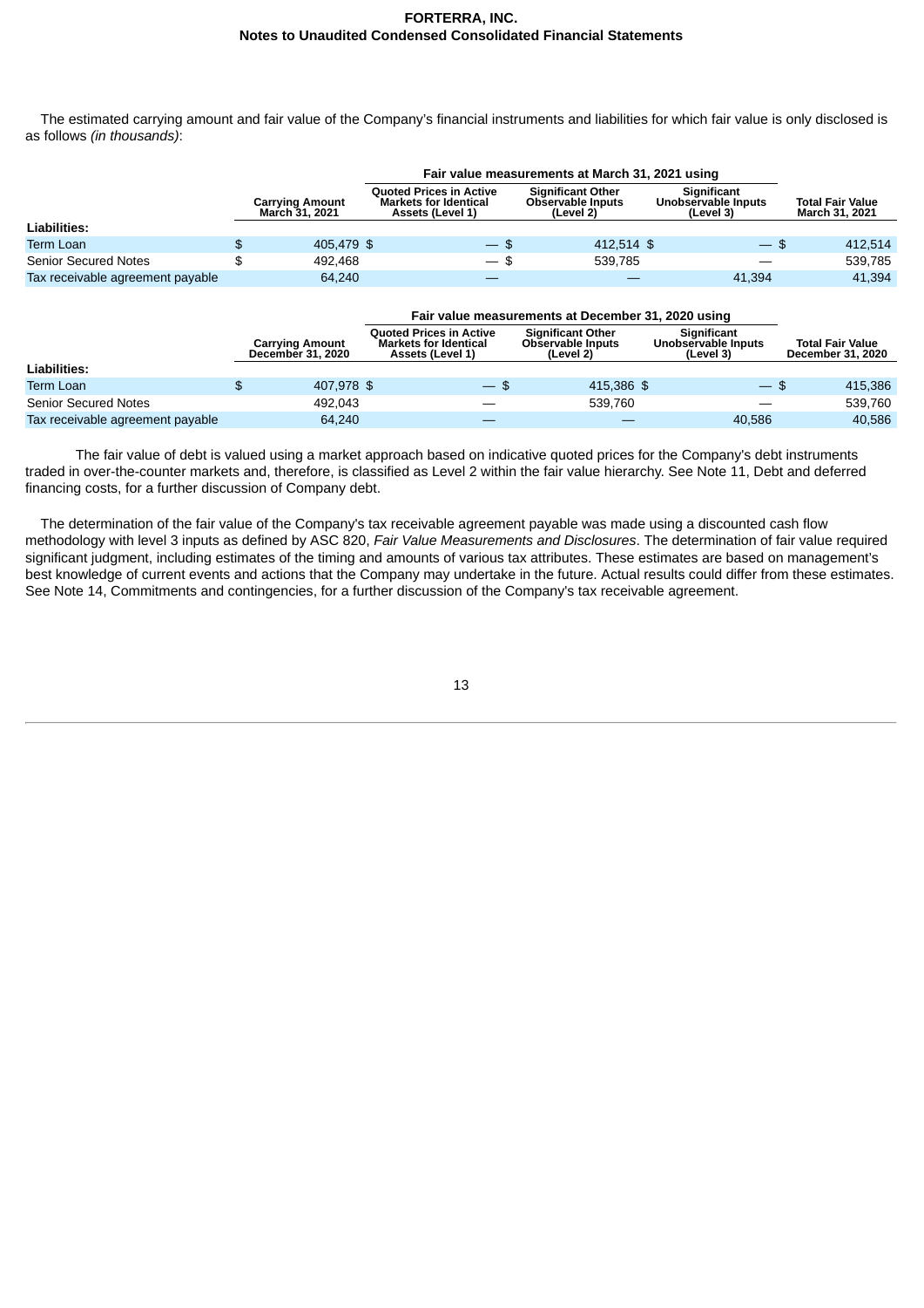The estimated carrying amount and fair value of the Company's financial instruments and liabilities for which fair value is only disclosed is as follows *(in thousands)*:

| | Carrying Amount March 31, 2021 | Fair value measurements at March 31, 2021 using | | | Total Fair Value March 31, 2021 |
|---|---|---|---|---|---|
| | | Quoted Prices in Active Markets for Identical Assets (Level 1) | Significant Other Observable Inputs (Level 2) | Significant Unobservable Inputs (Level 3) | |
| **Liabilities:** | | | | | |
| Term Loan | $ 405,479 | $ — | $ 412,514 | $ — | $ 412,514 |
| Senior Secured Notes | $ 492,468 | — | $ 539,785 | — | 539,785 |
| Tax receivable agreement payable | 64,240 | — | — | 41,394 | 41,394 |

| | Carrying Amount December 31, 2020 | Fair value measurements at December 31, 2020 using | | | Total Fair Value December 31, 2020 |
|---|---|---|---|---|---|
| | | Quoted Prices in Active Markets for Identical Assets (Level 1) | Significant Other Observable Inputs (Level 2) | Significant Unobservable Inputs (Level 3) | |
| **Liabilities:** | | | | | |
| Term Loan | $ 407,978 | $ — | $ 415,386 | $ — | $ 415,386 |
| Senior Secured Notes | 492,043 | — | 539,760 | — | 539,760 |
| Tax receivable agreement payable | 64,240 | — | — | 40,586 | 40,586 |

The fair value of debt is valued using a market approach based on indicative quoted prices for the Company's debt instruments traded in over-the-counter markets and, therefore, is classified as Level 2 within the fair value hierarchy. See Note 11, Debt and deferred financing costs, for a further discussion of Company debt.

The determination of the fair value of the Company's tax receivable agreement payable was made using a discounted cash flow methodology with level 3 inputs as defined by ASC 820, *Fair Value Measurements and Disclosures*. The determination of fair value required significant judgment, including estimates of the timing and amounts of various tax attributes. These estimates are based on management's best knowledge of current events and actions that the Company may undertake in the future. Actual results could differ from these estimates. See Note 14, Commitments and contingencies, for a further discussion of the Company's tax receivable agreement.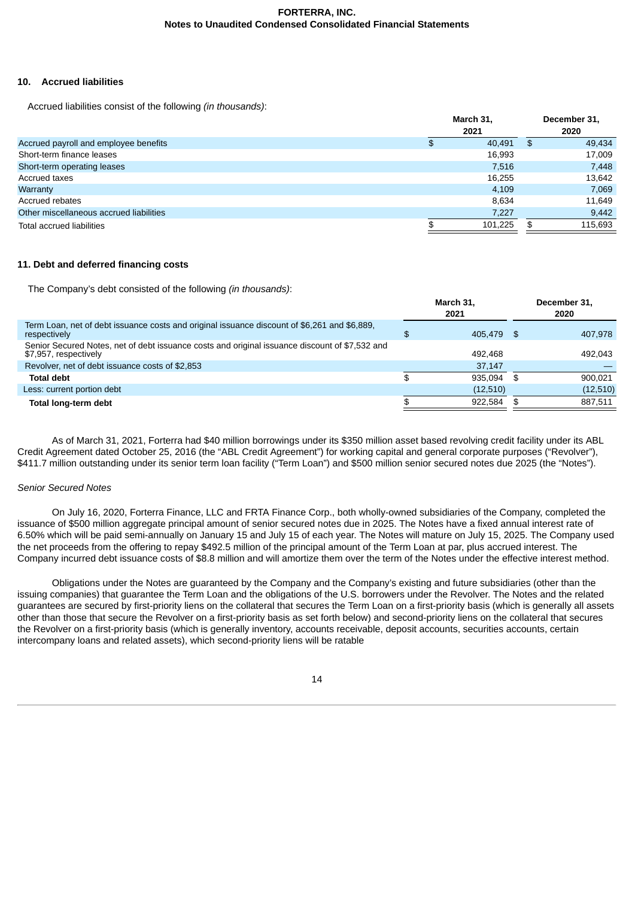## 10. Accrued liabilities

Accrued liabilities consist of the following *(in thousands)*:

| | March 31, 2021 | December 31, 2020 |
|---|---|---|
| Accrued payroll and employee benefits | $ 40,491 | $ 49,434 |
| Short-term finance leases | 16,993 | 17,009 |
| Short-term operating leases | 7,516 | 7,448 |
| Accrued taxes | 16,255 | 13,642 |
| Warranty | 4,109 | 7,069 |
| Accrued rebates | 8,634 | 11,649 |
| Other miscellaneous accrued liabilities | 7,227 | 9,442 |
| Total accrued liabilities | $ 101,225 | $ 115,693 |

## 11. Debt and deferred financing costs

The Company's debt consisted of the following *(in thousands)*:

| | March 31, 2021 | December 31, 2020 |
|---|---|---|
| Term Loan, net of debt issuance costs and original issuance discount of $6,261 and $6,889, respectively | $ 405,479 | $ 407,978 |
| Senior Secured Notes, net of debt issuance costs and original issuance discount of $7,532 and $7,957, respectively | 492,468 | 492,043 |
| Revolver, net of debt issuance costs of $2,853 | 37,147 | — |
| **Total debt** | $ 935,094 | $ 900,021 |
| Less: current portion debt | (12,510) | (12,510) |
| **Total long-term debt** | $ 922,584 | $ 887,511 |

As of March 31, 2021, Forterra had $40 million borrowings under its $350 million asset based revolving credit facility under its ABL Credit Agreement dated October 25, 2016 (the "ABL Credit Agreement") for working capital and general corporate purposes ("Revolver"), $411.7 million outstanding under its senior term loan facility ("Term Loan") and $500 million senior secured notes due 2025 (the "Notes").

*Senior Secured Notes*

On July 16, 2020, Forterra Finance, LLC and FRTA Finance Corp., both wholly-owned subsidiaries of the Company, completed the issuance of $500 million aggregate principal amount of senior secured notes due in 2025. The Notes have a fixed annual interest rate of 6.50% which will be paid semi-annually on January 15 and July 15 of each year. The Notes will mature on July 15, 2025. The Company used the net proceeds from the offering to repay $492.5 million of the principal amount of the Term Loan at par, plus accrued interest. The Company incurred debt issuance costs of $8.8 million and will amortize them over the term of the Notes under the effective interest method.

Obligations under the Notes are guaranteed by the Company and the Company's existing and future subsidiaries (other than the issuing companies) that guarantee the Term Loan and the obligations of the U.S. borrowers under the Revolver. The Notes and the related guarantees are secured by first-priority liens on the collateral that secures the Term Loan on a first-priority basis (which is generally all assets other than those that secure the Revolver on a first-priority basis as set forth below) and second-priority liens on the collateral that secures the Revolver on a first-priority basis (which is generally inventory, accounts receivable, deposit accounts, securities accounts, certain intercompany loans and related assets), which second-priority liens will be ratable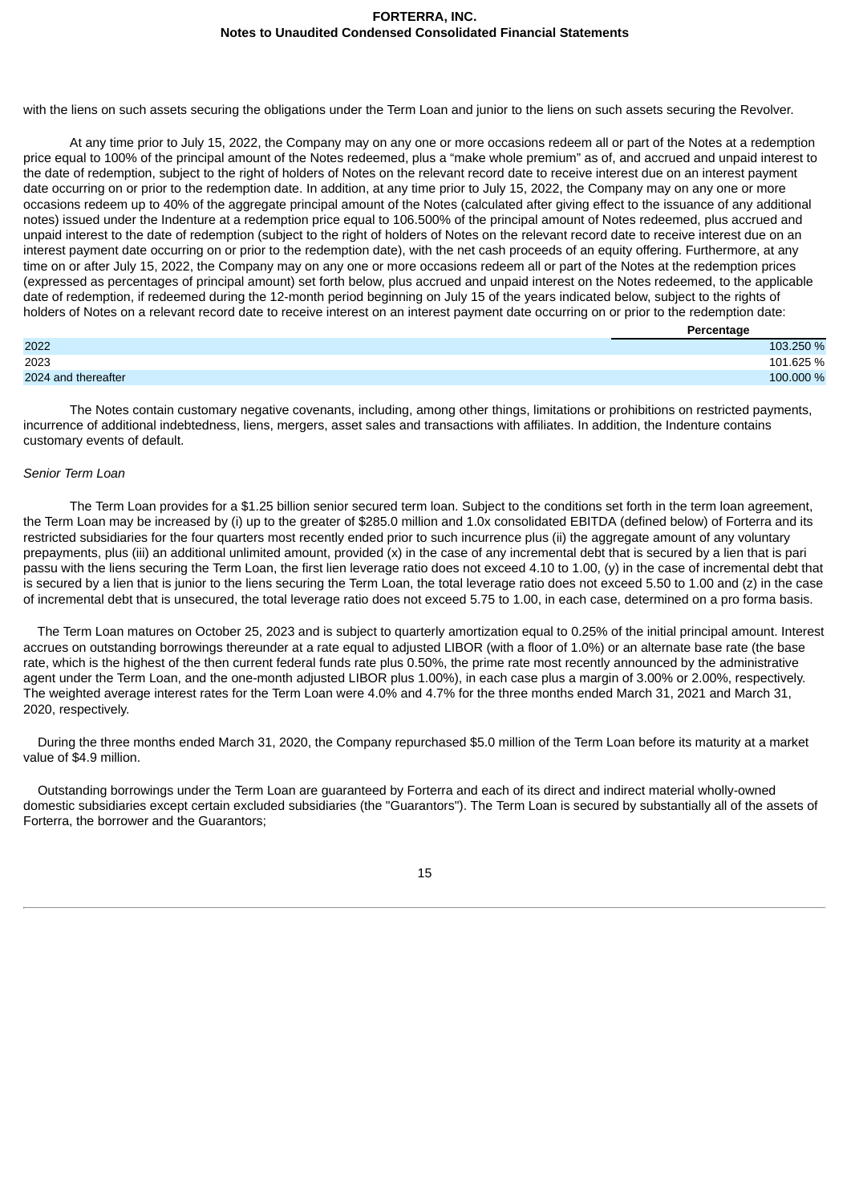with the liens on such assets securing the obligations under the Term Loan and junior to the liens on such assets securing the Revolver.

At any time prior to July 15, 2022, the Company may on any one or more occasions redeem all or part of the Notes at a redemption price equal to 100% of the principal amount of the Notes redeemed, plus a “make whole premium” as of, and accrued and unpaid interest to the date of redemption, subject to the right of holders of Notes on the relevant record date to receive interest due on an interest payment date occurring on or prior to the redemption date. In addition, at any time prior to July 15, 2022, the Company may on any one or more occasions redeem up to 40% of the aggregate principal amount of the Notes (calculated after giving effect to the issuance of any additional notes) issued under the Indenture at a redemption price equal to 106.500% of the principal amount of Notes redeemed, plus accrued and unpaid interest to the date of redemption (subject to the right of holders of Notes on the relevant record date to receive interest due on an interest payment date occurring on or prior to the redemption date), with the net cash proceeds of an equity offering. Furthermore, at any time on or after July 15, 2022, the Company may on any one or more occasions redeem all or part of the Notes at the redemption prices (expressed as percentages of principal amount) set forth below, plus accrued and unpaid interest on the Notes redeemed, to the applicable date of redemption, if redeemed during the 12-month period beginning on July 15 of the years indicated below, subject to the rights of holders of Notes on a relevant record date to receive interest on an interest payment date occurring on or prior to the redemption date:

| | Percentage |
|---|---|
| 2022 | 103.250 % |
| 2023 | 101.625 % |
| 2024 and thereafter | 100.000 % |

The Notes contain customary negative covenants, including, among other things, limitations or prohibitions on restricted payments, incurrence of additional indebtedness, liens, mergers, asset sales and transactions with affiliates. In addition, the Indenture contains customary events of default.

*Senior Term Loan*

The Term Loan provides for a $1.25 billion senior secured term loan. Subject to the conditions set forth in the term loan agreement, the Term Loan may be increased by (i) up to the greater of $285.0 million and 1.0x consolidated EBITDA (defined below) of Forterra and its restricted subsidiaries for the four quarters most recently ended prior to such incurrence plus (ii) the aggregate amount of any voluntary prepayments, plus (iii) an additional unlimited amount, provided (x) in the case of any incremental debt that is secured by a lien that is pari passu with the liens securing the Term Loan, the first lien leverage ratio does not exceed 4.10 to 1.00, (y) in the case of incremental debt that is secured by a lien that is junior to the liens securing the Term Loan, the total leverage ratio does not exceed 5.50 to 1.00 and (z) in the case of incremental debt that is unsecured, the total leverage ratio does not exceed 5.75 to 1.00, in each case, determined on a pro forma basis.

The Term Loan matures on October 25, 2023 and is subject to quarterly amortization equal to 0.25% of the initial principal amount. Interest accrues on outstanding borrowings thereunder at a rate equal to adjusted LIBOR (with a floor of 1.0%) or an alternate base rate (the base rate, which is the highest of the then current federal funds rate plus 0.50%, the prime rate most recently announced by the administrative agent under the Term Loan, and the one-month adjusted LIBOR plus 1.00%), in each case plus a margin of 3.00% or 2.00%, respectively. The weighted average interest rates for the Term Loan were 4.0% and 4.7% for the three months ended March 31, 2021 and March 31, 2020, respectively.

During the three months ended March 31, 2020, the Company repurchased $5.0 million of the Term Loan before its maturity at a market value of $4.9 million.

Outstanding borrowings under the Term Loan are guaranteed by Forterra and each of its direct and indirect material wholly-owned domestic subsidiaries except certain excluded subsidiaries (the "Guarantors"). The Term Loan is secured by substantially all of the assets of Forterra, the borrower and the Guarantors;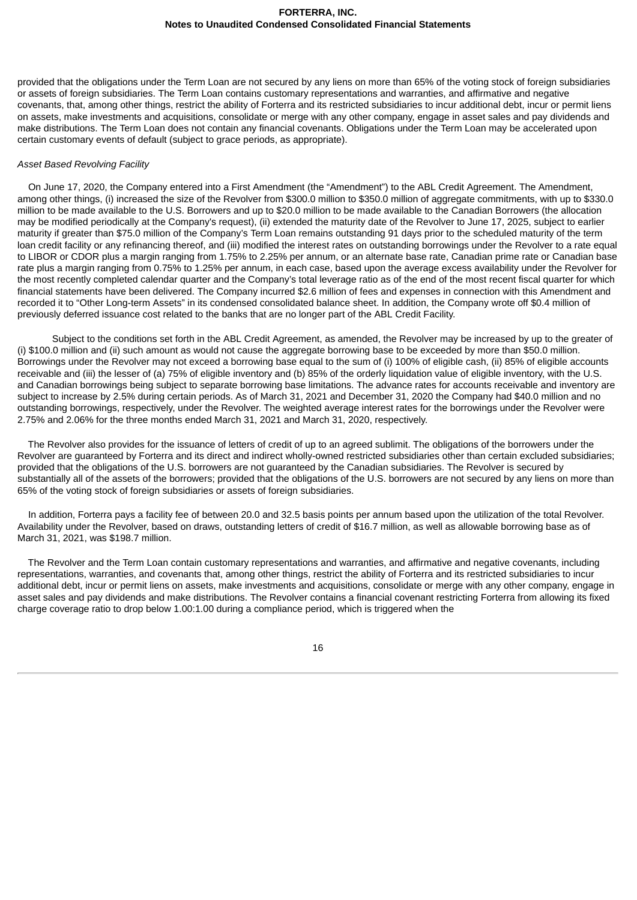provided that the obligations under the Term Loan are not secured by any liens on more than 65% of the voting stock of foreign subsidiaries or assets of foreign subsidiaries. The Term Loan contains customary representations and warranties, and affirmative and negative covenants, that, among other things, restrict the ability of Forterra and its restricted subsidiaries to incur additional debt, incur or permit liens on assets, make investments and acquisitions, consolidate or merge with any other company, engage in asset sales and pay dividends and make distributions. The Term Loan does not contain any financial covenants. Obligations under the Term Loan may be accelerated upon certain customary events of default (subject to grace periods, as appropriate).

*Asset Based Revolving Facility*

On June 17, 2020, the Company entered into a First Amendment (the "Amendment") to the ABL Credit Agreement. The Amendment, among other things, (i) increased the size of the Revolver from $300.0 million to $350.0 million of aggregate commitments, with up to $330.0 million to be made available to the U.S. Borrowers and up to $20.0 million to be made available to the Canadian Borrowers (the allocation may be modified periodically at the Company's request), (ii) extended the maturity date of the Revolver to June 17, 2025, subject to earlier maturity if greater than $75.0 million of the Company's Term Loan remains outstanding 91 days prior to the scheduled maturity of the term loan credit facility or any refinancing thereof, and (iii) modified the interest rates on outstanding borrowings under the Revolver to a rate equal to LIBOR or CDOR plus a margin ranging from 1.75% to 2.25% per annum, or an alternate base rate, Canadian prime rate or Canadian base rate plus a margin ranging from 0.75% to 1.25% per annum, in each case, based upon the average excess availability under the Revolver for the most recently completed calendar quarter and the Company's total leverage ratio as of the end of the most recent fiscal quarter for which financial statements have been delivered. The Company incurred $2.6 million of fees and expenses in connection with this Amendment and recorded it to "Other Long-term Assets" in its condensed consolidated balance sheet. In addition, the Company wrote off $0.4 million of previously deferred issuance cost related to the banks that are no longer part of the ABL Credit Facility.

Subject to the conditions set forth in the ABL Credit Agreement, as amended, the Revolver may be increased by up to the greater of (i) $100.0 million and (ii) such amount as would not cause the aggregate borrowing base to be exceeded by more than $50.0 million. Borrowings under the Revolver may not exceed a borrowing base equal to the sum of (i) 100% of eligible cash, (ii) 85% of eligible accounts receivable and (iii) the lesser of (a) 75% of eligible inventory and (b) 85% of the orderly liquidation value of eligible inventory, with the U.S. and Canadian borrowings being subject to separate borrowing base limitations. The advance rates for accounts receivable and inventory are subject to increase by 2.5% during certain periods. As of March 31, 2021 and December 31, 2020 the Company had $40.0 million and no outstanding borrowings, respectively, under the Revolver. The weighted average interest rates for the borrowings under the Revolver were 2.75% and 2.06% for the three months ended March 31, 2021 and March 31, 2020, respectively.

The Revolver also provides for the issuance of letters of credit of up to an agreed sublimit. The obligations of the borrowers under the Revolver are guaranteed by Forterra and its direct and indirect wholly-owned restricted subsidiaries other than certain excluded subsidiaries; provided that the obligations of the U.S. borrowers are not guaranteed by the Canadian subsidiaries. The Revolver is secured by substantially all of the assets of the borrowers; provided that the obligations of the U.S. borrowers are not secured by any liens on more than 65% of the voting stock of foreign subsidiaries or assets of foreign subsidiaries.

In addition, Forterra pays a facility fee of between 20.0 and 32.5 basis points per annum based upon the utilization of the total Revolver. Availability under the Revolver, based on draws, outstanding letters of credit of $16.7 million, as well as allowable borrowing base as of March 31, 2021, was $198.7 million.

The Revolver and the Term Loan contain customary representations and warranties, and affirmative and negative covenants, including representations, warranties, and covenants that, among other things, restrict the ability of Forterra and its restricted subsidiaries to incur additional debt, incur or permit liens on assets, make investments and acquisitions, consolidate or merge with any other company, engage in asset sales and pay dividends and make distributions. The Revolver contains a financial covenant restricting Forterra from allowing its fixed charge coverage ratio to drop below 1.00:1.00 during a compliance period, which is triggered when the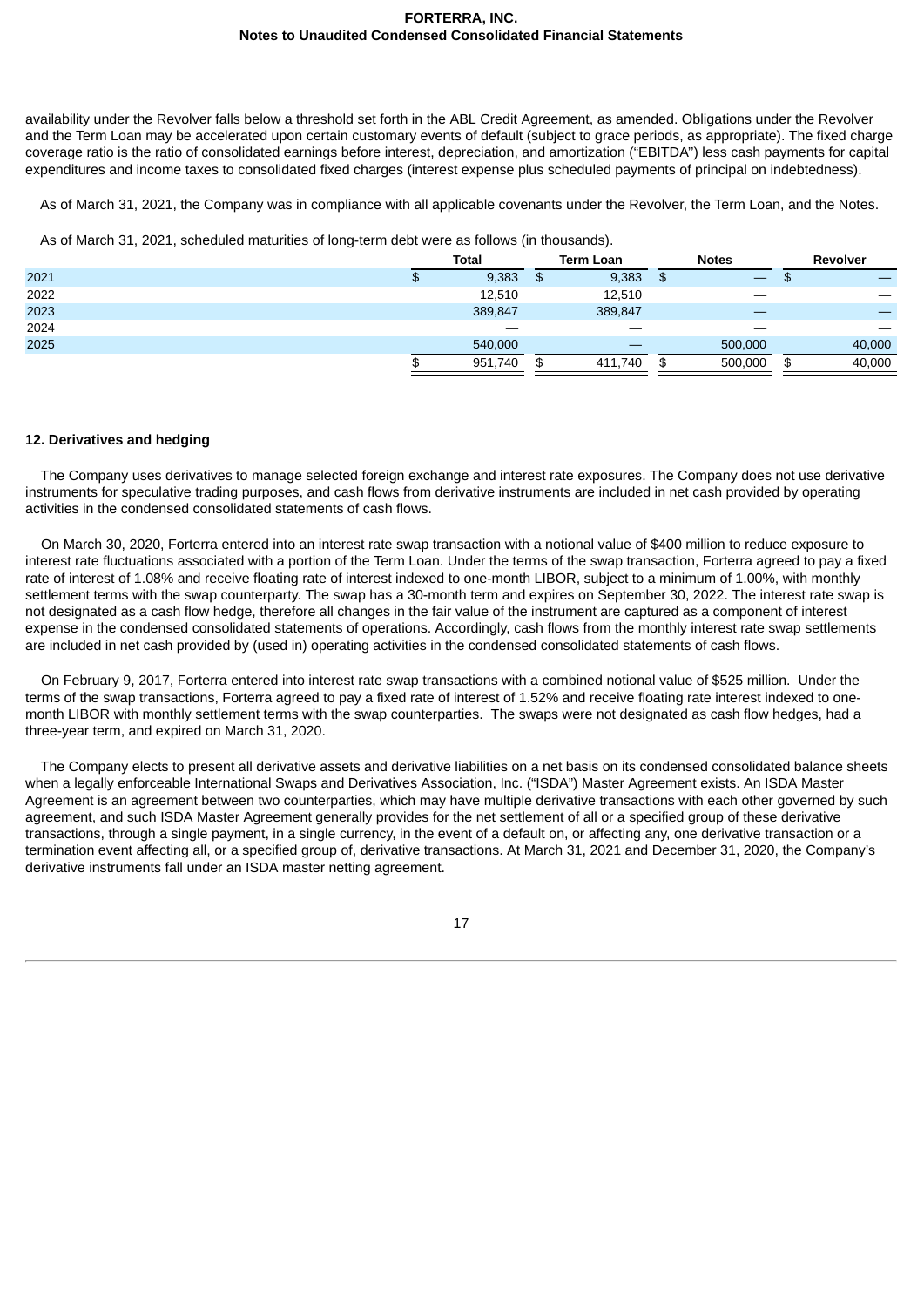availability under the Revolver falls below a threshold set forth in the ABL Credit Agreement, as amended. Obligations under the Revolver and the Term Loan may be accelerated upon certain customary events of default (subject to grace periods, as appropriate). The fixed charge coverage ratio is the ratio of consolidated earnings before interest, depreciation, and amortization ("EBITDA") less cash payments for capital expenditures and income taxes to consolidated fixed charges (interest expense plus scheduled payments of principal on indebtedness).

As of March 31, 2021, the Company was in compliance with all applicable covenants under the Revolver, the Term Loan, and the Notes.

As of March 31, 2021, scheduled maturities of long-term debt were as follows (in thousands).

| | Total | Term Loan | Notes | Revolver |
|---|---|---|---|---|
| 2021 | $ 9,383 | $ 9,383 | $ — | $ — |
| 2022 | 12,510 | 12,510 | — | — |
| 2023 | 389,847 | 389,847 | — | — |
| 2024 | — | — | — | — |
| 2025 | 540,000 | — | 500,000 | 40,000 |
| | $ 951,740 | $ 411,740 | $ 500,000 | $ 40,000 |

## 12. Derivatives and hedging

The Company uses derivatives to manage selected foreign exchange and interest rate exposures. The Company does not use derivative instruments for speculative trading purposes, and cash flows from derivative instruments are included in net cash provided by operating activities in the condensed consolidated statements of cash flows.

On March 30, 2020, Forterra entered into an interest rate swap transaction with a notional value of $400 million to reduce exposure to interest rate fluctuations associated with a portion of the Term Loan. Under the terms of the swap transaction, Forterra agreed to pay a fixed rate of interest of 1.08% and receive floating rate of interest indexed to one-month LIBOR, subject to a minimum of 1.00%, with monthly settlement terms with the swap counterparty. The swap has a 30-month term and expires on September 30, 2022. The interest rate swap is not designated as a cash flow hedge, therefore all changes in the fair value of the instrument are captured as a component of interest expense in the condensed consolidated statements of operations. Accordingly, cash flows from the monthly interest rate swap settlements are included in net cash provided by (used in) operating activities in the condensed consolidated statements of cash flows.

On February 9, 2017, Forterra entered into interest rate swap transactions with a combined notional value of $525 million. Under the terms of the swap transactions, Forterra agreed to pay a fixed rate of interest of 1.52% and receive floating rate interest indexed to one-month LIBOR with monthly settlement terms with the swap counterparties. The swaps were not designated as cash flow hedges, had a three-year term, and expired on March 31, 2020.

The Company elects to present all derivative assets and derivative liabilities on a net basis on its condensed consolidated balance sheets when a legally enforceable International Swaps and Derivatives Association, Inc. ("ISDA") Master Agreement exists. An ISDA Master Agreement is an agreement between two counterparties, which may have multiple derivative transactions with each other governed by such agreement, and such ISDA Master Agreement generally provides for the net settlement of all or a specified group of these derivative transactions, through a single payment, in a single currency, in the event of a default on, or affecting any, one derivative transaction or a termination event affecting all, or a specified group of, derivative transactions. At March 31, 2021 and December 31, 2020, the Company's derivative instruments fall under an ISDA master netting agreement.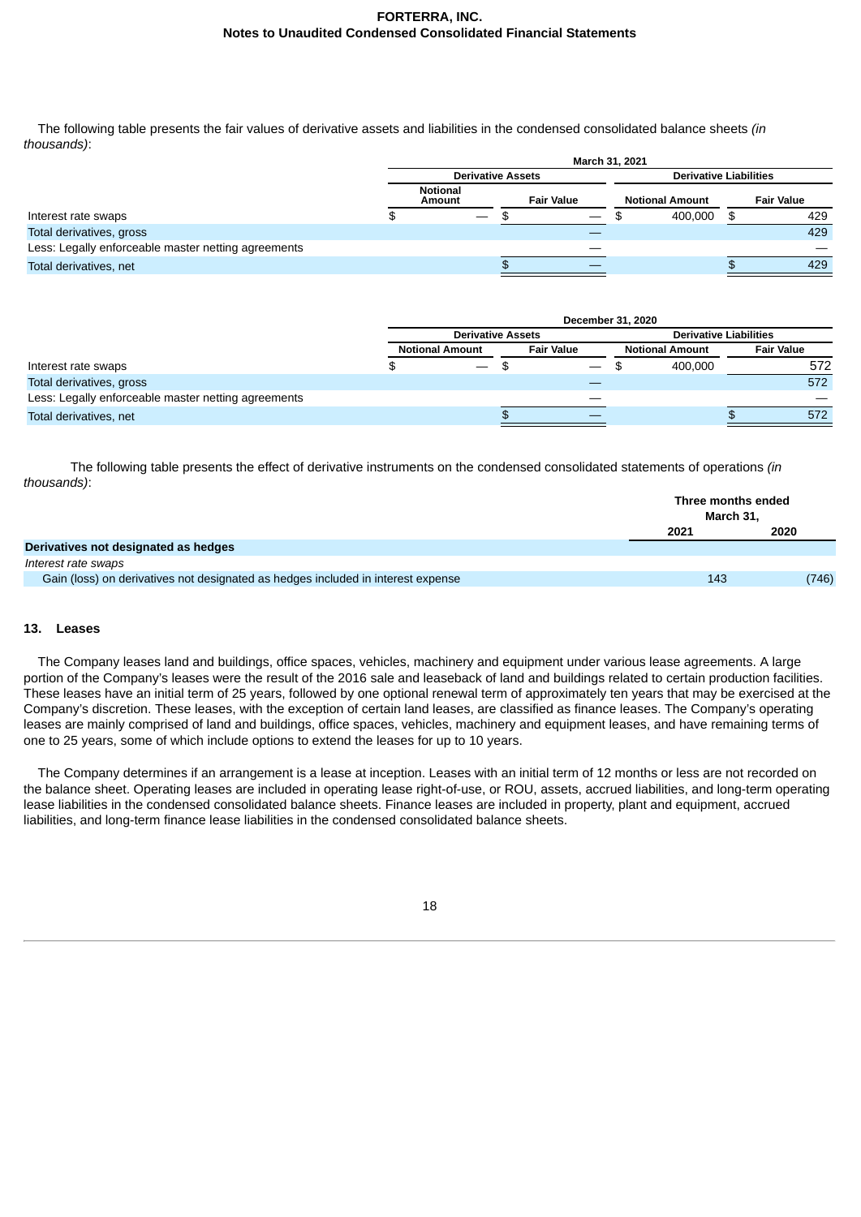The following table presents the fair values of derivative assets and liabilities in the condensed consolidated balance sheets *(in thousands)*:

| | March 31, 2021 | | | |
|---|---|---|---|---|
| | Derivative Assets | | Derivative Liabilities | |
| | Notional Amount | Fair Value | Notional Amount | Fair Value |
| Interest rate swaps | $ — | $ — | $ 400,000 | $ 429 |
| Total derivatives, gross | | — | | 429 |
| Less: Legally enforceable master netting agreements | | — | | — |
| Total derivatives, net | | $ — | | $ 429 |

| | December 31, 2020 | | | |
|---|---|---|---|---|
| | Derivative Assets | | Derivative Liabilities | |
| | Notional Amount | Fair Value | Notional Amount | Fair Value |
| Interest rate swaps | $ — | $ — | $ 400,000 | 572 |
| Total derivatives, gross | | — | | 572 |
| Less: Legally enforceable master netting agreements | | — | | — |
| Total derivatives, net | | $ — | | $ 572 |

The following table presents the effect of derivative instruments on the condensed consolidated statements of operations *(in thousands)*:

| | Three months ended March 31, | |
|---|---|---|
| | 2021 | 2020 |
| **Derivatives not designated as hedges** | | |
| *Interest rate swaps* | | |
| Gain (loss) on derivatives not designated as hedges included in interest expense | 143 | (746) |

## 13. Leases

The Company leases land and buildings, office spaces, vehicles, machinery and equipment under various lease agreements. A large portion of the Company's leases were the result of the 2016 sale and leaseback of land and buildings related to certain production facilities. These leases have an initial term of 25 years, followed by one optional renewal term of approximately ten years that may be exercised at the Company's discretion. These leases, with the exception of certain land leases, are classified as finance leases. The Company's operating leases are mainly comprised of land and buildings, office spaces, vehicles, machinery and equipment leases, and have remaining terms of one to 25 years, some of which include options to extend the leases for up to 10 years.

The Company determines if an arrangement is a lease at inception. Leases with an initial term of 12 months or less are not recorded on the balance sheet. Operating leases are included in operating lease right-of-use, or ROU, assets, accrued liabilities, and long-term operating lease liabilities in the condensed consolidated balance sheets. Finance leases are included in property, plant and equipment, accrued liabilities, and long-term finance lease liabilities in the condensed consolidated balance sheets.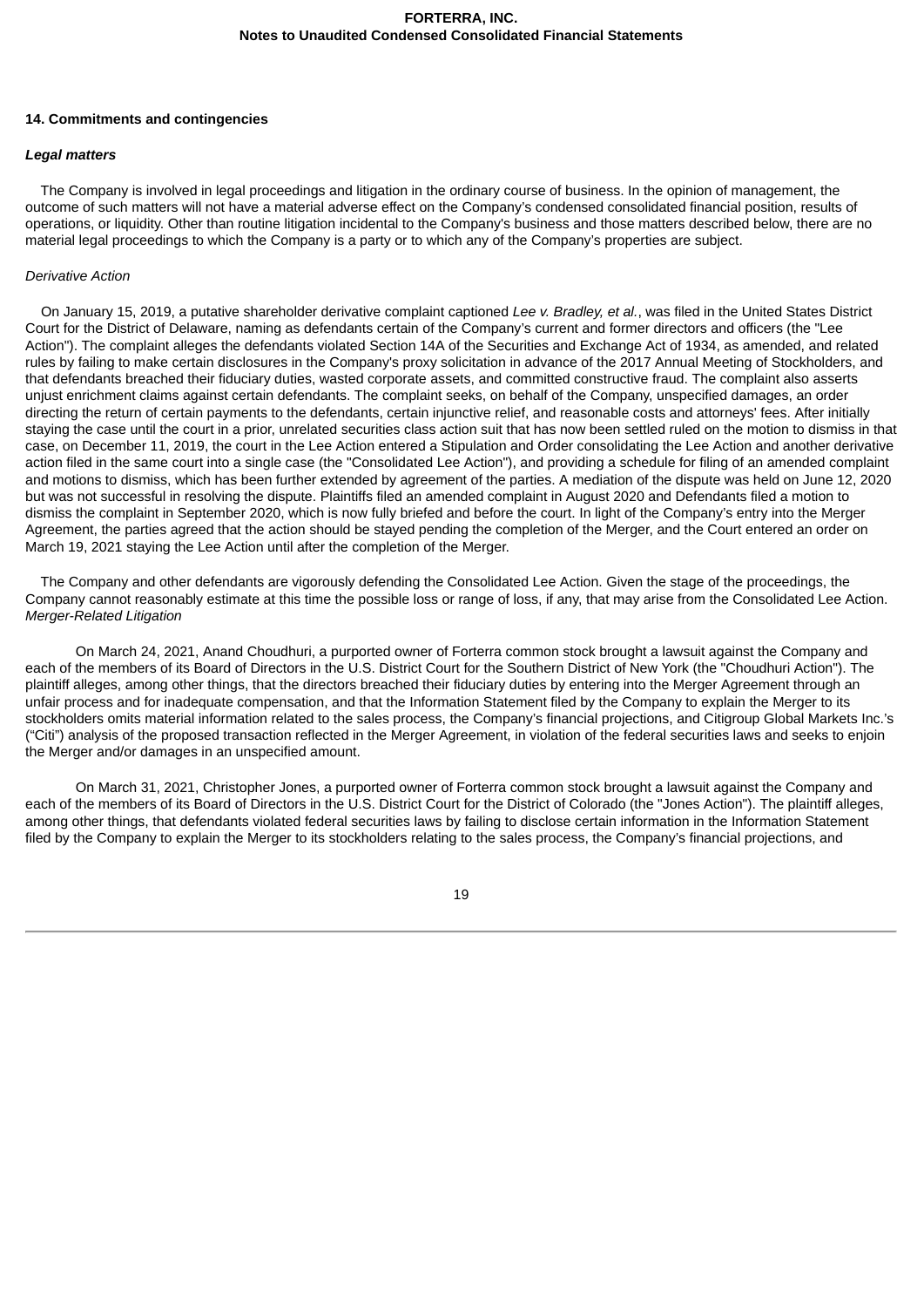## 14. Commitments and contingencies

***Legal matters***

The Company is involved in legal proceedings and litigation in the ordinary course of business. In the opinion of management, the outcome of such matters will not have a material adverse effect on the Company's condensed consolidated financial position, results of operations, or liquidity. Other than routine litigation incidental to the Company's business and those matters described below, there are no material legal proceedings to which the Company is a party or to which any of the Company's properties are subject.

*Derivative Action*

On January 15, 2019, a putative shareholder derivative complaint captioned *Lee v. Bradley, et al.*, was filed in the United States District Court for the District of Delaware, naming as defendants certain of the Company's current and former directors and officers (the "Lee Action"). The complaint alleges the defendants violated Section 14A of the Securities and Exchange Act of 1934, as amended, and related rules by failing to make certain disclosures in the Company's proxy solicitation in advance of the 2017 Annual Meeting of Stockholders, and that defendants breached their fiduciary duties, wasted corporate assets, and committed constructive fraud. The complaint also asserts unjust enrichment claims against certain defendants. The complaint seeks, on behalf of the Company, unspecified damages, an order directing the return of certain payments to the defendants, certain injunctive relief, and reasonable costs and attorneys' fees. After initially staying the case until the court in a prior, unrelated securities class action suit that has now been settled ruled on the motion to dismiss in that case, on December 11, 2019, the court in the Lee Action entered a Stipulation and Order consolidating the Lee Action and another derivative action filed in the same court into a single case (the "Consolidated Lee Action"), and providing a schedule for filing of an amended complaint and motions to dismiss, which has been further extended by agreement of the parties. A mediation of the dispute was held on June 12, 2020 but was not successful in resolving the dispute. Plaintiffs filed an amended complaint in August 2020 and Defendants filed a motion to dismiss the complaint in September 2020, which is now fully briefed and before the court. In light of the Company's entry into the Merger Agreement, the parties agreed that the action should be stayed pending the completion of the Merger, and the Court entered an order on March 19, 2021 staying the Lee Action until after the completion of the Merger.

The Company and other defendants are vigorously defending the Consolidated Lee Action. Given the stage of the proceedings, the Company cannot reasonably estimate at this time the possible loss or range of loss, if any, that may arise from the Consolidated Lee Action.

*Merger-Related Litigation*

On March 24, 2021, Anand Choudhuri, a purported owner of Forterra common stock brought a lawsuit against the Company and each of the members of its Board of Directors in the U.S. District Court for the Southern District of New York (the "Choudhuri Action"). The plaintiff alleges, among other things, that the directors breached their fiduciary duties by entering into the Merger Agreement through an unfair process and for inadequate compensation, and that the Information Statement filed by the Company to explain the Merger to its stockholders omits material information related to the sales process, the Company's financial projections, and Citigroup Global Markets Inc.'s ("Citi") analysis of the proposed transaction reflected in the Merger Agreement, in violation of the federal securities laws and seeks to enjoin the Merger and/or damages in an unspecified amount.

On March 31, 2021, Christopher Jones, a purported owner of Forterra common stock brought a lawsuit against the Company and each of the members of its Board of Directors in the U.S. District Court for the District of Colorado (the "Jones Action"). The plaintiff alleges, among other things, that defendants violated federal securities laws by failing to disclose certain information in the Information Statement filed by the Company to explain the Merger to its stockholders relating to the sales process, the Company's financial projections, and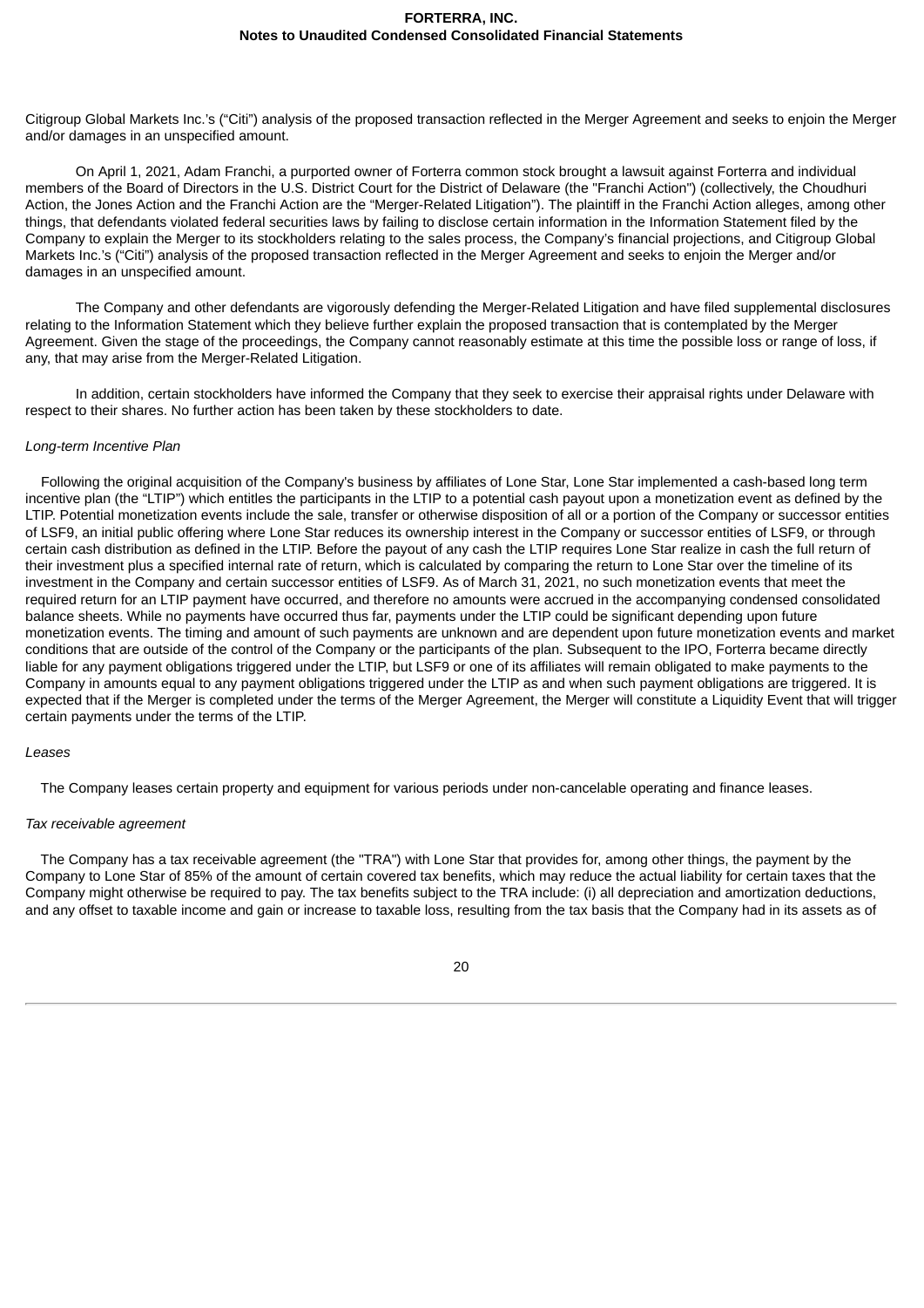Citigroup Global Markets Inc.'s ("Citi") analysis of the proposed transaction reflected in the Merger Agreement and seeks to enjoin the Merger and/or damages in an unspecified amount.

On April 1, 2021, Adam Franchi, a purported owner of Forterra common stock brought a lawsuit against Forterra and individual members of the Board of Directors in the U.S. District Court for the District of Delaware (the "Franchi Action") (collectively, the Choudhuri Action, the Jones Action and the Franchi Action are the "Merger-Related Litigation"). The plaintiff in the Franchi Action alleges, among other things, that defendants violated federal securities laws by failing to disclose certain information in the Information Statement filed by the Company to explain the Merger to its stockholders relating to the sales process, the Company's financial projections, and Citigroup Global Markets Inc.'s ("Citi") analysis of the proposed transaction reflected in the Merger Agreement and seeks to enjoin the Merger and/or damages in an unspecified amount.

The Company and other defendants are vigorously defending the Merger-Related Litigation and have filed supplemental disclosures relating to the Information Statement which they believe further explain the proposed transaction that is contemplated by the Merger Agreement. Given the stage of the proceedings, the Company cannot reasonably estimate at this time the possible loss or range of loss, if any, that may arise from the Merger-Related Litigation.

In addition, certain stockholders have informed the Company that they seek to exercise their appraisal rights under Delaware with respect to their shares. No further action has been taken by these stockholders to date.

*Long-term Incentive Plan*

Following the original acquisition of the Company's business by affiliates of Lone Star, Lone Star implemented a cash-based long term incentive plan (the "LTIP") which entitles the participants in the LTIP to a potential cash payout upon a monetization event as defined by the LTIP. Potential monetization events include the sale, transfer or otherwise disposition of all or a portion of the Company or successor entities of LSF9, an initial public offering where Lone Star reduces its ownership interest in the Company or successor entities of LSF9, or through certain cash distribution as defined in the LTIP. Before the payout of any cash the LTIP requires Lone Star realize in cash the full return of their investment plus a specified internal rate of return, which is calculated by comparing the return to Lone Star over the timeline of its investment in the Company and certain successor entities of LSF9. As of March 31, 2021, no such monetization events that meet the required return for an LTIP payment have occurred, and therefore no amounts were accrued in the accompanying condensed consolidated balance sheets. While no payments have occurred thus far, payments under the LTIP could be significant depending upon future monetization events. The timing and amount of such payments are unknown and are dependent upon future monetization events and market conditions that are outside of the control of the Company or the participants of the plan. Subsequent to the IPO, Forterra became directly liable for any payment obligations triggered under the LTIP, but LSF9 or one of its affiliates will remain obligated to make payments to the Company in amounts equal to any payment obligations triggered under the LTIP as and when such payment obligations are triggered. It is expected that if the Merger is completed under the terms of the Merger Agreement, the Merger will constitute a Liquidity Event that will trigger certain payments under the terms of the LTIP.

*Leases*

The Company leases certain property and equipment for various periods under non-cancelable operating and finance leases.

*Tax receivable agreement*

The Company has a tax receivable agreement (the "TRA") with Lone Star that provides for, among other things, the payment by the Company to Lone Star of 85% of the amount of certain covered tax benefits, which may reduce the actual liability for certain taxes that the Company might otherwise be required to pay. The tax benefits subject to the TRA include: (i) all depreciation and amortization deductions, and any offset to taxable income and gain or increase to taxable loss, resulting from the tax basis that the Company had in its assets as of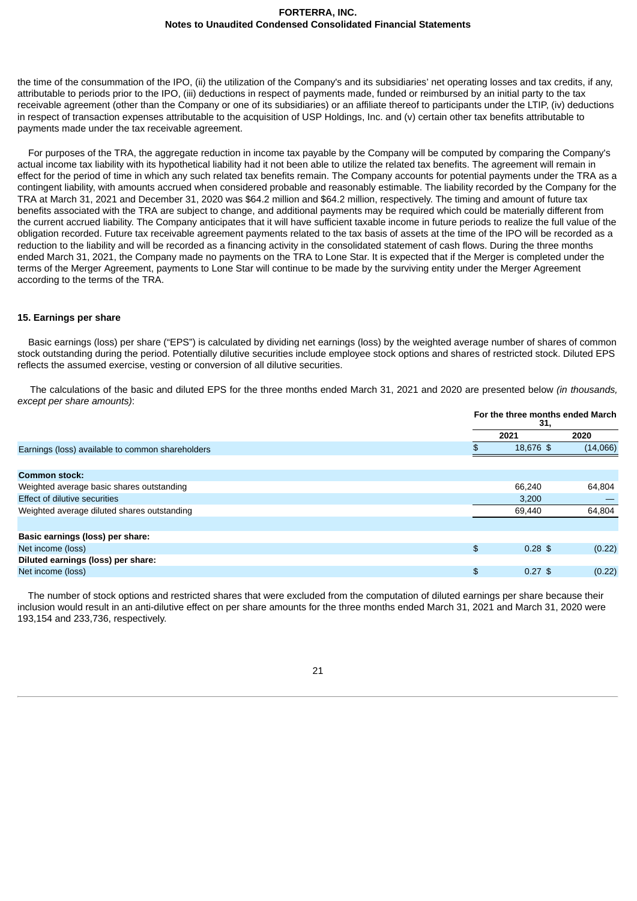the time of the consummation of the IPO, (ii) the utilization of the Company's and its subsidiaries' net operating losses and tax credits, if any, attributable to periods prior to the IPO, (iii) deductions in respect of payments made, funded or reimbursed by an initial party to the tax receivable agreement (other than the Company or one of its subsidiaries) or an affiliate thereof to participants under the LTIP, (iv) deductions in respect of transaction expenses attributable to the acquisition of USP Holdings, Inc. and (v) certain other tax benefits attributable to payments made under the tax receivable agreement.

For purposes of the TRA, the aggregate reduction in income tax payable by the Company will be computed by comparing the Company's actual income tax liability with its hypothetical liability had it not been able to utilize the related tax benefits. The agreement will remain in effect for the period of time in which any such related tax benefits remain. The Company accounts for potential payments under the TRA as a contingent liability, with amounts accrued when considered probable and reasonably estimable. The liability recorded by the Company for the TRA at March 31, 2021 and December 31, 2020 was $64.2 million and $64.2 million, respectively. The timing and amount of future tax benefits associated with the TRA are subject to change, and additional payments may be required which could be materially different from the current accrued liability. The Company anticipates that it will have sufficient taxable income in future periods to realize the full value of the obligation recorded. Future tax receivable agreement payments related to the tax basis of assets at the time of the IPO will be recorded as a reduction to the liability and will be recorded as a financing activity in the consolidated statement of cash flows. During the three months ended March 31, 2021, the Company made no payments on the TRA to Lone Star. It is expected that if the Merger is completed under the terms of the Merger Agreement, payments to Lone Star will continue to be made by the surviving entity under the Merger Agreement according to the terms of the TRA.

## 15. Earnings per share

Basic earnings (loss) per share ("EPS") is calculated by dividing net earnings (loss) by the weighted average number of shares of common stock outstanding during the period. Potentially dilutive securities include employee stock options and shares of restricted stock. Diluted EPS reflects the assumed exercise, vesting or conversion of all dilutive securities.

The calculations of the basic and diluted EPS for the three months ended March 31, 2021 and 2020 are presented below *(in thousands, except per share amounts)*:

| | For the three months ended March 31, | |
|---|---|---|
| | 2021 | 2020 |
| Earnings (loss) available to common shareholders | $ 18,676 | $ (14,066) |
| | | |
| **Common stock:** | | |
| Weighted average basic shares outstanding | 66,240 | 64,804 |
| Effect of dilutive securities | 3,200 | — |
| Weighted average diluted shares outstanding | 69,440 | 64,804 |
| | | |
| **Basic earnings (loss) per share:** | | |
| Net income (loss) | $ 0.28 | $ (0.22) |
| **Diluted earnings (loss) per share:** | | |
| Net income (loss) | $ 0.27 | $ (0.22) |

The number of stock options and restricted shares that were excluded from the computation of diluted earnings per share because their inclusion would result in an anti-dilutive effect on per share amounts for the three months ended March 31, 2021 and March 31, 2020 were 193,154 and 233,736, respectively.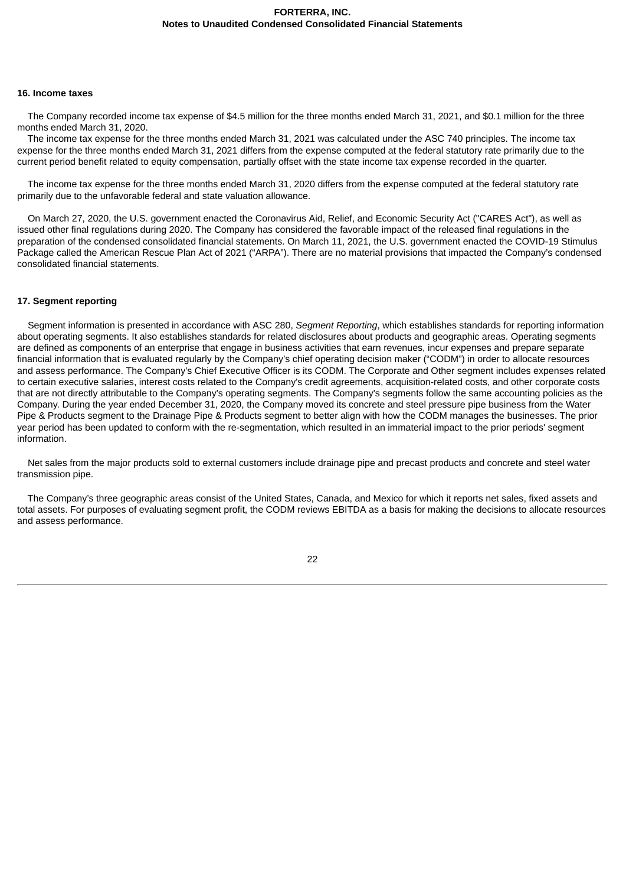### 16. Income taxes

The Company recorded income tax expense of $4.5 million for the three months ended March 31, 2021, and $0.1 million for the three months ended March 31, 2020.

The income tax expense for the three months ended March 31, 2021 was calculated under the ASC 740 principles. The income tax expense for the three months ended March 31, 2021 differs from the expense computed at the federal statutory rate primarily due to the current period benefit related to equity compensation, partially offset with the state income tax expense recorded in the quarter.

The income tax expense for the three months ended March 31, 2020 differs from the expense computed at the federal statutory rate primarily due to the unfavorable federal and state valuation allowance.

On March 27, 2020, the U.S. government enacted the Coronavirus Aid, Relief, and Economic Security Act ("CARES Act"), as well as issued other final regulations during 2020. The Company has considered the favorable impact of the released final regulations in the preparation of the condensed consolidated financial statements. On March 11, 2021, the U.S. government enacted the COVID-19 Stimulus Package called the American Rescue Plan Act of 2021 ("ARPA"). There are no material provisions that impacted the Company's condensed consolidated financial statements.

### 17. Segment reporting

Segment information is presented in accordance with ASC 280, *Segment Reporting*, which establishes standards for reporting information about operating segments. It also establishes standards for related disclosures about products and geographic areas. Operating segments are defined as components of an enterprise that engage in business activities that earn revenues, incur expenses and prepare separate financial information that is evaluated regularly by the Company's chief operating decision maker ("CODM") in order to allocate resources and assess performance. The Company's Chief Executive Officer is its CODM. The Corporate and Other segment includes expenses related to certain executive salaries, interest costs related to the Company's credit agreements, acquisition-related costs, and other corporate costs that are not directly attributable to the Company's operating segments. The Company's segments follow the same accounting policies as the Company. During the year ended December 31, 2020, the Company moved its concrete and steel pressure pipe business from the Water Pipe & Products segment to the Drainage Pipe & Products segment to better align with how the CODM manages the businesses. The prior year period has been updated to conform with the re-segmentation, which resulted in an immaterial impact to the prior periods' segment information.

Net sales from the major products sold to external customers include drainage pipe and precast products and concrete and steel water transmission pipe.

The Company's three geographic areas consist of the United States, Canada, and Mexico for which it reports net sales, fixed assets and total assets. For purposes of evaluating segment profit, the CODM reviews EBITDA as a basis for making the decisions to allocate resources and assess performance.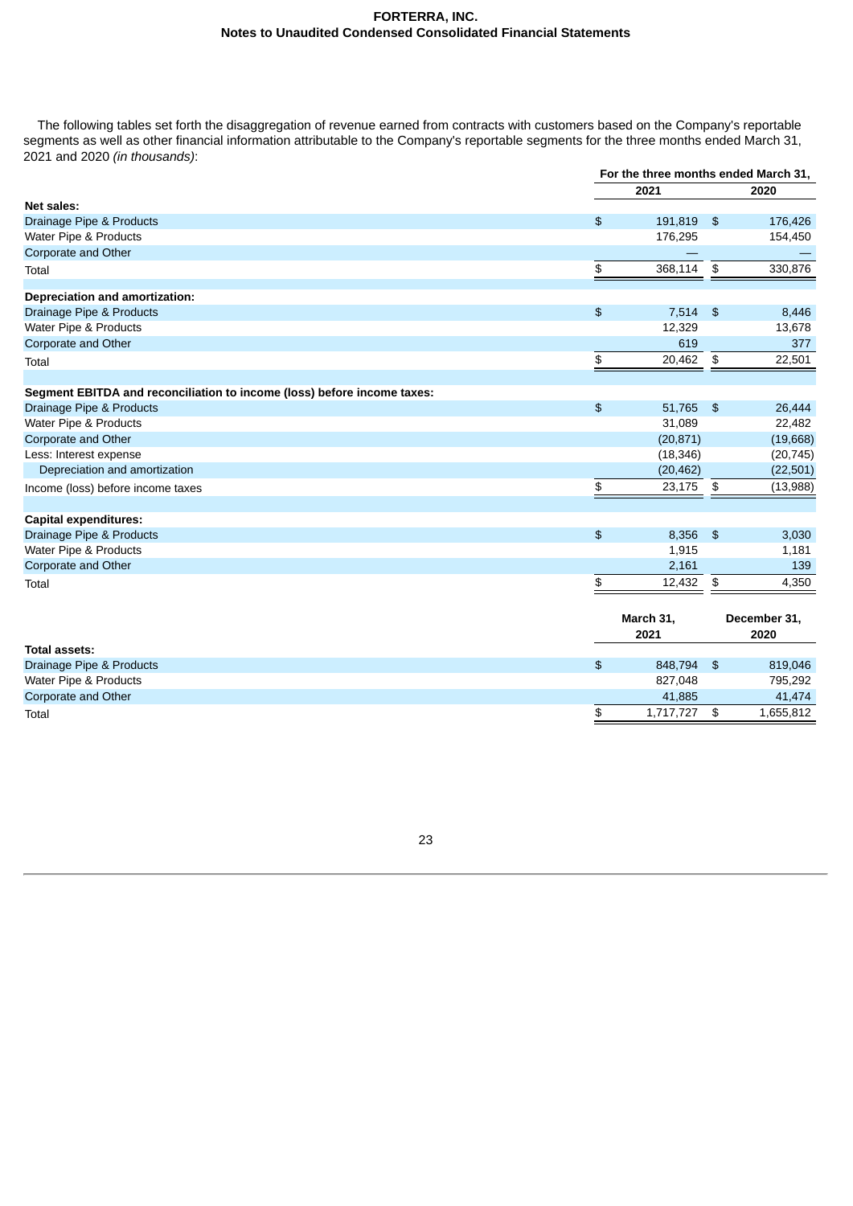The following tables set forth the disaggregation of revenue earned from contracts with customers based on the Company's reportable segments as well as other financial information attributable to the Company's reportable segments for the three months ended March 31, 2021 and 2020 *(in thousands)*:

| | For the three months ended March 31, | |
|---|---|---|
| | 2021 | 2020 |
| **Net sales:** | | |
| Drainage Pipe & Products | $ 191,819 | $ 176,426 |
| Water Pipe & Products | 176,295 | 154,450 |
| Corporate and Other | — | — |
| Total | $ 368,114 | $ 330,876 |
| | | |
| **Depreciation and amortization:** | | |
| Drainage Pipe & Products | $ 7,514 | $ 8,446 |
| Water Pipe & Products | 12,329 | 13,678 |
| Corporate and Other | 619 | 377 |
| Total | $ 20,462 | $ 22,501 |
| | | |
| **Segment EBITDA and reconciliation to income (loss) before income taxes:** | | |
| Drainage Pipe & Products | $ 51,765 | $ 26,444 |
| Water Pipe & Products | 31,089 | 22,482 |
| Corporate and Other | (20,871) | (19,668) |
| Less: Interest expense | (18,346) | (20,745) |
| Depreciation and amortization | (20,462) | (22,501) |
| Income (loss) before income taxes | $ 23,175 | $ (13,988) |
| | | |
| **Capital expenditures:** | | |
| Drainage Pipe & Products | $ 8,356 | $ 3,030 |
| Water Pipe & Products | 1,915 | 1,181 |
| Corporate and Other | 2,161 | 139 |
| Total | $ 12,432 | $ 4,350 |

| | March 31, 2021 | December 31, 2020 |
|---|---|---|
| **Total assets:** | | |
| Drainage Pipe & Products | $ 848,794 | $ 819,046 |
| Water Pipe & Products | 827,048 | 795,292 |
| Corporate and Other | 41,885 | 41,474 |
| Total | $ 1,717,727 | $ 1,655,812 |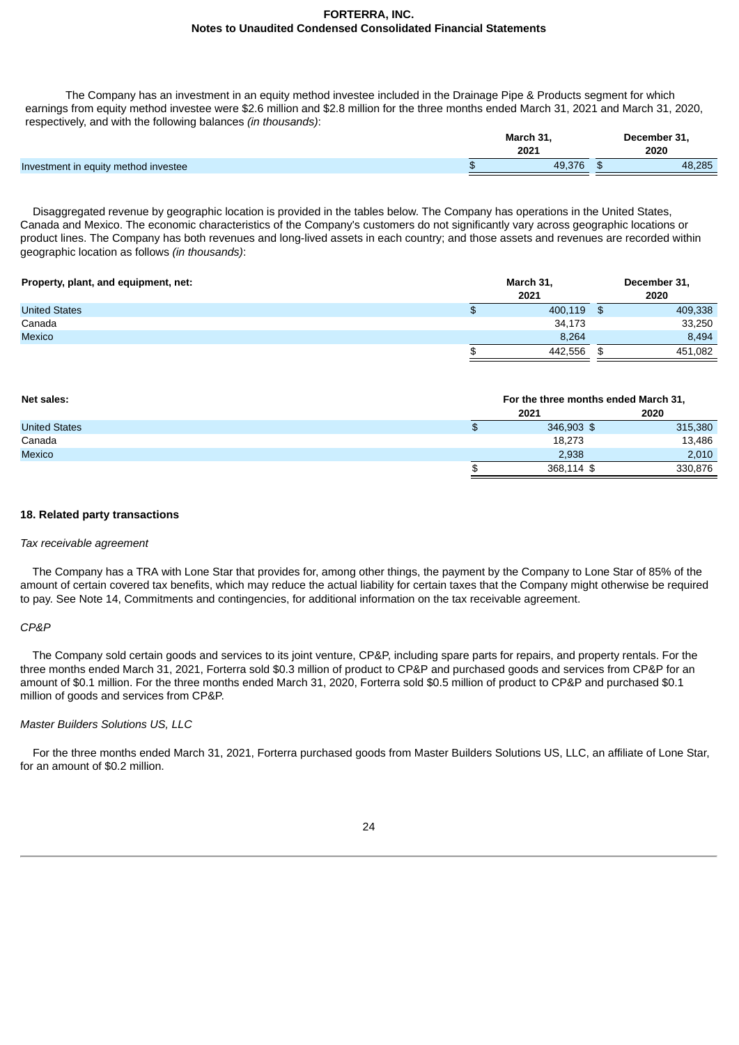The Company has an investment in an equity method investee included in the Drainage Pipe & Products segment for which earnings from equity method investee were $2.6 million and $2.8 million for the three months ended March 31, 2021 and March 31, 2020, respectively, and with the following balances *(in thousands)*:

| | March 31, 2021 | December 31, 2020 |
|---|---|---|
| Investment in equity method investee | $ 49,376 | $ 48,285 |

Disaggregated revenue by geographic location is provided in the tables below. The Company has operations in the United States, Canada and Mexico. The economic characteristics of the Company's customers do not significantly vary across geographic locations or product lines. The Company has both revenues and long-lived assets in each country; and those assets and revenues are recorded within geographic location as follows *(in thousands)*:

| **Property, plant, and equipment, net:** | March 31, 2021 | December 31, 2020 |
|---|---|---|
| United States | $ 400,119 | $ 409,338 |
| Canada | 34,173 | 33,250 |
| Mexico | 8,264 | 8,494 |
| | $ 442,556 | $ 451,082 |

| **Net sales:** | For the three months ended March 31, | |
|---|---|---|
| | 2021 | 2020 |
| United States | $ 346,903 | $ 315,380 |
| Canada | 18,273 | 13,486 |
| Mexico | 2,938 | 2,010 |
| | $ 368,114 | $ 330,876 |

## 18. Related party transactions

*Tax receivable agreement*

The Company has a TRA with Lone Star that provides for, among other things, the payment by the Company to Lone Star of 85% of the amount of certain covered tax benefits, which may reduce the actual liability for certain taxes that the Company might otherwise be required to pay. See Note 14, Commitments and contingencies, for additional information on the tax receivable agreement.

*CP&P*

The Company sold certain goods and services to its joint venture, CP&P, including spare parts for repairs, and property rentals. For the three months ended March 31, 2021, Forterra sold $0.3 million of product to CP&P and purchased goods and services from CP&P for an amount of $0.1 million. For the three months ended March 31, 2020, Forterra sold $0.5 million of product to CP&P and purchased $0.1 million of goods and services from CP&P.

*Master Builders Solutions US, LLC*

For the three months ended March 31, 2021, Forterra purchased goods from Master Builders Solutions US, LLC, an affiliate of Lone Star, for an amount of $0.2 million.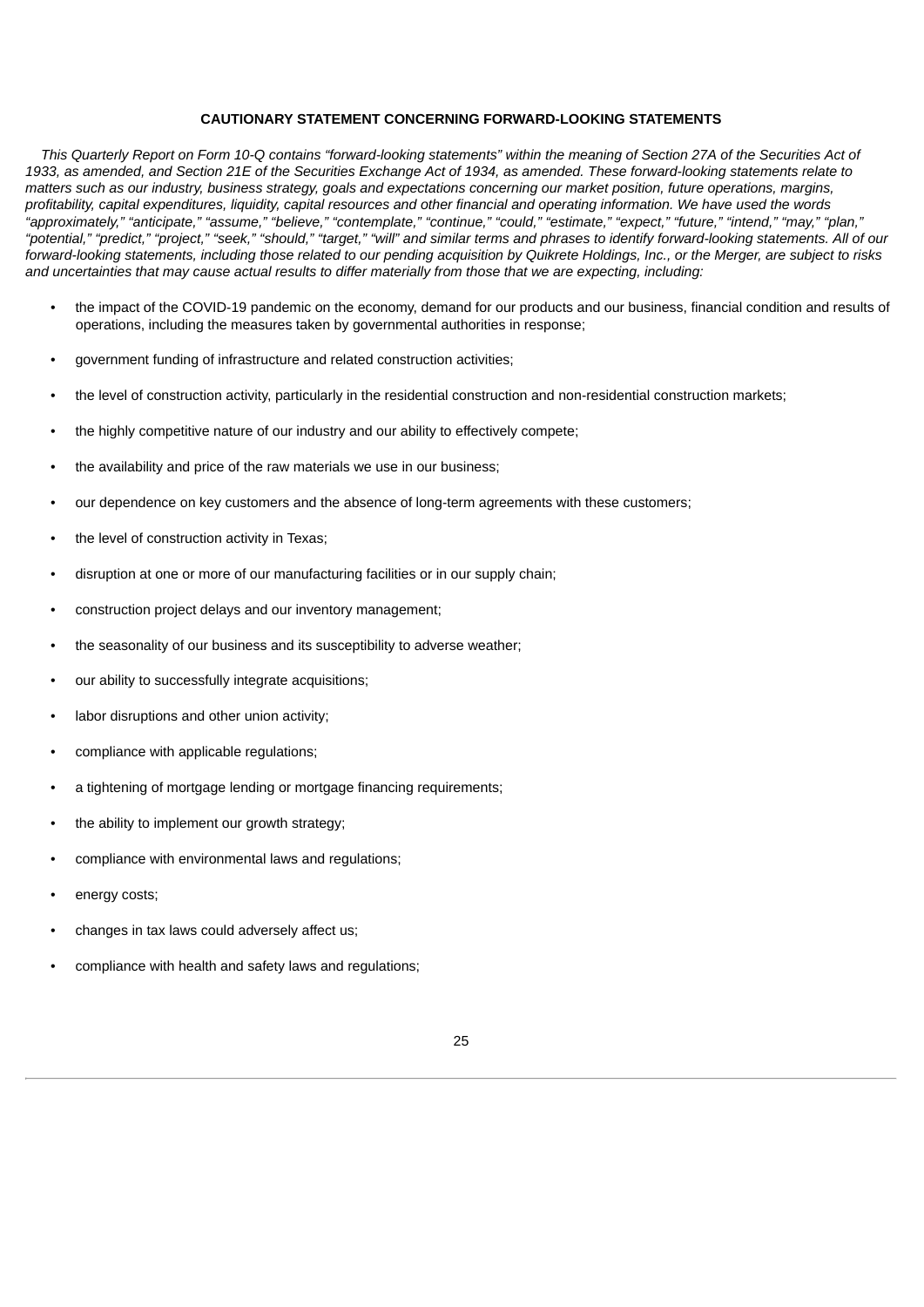**CAUTIONARY STATEMENT CONCERNING FORWARD-LOOKING STATEMENTS**

*This Quarterly Report on Form 10-Q contains "forward-looking statements" within the meaning of Section 27A of the Securities Act of 1933, as amended, and Section 21E of the Securities Exchange Act of 1934, as amended. These forward-looking statements relate to matters such as our industry, business strategy, goals and expectations concerning our market position, future operations, margins, profitability, capital expenditures, liquidity, capital resources and other financial and operating information. We have used the words "approximately," "anticipate," "assume," "believe," "contemplate," "continue," "could," "estimate," "expect," "future," "intend," "may," "plan," "potential," "predict," "project," "seek," "should," "target," "will" and similar terms and phrases to identify forward-looking statements. All of our forward-looking statements, including those related to our pending acquisition by Quikrete Holdings, Inc., or the Merger, are subject to risks and uncertainties that may cause actual results to differ materially from those that we are expecting, including:*

- the impact of the COVID-19 pandemic on the economy, demand for our products and our business, financial condition and results of operations, including the measures taken by governmental authorities in response;
- government funding of infrastructure and related construction activities;
- the level of construction activity, particularly in the residential construction and non-residential construction markets;
- the highly competitive nature of our industry and our ability to effectively compete;
- the availability and price of the raw materials we use in our business;
- our dependence on key customers and the absence of long-term agreements with these customers;
- the level of construction activity in Texas;
- disruption at one or more of our manufacturing facilities or in our supply chain;
- construction project delays and our inventory management;
- the seasonality of our business and its susceptibility to adverse weather;
- our ability to successfully integrate acquisitions;
- labor disruptions and other union activity;
- compliance with applicable regulations;
- a tightening of mortgage lending or mortgage financing requirements;
- the ability to implement our growth strategy;
- compliance with environmental laws and regulations;
- energy costs;
- changes in tax laws could adversely affect us;
- compliance with health and safety laws and regulations;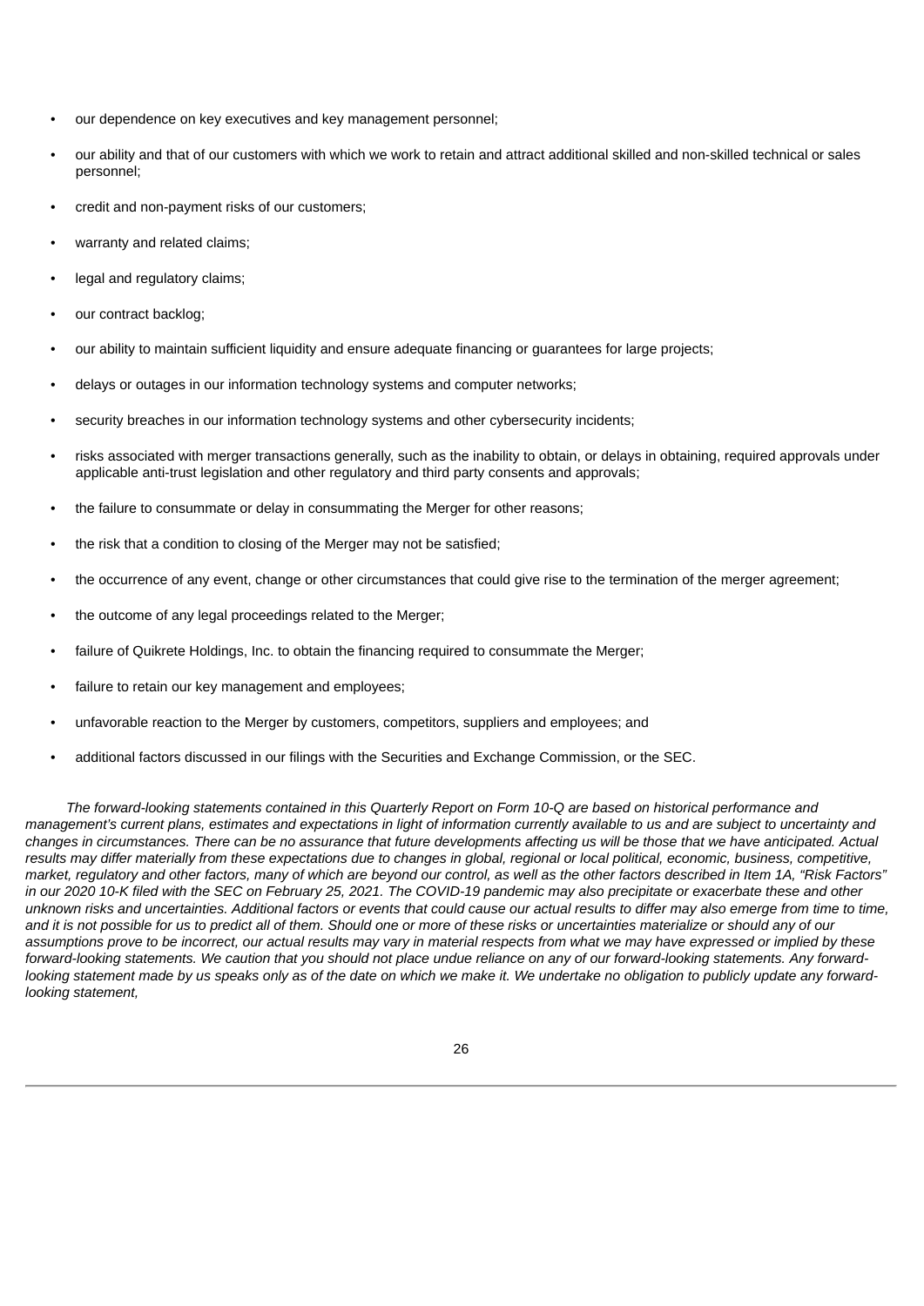- our dependence on key executives and key management personnel;
- our ability and that of our customers with which we work to retain and attract additional skilled and non-skilled technical or sales personnel;
- credit and non-payment risks of our customers;
- warranty and related claims;
- legal and regulatory claims;
- our contract backlog;
- our ability to maintain sufficient liquidity and ensure adequate financing or guarantees for large projects;
- delays or outages in our information technology systems and computer networks;
- security breaches in our information technology systems and other cybersecurity incidents;
- risks associated with merger transactions generally, such as the inability to obtain, or delays in obtaining, required approvals under applicable anti-trust legislation and other regulatory and third party consents and approvals;
- the failure to consummate or delay in consummating the Merger for other reasons;
- the risk that a condition to closing of the Merger may not be satisfied;
- the occurrence of any event, change or other circumstances that could give rise to the termination of the merger agreement;
- the outcome of any legal proceedings related to the Merger;
- failure of Quikrete Holdings, Inc. to obtain the financing required to consummate the Merger;
- failure to retain our key management and employees;
- unfavorable reaction to the Merger by customers, competitors, suppliers and employees; and
- additional factors discussed in our filings with the Securities and Exchange Commission, or the SEC.

*The forward-looking statements contained in this Quarterly Report on Form 10-Q are based on historical performance and management's current plans, estimates and expectations in light of information currently available to us and are subject to uncertainty and changes in circumstances. There can be no assurance that future developments affecting us will be those that we have anticipated. Actual results may differ materially from these expectations due to changes in global, regional or local political, economic, business, competitive, market, regulatory and other factors, many of which are beyond our control, as well as the other factors described in Item 1A, "Risk Factors" in our 2020 10-K filed with the SEC on February 25, 2021. The COVID-19 pandemic may also precipitate or exacerbate these and other unknown risks and uncertainties. Additional factors or events that could cause our actual results to differ may also emerge from time to time, and it is not possible for us to predict all of them. Should one or more of these risks or uncertainties materialize or should any of our assumptions prove to be incorrect, our actual results may vary in material respects from what we may have expressed or implied by these forward-looking statements. We caution that you should not place undue reliance on any of our forward-looking statements. Any forward-looking statement made by us speaks only as of the date on which we make it. We undertake no obligation to publicly update any forward-looking statement,*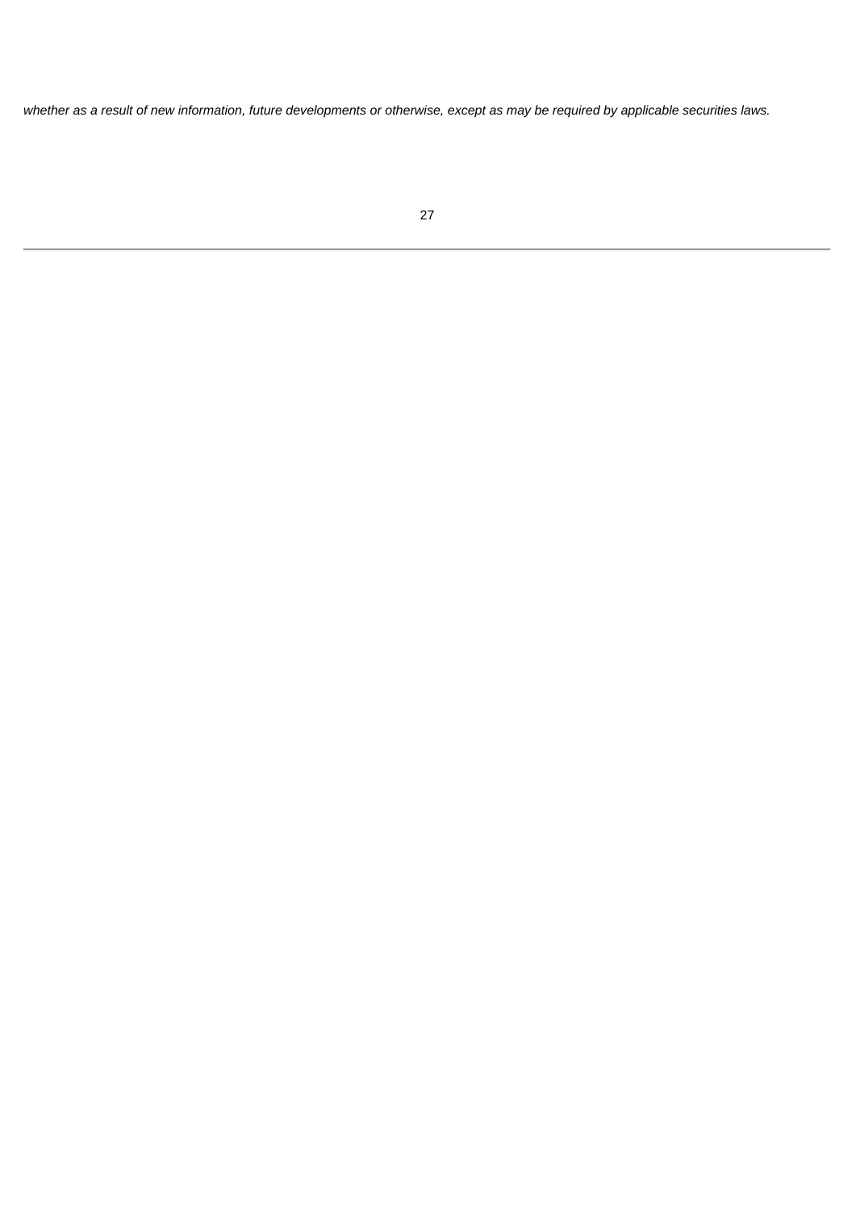*whether as a result of new information, future developments or otherwise, except as may be required by applicable securities laws.*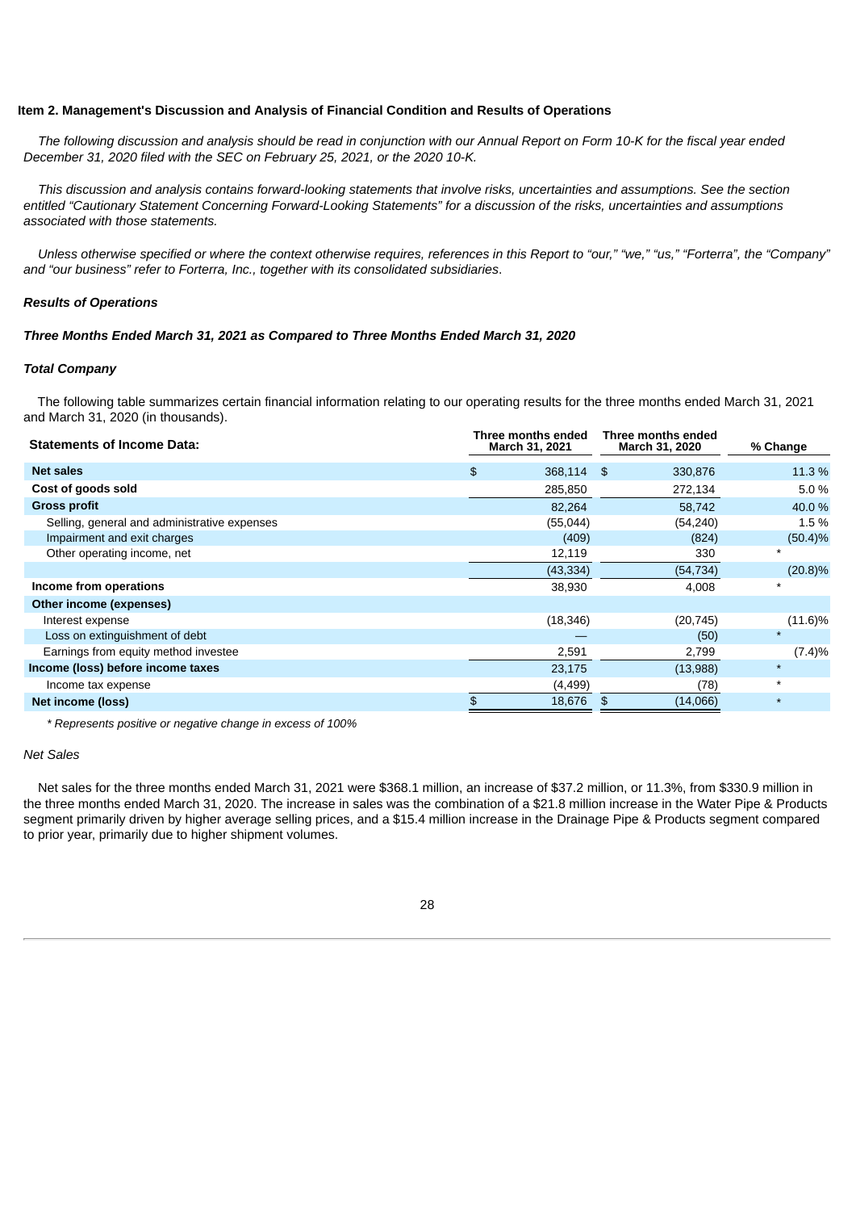### Item 2. Management's Discussion and Analysis of Financial Condition and Results of Operations

*The following discussion and analysis should be read in conjunction with our Annual Report on Form 10-K for the fiscal year ended December 31, 2020 filed with the SEC on February 25, 2021, or the 2020 10-K.*

*This discussion and analysis contains forward-looking statements that involve risks, uncertainties and assumptions. See the section entitled "Cautionary Statement Concerning Forward-Looking Statements" for a discussion of the risks, uncertainties and assumptions associated with those statements.*

*Unless otherwise specified or where the context otherwise requires, references in this Report to "our," "we," "us," "Forterra", the "Company" and "our business" refer to Forterra, Inc., together with its consolidated subsidiaries.*

***Results of Operations***

***Three Months Ended March 31, 2021 as Compared to Three Months Ended March 31, 2020***

***Total Company***

The following table summarizes certain financial information relating to our operating results for the three months ended March 31, 2021 and March 31, 2020 (in thousands).

| Statements of Income Data: | Three months ended March 31, 2021 | Three months ended March 31, 2020 | % Change |
|---|---|---|---|
| **Net sales** | $ 368,114 | $ 330,876 | 11.3 % |
| **Cost of goods sold** | 285,850 | 272,134 | 5.0 % |
| **Gross profit** | 82,264 | 58,742 | 40.0 % |
| Selling, general and administrative expenses | (55,044) | (54,240) | 1.5 % |
| Impairment and exit charges | (409) | (824) | (50.4)% |
| Other operating income, net | 12,119 | 330 | * |
| | (43,334) | (54,734) | (20.8)% |
| **Income from operations** | 38,930 | 4,008 | * |
| **Other income (expenses)** | | | |
| Interest expense | (18,346) | (20,745) | (11.6)% |
| Loss on extinguishment of debt | — | (50) | * |
| Earnings from equity method investee | 2,591 | 2,799 | (7.4)% |
| **Income (loss) before income taxes** | 23,175 | (13,988) | * |
| Income tax expense | (4,499) | (78) | * |
| **Net income (loss)** | $ 18,676 | $ (14,066) | * |

*\* Represents positive or negative change in excess of 100%*

*Net Sales*

Net sales for the three months ended March 31, 2021 were $368.1 million, an increase of $37.2 million, or 11.3%, from $330.9 million in the three months ended March 31, 2020. The increase in sales was the combination of a $21.8 million increase in the Water Pipe & Products segment primarily driven by higher average selling prices, and a $15.4 million increase in the Drainage Pipe & Products segment compared to prior year, primarily due to higher shipment volumes.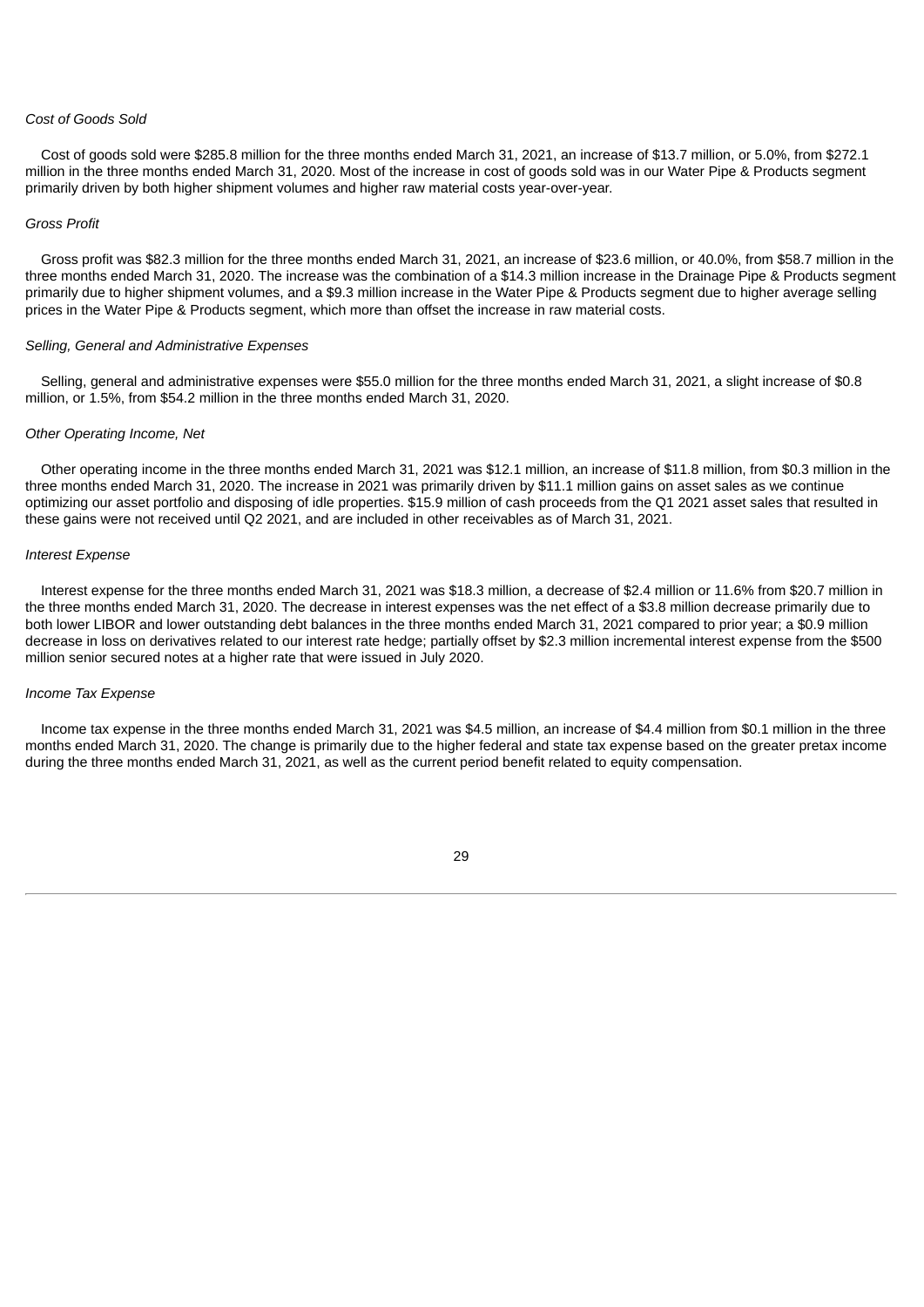*Cost of Goods Sold*

Cost of goods sold were $285.8 million for the three months ended March 31, 2021, an increase of $13.7 million, or 5.0%, from $272.1 million in the three months ended March 31, 2020. Most of the increase in cost of goods sold was in our Water Pipe & Products segment primarily driven by both higher shipment volumes and higher raw material costs year-over-year.

*Gross Profit*

Gross profit was $82.3 million for the three months ended March 31, 2021, an increase of $23.6 million, or 40.0%, from $58.7 million in the three months ended March 31, 2020. The increase was the combination of a $14.3 million increase in the Drainage Pipe & Products segment primarily due to higher shipment volumes, and a $9.3 million increase in the Water Pipe & Products segment due to higher average selling prices in the Water Pipe & Products segment, which more than offset the increase in raw material costs.

*Selling, General and Administrative Expenses*

Selling, general and administrative expenses were $55.0 million for the three months ended March 31, 2021, a slight increase of $0.8 million, or 1.5%, from $54.2 million in the three months ended March 31, 2020.

*Other Operating Income, Net*

Other operating income in the three months ended March 31, 2021 was $12.1 million, an increase of $11.8 million, from $0.3 million in the three months ended March 31, 2020. The increase in 2021 was primarily driven by $11.1 million gains on asset sales as we continue optimizing our asset portfolio and disposing of idle properties. $15.9 million of cash proceeds from the Q1 2021 asset sales that resulted in these gains were not received until Q2 2021, and are included in other receivables as of March 31, 2021.

*Interest Expense*

Interest expense for the three months ended March 31, 2021 was $18.3 million, a decrease of $2.4 million or 11.6% from $20.7 million in the three months ended March 31, 2020. The decrease in interest expenses was the net effect of a $3.8 million decrease primarily due to both lower LIBOR and lower outstanding debt balances in the three months ended March 31, 2021 compared to prior year; a $0.9 million decrease in loss on derivatives related to our interest rate hedge; partially offset by $2.3 million incremental interest expense from the $500 million senior secured notes at a higher rate that were issued in July 2020.

*Income Tax Expense*

Income tax expense in the three months ended March 31, 2021 was $4.5 million, an increase of $4.4 million from $0.1 million in the three months ended March 31, 2020. The change is primarily due to the higher federal and state tax expense based on the greater pretax income during the three months ended March 31, 2021, as well as the current period benefit related to equity compensation.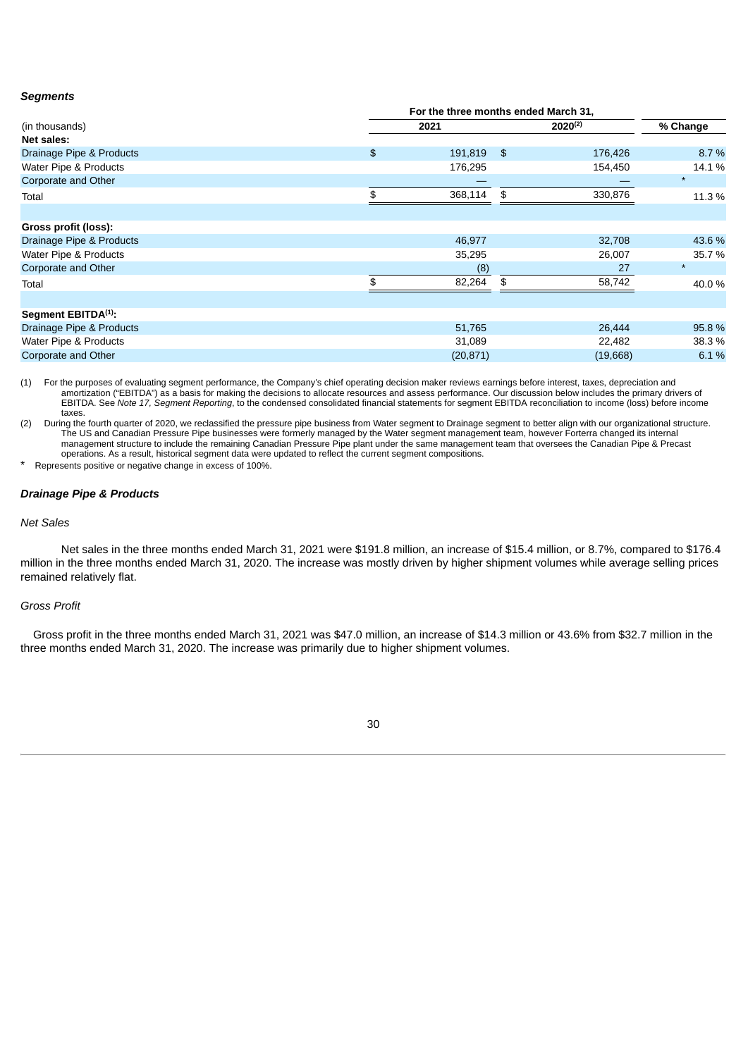***Segments***

| (in thousands) | For the three months ended March 31, 2021 | 2020[(2)] | % Change |
|---|---|---|---|
| **Net sales:** | | | |
| Drainage Pipe & Products | $ 191,819 | $ 176,426 | 8.7 % |
| Water Pipe & Products | 176,295 | 154,450 | 14.1 % |
| Corporate and Other | — | — | * |
| Total | $ 368,114 | $ 330,876 | 11.3 % |
| | | | |
| **Gross profit (loss):** | | | |
| Drainage Pipe & Products | 46,977 | 32,708 | 43.6 % |
| Water Pipe & Products | 35,295 | 26,007 | 35.7 % |
| Corporate and Other | (8) | 27 | * |
| Total | $ 82,264 | $ 58,742 | 40.0 % |
| | | | |
| **Segment EBITDA[(1)]:** | | | |
| Drainage Pipe & Products | 51,765 | 26,444 | 95.8 % |
| Water Pipe & Products | 31,089 | 22,482 | 38.3 % |
| Corporate and Other | (20,871) | (19,668) | 6.1 % |

(1) For the purposes of evaluating segment performance, the Company's chief operating decision maker reviews earnings before interest, taxes, depreciation and amortization ("EBITDA") as a basis for making the decisions to allocate resources and assess performance. Our discussion below includes the primary drivers of EBITDA. See *Note 17, Segment Reporting*, to the condensed consolidated financial statements for segment EBITDA reconciliation to income (loss) before income taxes.

(2) During the fourth quarter of 2020, we reclassified the pressure pipe business from Water segment to Drainage segment to better align with our organizational structure. The US and Canadian Pressure Pipe businesses were formerly managed by the Water segment management team, however Forterra changed its internal management structure to include the remaining Canadian Pressure Pipe plant under the same management team that oversees the Canadian Pipe & Precast operations. As a result, historical segment data were updated to reflect the current segment compositions.

\* Represents positive or negative change in excess of 100%.

***Drainage Pipe & Products***

*Net Sales*

Net sales in the three months ended March 31, 2021 were $191.8 million, an increase of $15.4 million, or 8.7%, compared to $176.4 million in the three months ended March 31, 2020. The increase was mostly driven by higher shipment volumes while average selling prices remained relatively flat.

*Gross Profit*

Gross profit in the three months ended March 31, 2021 was $47.0 million, an increase of $14.3 million or 43.6% from $32.7 million in the three months ended March 31, 2020. The increase was primarily due to higher shipment volumes.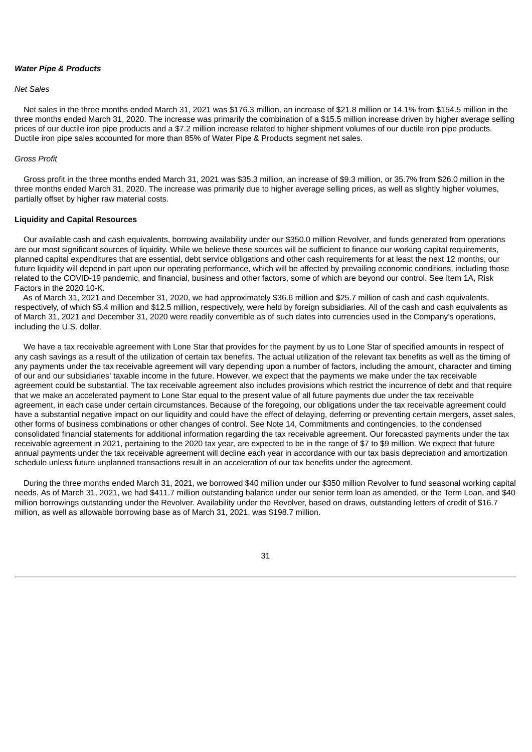***Water Pipe & Products***

*Net Sales*

Net sales in the three months ended March 31, 2021 was $176.3 million, an increase of $21.8 million or 14.1% from $154.5 million in the three months ended March 31, 2020. The increase was primarily the combination of a $15.5 million increase driven by higher average selling prices of our ductile iron pipe products and a $7.2 million increase related to higher shipment volumes of our ductile iron pipe products. Ductile iron pipe sales accounted for more than 85% of Water Pipe & Products segment net sales.

*Gross Profit*

Gross profit in the three months ended March 31, 2021 was $35.3 million, an increase of $9.3 million, or 35.7% from $26.0 million in the three months ended March 31, 2020. The increase was primarily due to higher average selling prices, as well as slightly higher volumes, partially offset by higher raw material costs.

**Liquidity and Capital Resources**

Our available cash and cash equivalents, borrowing availability under our $350.0 million Revolver, and funds generated from operations are our most significant sources of liquidity. While we believe these sources will be sufficient to finance our working capital requirements, planned capital expenditures that are essential, debt service obligations and other cash requirements for at least the next 12 months, our future liquidity will depend in part upon our operating performance, which will be affected by prevailing economic conditions, including those related to the COVID-19 pandemic, and financial, business and other factors, some of which are beyond our control. See Item 1A, Risk Factors in the 2020 10-K.

As of March 31, 2021 and December 31, 2020, we had approximately $36.6 million and $25.7 million of cash and cash equivalents, respectively, of which $5.4 million and $12.5 million, respectively, were held by foreign subsidiaries. All of the cash and cash equivalents as of March 31, 2021 and December 31, 2020 were readily convertible as of such dates into currencies used in the Company's operations, including the U.S. dollar.

We have a tax receivable agreement with Lone Star that provides for the payment by us to Lone Star of specified amounts in respect of any cash savings as a result of the utilization of certain tax benefits. The actual utilization of the relevant tax benefits as well as the timing of any payments under the tax receivable agreement will vary depending upon a number of factors, including the amount, character and timing of our and our subsidiaries' taxable income in the future. However, we expect that the payments we make under the tax receivable agreement could be substantial. The tax receivable agreement also includes provisions which restrict the incurrence of debt and that require that we make an accelerated payment to Lone Star equal to the present value of all future payments due under the tax receivable agreement, in each case under certain circumstances. Because of the foregoing, our obligations under the tax receivable agreement could have a substantial negative impact on our liquidity and could have the effect of delaying, deferring or preventing certain mergers, asset sales, other forms of business combinations or other changes of control. See Note 14, Commitments and contingencies, to the condensed consolidated financial statements for additional information regarding the tax receivable agreement. Our forecasted payments under the tax receivable agreement in 2021, pertaining to the 2020 tax year, are expected to be in the range of $7 to $9 million. We expect that future annual payments under the tax receivable agreement will decline each year in accordance with our tax basis depreciation and amortization schedule unless future unplanned transactions result in an acceleration of our tax benefits under the agreement.

During the three months ended March 31, 2021, we borrowed $40 million under our $350 million Revolver to fund seasonal working capital needs. As of March 31, 2021, we had $411.7 million outstanding balance under our senior term loan as amended, or the Term Loan, and $40 million borrowings outstanding under the Revolver. Availability under the Revolver, based on draws, outstanding letters of credit of $16.7 million, as well as allowable borrowing base as of March 31, 2021, was $198.7 million.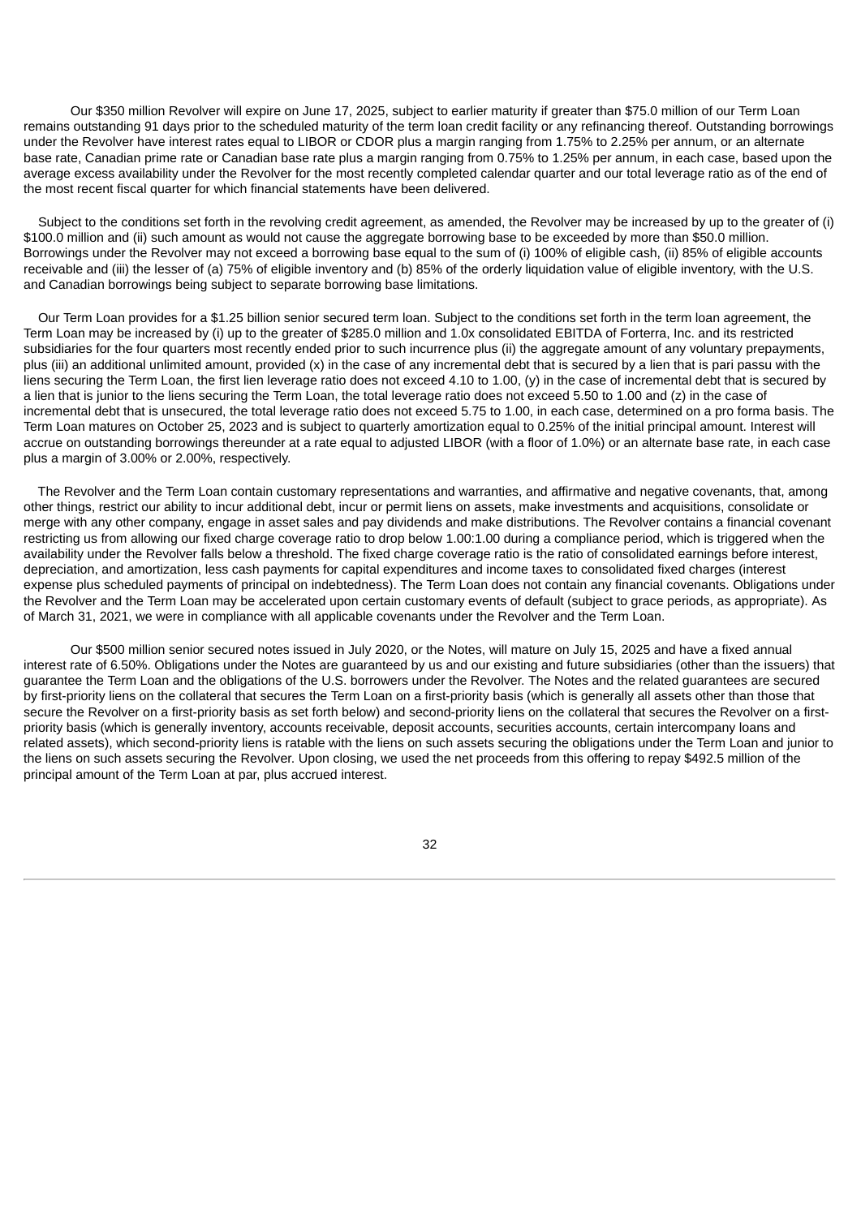Our $350 million Revolver will expire on June 17, 2025, subject to earlier maturity if greater than $75.0 million of our Term Loan remains outstanding 91 days prior to the scheduled maturity of the term loan credit facility or any refinancing thereof. Outstanding borrowings under the Revolver have interest rates equal to LIBOR or CDOR plus a margin ranging from 1.75% to 2.25% per annum, or an alternate base rate, Canadian prime rate or Canadian base rate plus a margin ranging from 0.75% to 1.25% per annum, in each case, based upon the average excess availability under the Revolver for the most recently completed calendar quarter and our total leverage ratio as of the end of the most recent fiscal quarter for which financial statements have been delivered.

Subject to the conditions set forth in the revolving credit agreement, as amended, the Revolver may be increased by up to the greater of (i) $100.0 million and (ii) such amount as would not cause the aggregate borrowing base to be exceeded by more than $50.0 million. Borrowings under the Revolver may not exceed a borrowing base equal to the sum of (i) 100% of eligible cash, (ii) 85% of eligible accounts receivable and (iii) the lesser of (a) 75% of eligible inventory and (b) 85% of the orderly liquidation value of eligible inventory, with the U.S. and Canadian borrowings being subject to separate borrowing base limitations.

Our Term Loan provides for a $1.25 billion senior secured term loan. Subject to the conditions set forth in the term loan agreement, the Term Loan may be increased by (i) up to the greater of $285.0 million and 1.0x consolidated EBITDA of Forterra, Inc. and its restricted subsidiaries for the four quarters most recently ended prior to such incurrence plus (ii) the aggregate amount of any voluntary prepayments, plus (iii) an additional unlimited amount, provided (x) in the case of any incremental debt that is secured by a lien that is pari passu with the liens securing the Term Loan, the first lien leverage ratio does not exceed 4.10 to 1.00, (y) in the case of incremental debt that is secured by a lien that is junior to the liens securing the Term Loan, the total leverage ratio does not exceed 5.50 to 1.00 and (z) in the case of incremental debt that is unsecured, the total leverage ratio does not exceed 5.75 to 1.00, in each case, determined on a pro forma basis. The Term Loan matures on October 25, 2023 and is subject to quarterly amortization equal to 0.25% of the initial principal amount. Interest will accrue on outstanding borrowings thereunder at a rate equal to adjusted LIBOR (with a floor of 1.0%) or an alternate base rate, in each case plus a margin of 3.00% or 2.00%, respectively.

The Revolver and the Term Loan contain customary representations and warranties, and affirmative and negative covenants, that, among other things, restrict our ability to incur additional debt, incur or permit liens on assets, make investments and acquisitions, consolidate or merge with any other company, engage in asset sales and pay dividends and make distributions. The Revolver contains a financial covenant restricting us from allowing our fixed charge coverage ratio to drop below 1.00:1.00 during a compliance period, which is triggered when the availability under the Revolver falls below a threshold. The fixed charge coverage ratio is the ratio of consolidated earnings before interest, depreciation, and amortization, less cash payments for capital expenditures and income taxes to consolidated fixed charges (interest expense plus scheduled payments of principal on indebtedness). The Term Loan does not contain any financial covenants. Obligations under the Revolver and the Term Loan may be accelerated upon certain customary events of default (subject to grace periods, as appropriate). As of March 31, 2021, we were in compliance with all applicable covenants under the Revolver and the Term Loan.

Our $500 million senior secured notes issued in July 2020, or the Notes, will mature on July 15, 2025 and have a fixed annual interest rate of 6.50%. Obligations under the Notes are guaranteed by us and our existing and future subsidiaries (other than the issuers) that guarantee the Term Loan and the obligations of the U.S. borrowers under the Revolver. The Notes and the related guarantees are secured by first-priority liens on the collateral that secures the Term Loan on a first-priority basis (which is generally all assets other than those that secure the Revolver on a first-priority basis as set forth below) and second-priority liens on the collateral that secures the Revolver on a first-priority basis (which is generally inventory, accounts receivable, deposit accounts, securities accounts, certain intercompany loans and related assets), which second-priority liens is ratable with the liens on such assets securing the obligations under the Term Loan and junior to the liens on such assets securing the Revolver. Upon closing, we used the net proceeds from this offering to repay $492.5 million of the principal amount of the Term Loan at par, plus accrued interest.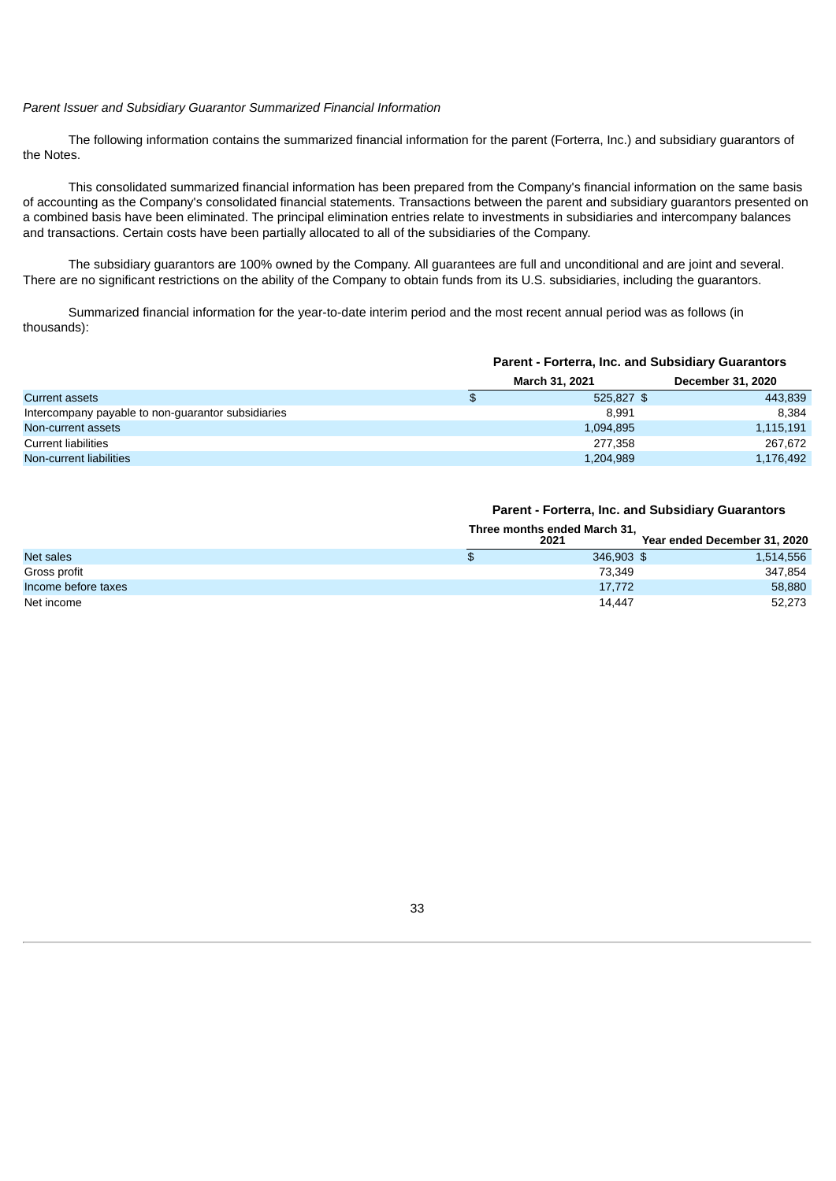*Parent Issuer and Subsidiary Guarantor Summarized Financial Information*

The following information contains the summarized financial information for the parent (Forterra, Inc.) and subsidiary guarantors of the Notes.

This consolidated summarized financial information has been prepared from the Company's financial information on the same basis of accounting as the Company's consolidated financial statements. Transactions between the parent and subsidiary guarantors presented on a combined basis have been eliminated. The principal elimination entries relate to investments in subsidiaries and intercompany balances and transactions. Certain costs have been partially allocated to all of the subsidiaries of the Company.

The subsidiary guarantors are 100% owned by the Company. All guarantees are full and unconditional and are joint and several. There are no significant restrictions on the ability of the Company to obtain funds from its U.S. subsidiaries, including the guarantors.

Summarized financial information for the year-to-date interim period and the most recent annual period was as follows (in thousands):

| | Parent - Forterra, Inc. and Subsidiary Guarantors | |
|---|---|---|
| | **March 31, 2021** | **December 31, 2020** |
| Current assets | $ 525,827 | $ 443,839 |
| Intercompany payable to non-guarantor subsidiaries | 8,991 | 8,384 |
| Non-current assets | 1,094,895 | 1,115,191 |
| Current liabilities | 277,358 | 267,672 |
| Non-current liabilities | 1,204,989 | 1,176,492 |

| | Parent - Forterra, Inc. and Subsidiary Guarantors | |
|---|---|---|
| | **Three months ended March 31, 2021** | **Year ended December 31, 2020** |
| Net sales | $ 346,903 | $ 1,514,556 |
| Gross profit | 73,349 | 347,854 |
| Income before taxes | 17,772 | 58,880 |
| Net income | 14,447 | 52,273 |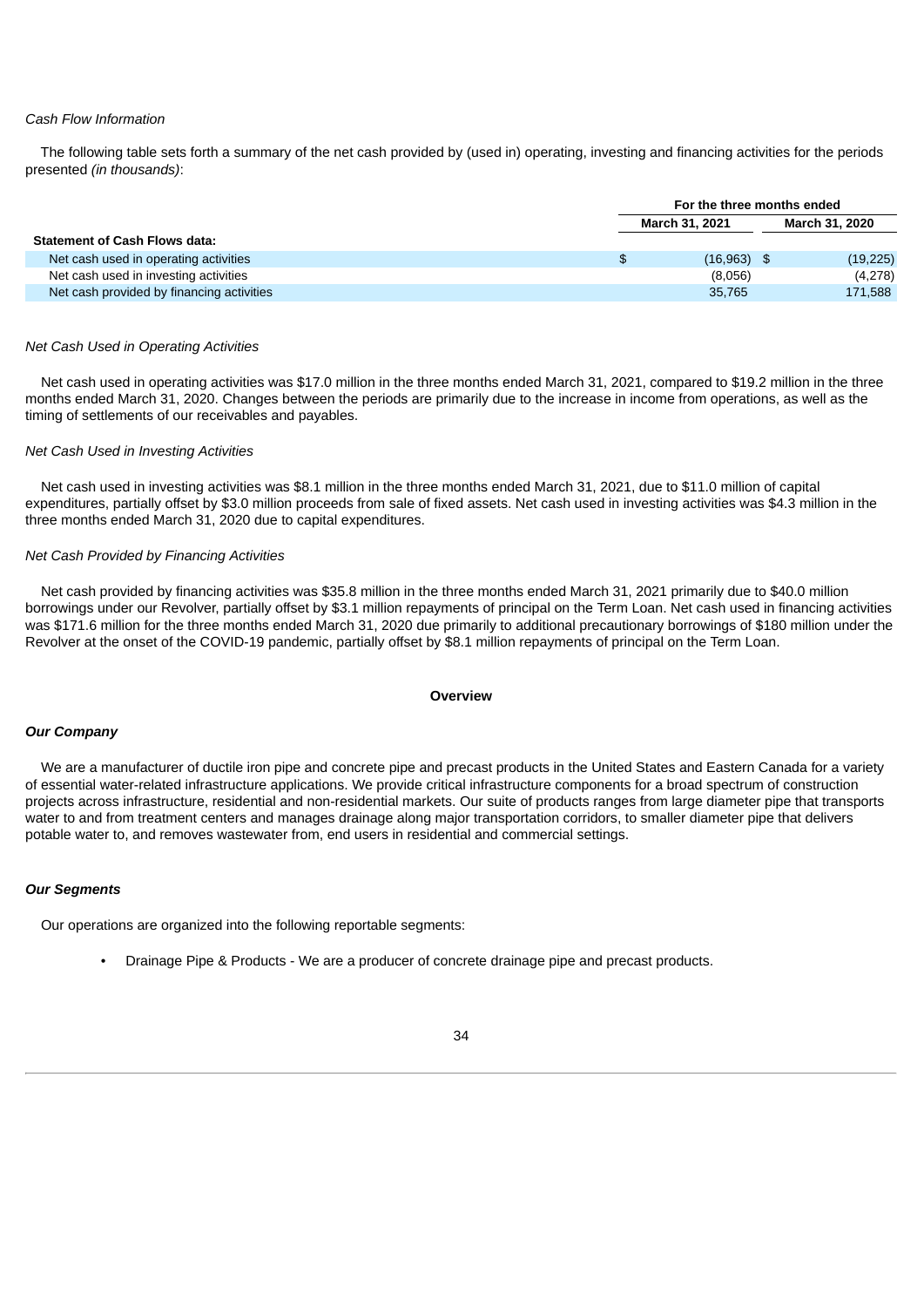*Cash Flow Information*

The following table sets forth a summary of the net cash provided by (used in) operating, investing and financing activities for the periods presented *(in thousands)*:

| | For the three months ended | |
|---|---|---|
| | March 31, 2021 | March 31, 2020 |
| **Statement of Cash Flows data:** | | |
| Net cash used in operating activities | $ (16,963) | $ (19,225) |
| Net cash used in investing activities | (8,056) | (4,278) |
| Net cash provided by financing activities | 35,765 | 171,588 |

*Net Cash Used in Operating Activities*

Net cash used in operating activities was $17.0 million in the three months ended March 31, 2021, compared to $19.2 million in the three months ended March 31, 2020. Changes between the periods are primarily due to the increase in income from operations, as well as the timing of settlements of our receivables and payables.

*Net Cash Used in Investing Activities*

Net cash used in investing activities was $8.1 million in the three months ended March 31, 2021, due to $11.0 million of capital expenditures, partially offset by $3.0 million proceeds from sale of fixed assets. Net cash used in investing activities was $4.3 million in the three months ended March 31, 2020 due to capital expenditures.

*Net Cash Provided by Financing Activities*

Net cash provided by financing activities was $35.8 million in the three months ended March 31, 2021 primarily due to $40.0 million borrowings under our Revolver, partially offset by $3.1 million repayments of principal on the Term Loan. Net cash used in financing activities was $171.6 million for the three months ended March 31, 2020 due primarily to additional precautionary borrowings of $180 million under the Revolver at the onset of the COVID-19 pandemic, partially offset by $8.1 million repayments of principal on the Term Loan.

## Overview

***Our Company***

We are a manufacturer of ductile iron pipe and concrete pipe and precast products in the United States and Eastern Canada for a variety of essential water-related infrastructure applications. We provide critical infrastructure components for a broad spectrum of construction projects across infrastructure, residential and non-residential markets. Our suite of products ranges from large diameter pipe that transports water to and from treatment centers and manages drainage along major transportation corridors, to smaller diameter pipe that delivers potable water to, and removes wastewater from, end users in residential and commercial settings.

***Our Segments***

Our operations are organized into the following reportable segments:

- Drainage Pipe & Products - We are a producer of concrete drainage pipe and precast products.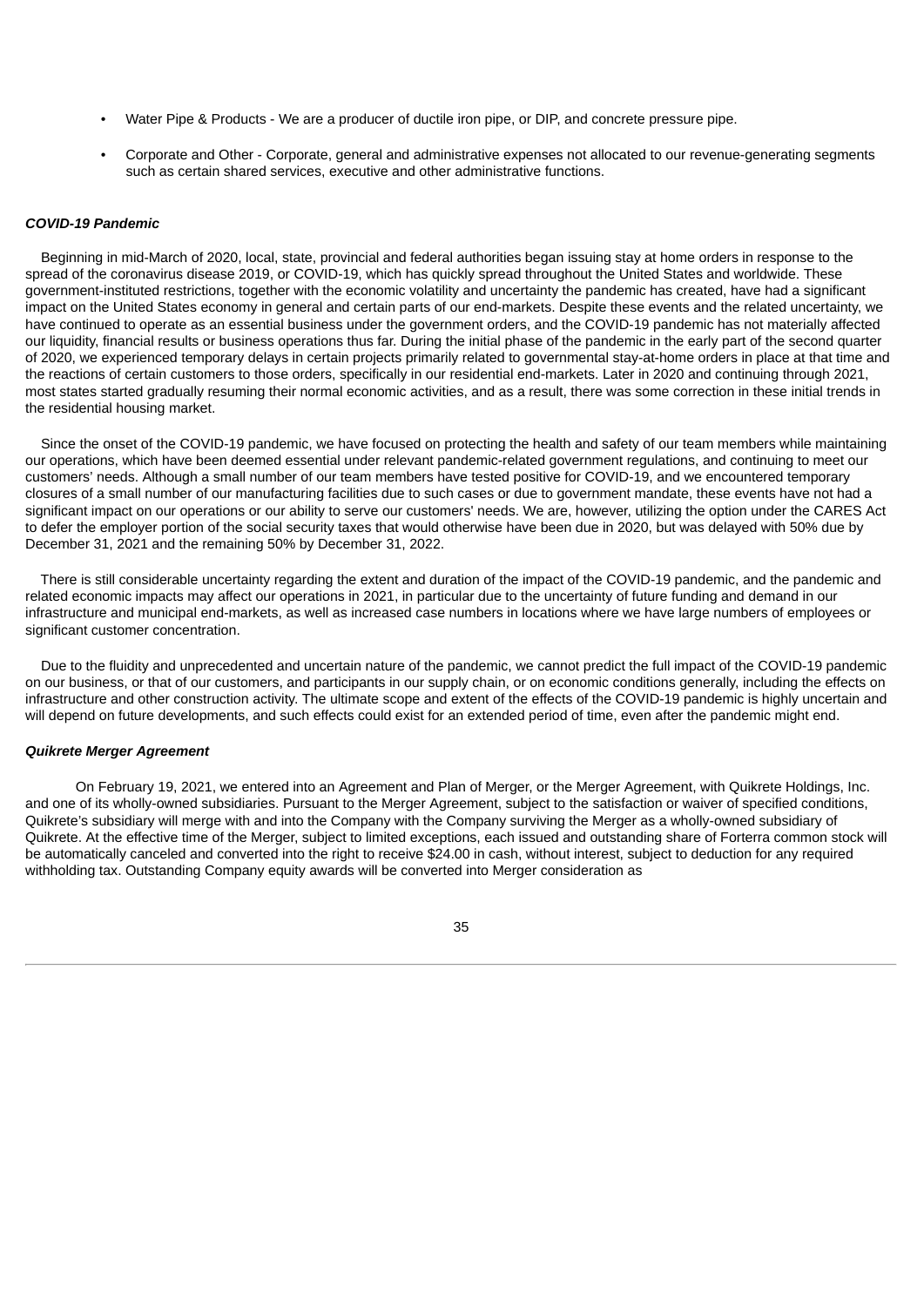- Water Pipe & Products - We are a producer of ductile iron pipe, or DIP, and concrete pressure pipe.
- Corporate and Other - Corporate, general and administrative expenses not allocated to our revenue-generating segments such as certain shared services, executive and other administrative functions.

***COVID-19 Pandemic***

Beginning in mid-March of 2020, local, state, provincial and federal authorities began issuing stay at home orders in response to the spread of the coronavirus disease 2019, or COVID-19, which has quickly spread throughout the United States and worldwide. These government-instituted restrictions, together with the economic volatility and uncertainty the pandemic has created, have had a significant impact on the United States economy in general and certain parts of our end-markets. Despite these events and the related uncertainty, we have continued to operate as an essential business under the government orders, and the COVID-19 pandemic has not materially affected our liquidity, financial results or business operations thus far. During the initial phase of the pandemic in the early part of the second quarter of 2020, we experienced temporary delays in certain projects primarily related to governmental stay-at-home orders in place at that time and the reactions of certain customers to those orders, specifically in our residential end-markets. Later in 2020 and continuing through 2021, most states started gradually resuming their normal economic activities, and as a result, there was some correction in these initial trends in the residential housing market.

Since the onset of the COVID-19 pandemic, we have focused on protecting the health and safety of our team members while maintaining our operations, which have been deemed essential under relevant pandemic-related government regulations, and continuing to meet our customers' needs. Although a small number of our team members have tested positive for COVID-19, and we encountered temporary closures of a small number of our manufacturing facilities due to such cases or due to government mandate, these events have not had a significant impact on our operations or our ability to serve our customers' needs. We are, however, utilizing the option under the CARES Act to defer the employer portion of the social security taxes that would otherwise have been due in 2020, but was delayed with 50% due by December 31, 2021 and the remaining 50% by December 31, 2022.

There is still considerable uncertainty regarding the extent and duration of the impact of the COVID-19 pandemic, and the pandemic and related economic impacts may affect our operations in 2021, in particular due to the uncertainty of future funding and demand in our infrastructure and municipal end-markets, as well as increased case numbers in locations where we have large numbers of employees or significant customer concentration.

Due to the fluidity and unprecedented and uncertain nature of the pandemic, we cannot predict the full impact of the COVID-19 pandemic on our business, or that of our customers, and participants in our supply chain, or on economic conditions generally, including the effects on infrastructure and other construction activity. The ultimate scope and extent of the effects of the COVID-19 pandemic is highly uncertain and will depend on future developments, and such effects could exist for an extended period of time, even after the pandemic might end.

***Quikrete Merger Agreement***

On February 19, 2021, we entered into an Agreement and Plan of Merger, or the Merger Agreement, with Quikrete Holdings, Inc. and one of its wholly-owned subsidiaries. Pursuant to the Merger Agreement, subject to the satisfaction or waiver of specified conditions, Quikrete's subsidiary will merge with and into the Company with the Company surviving the Merger as a wholly-owned subsidiary of Quikrete. At the effective time of the Merger, subject to limited exceptions, each issued and outstanding share of Forterra common stock will be automatically canceled and converted into the right to receive $24.00 in cash, without interest, subject to deduction for any required withholding tax. Outstanding Company equity awards will be converted into Merger consideration as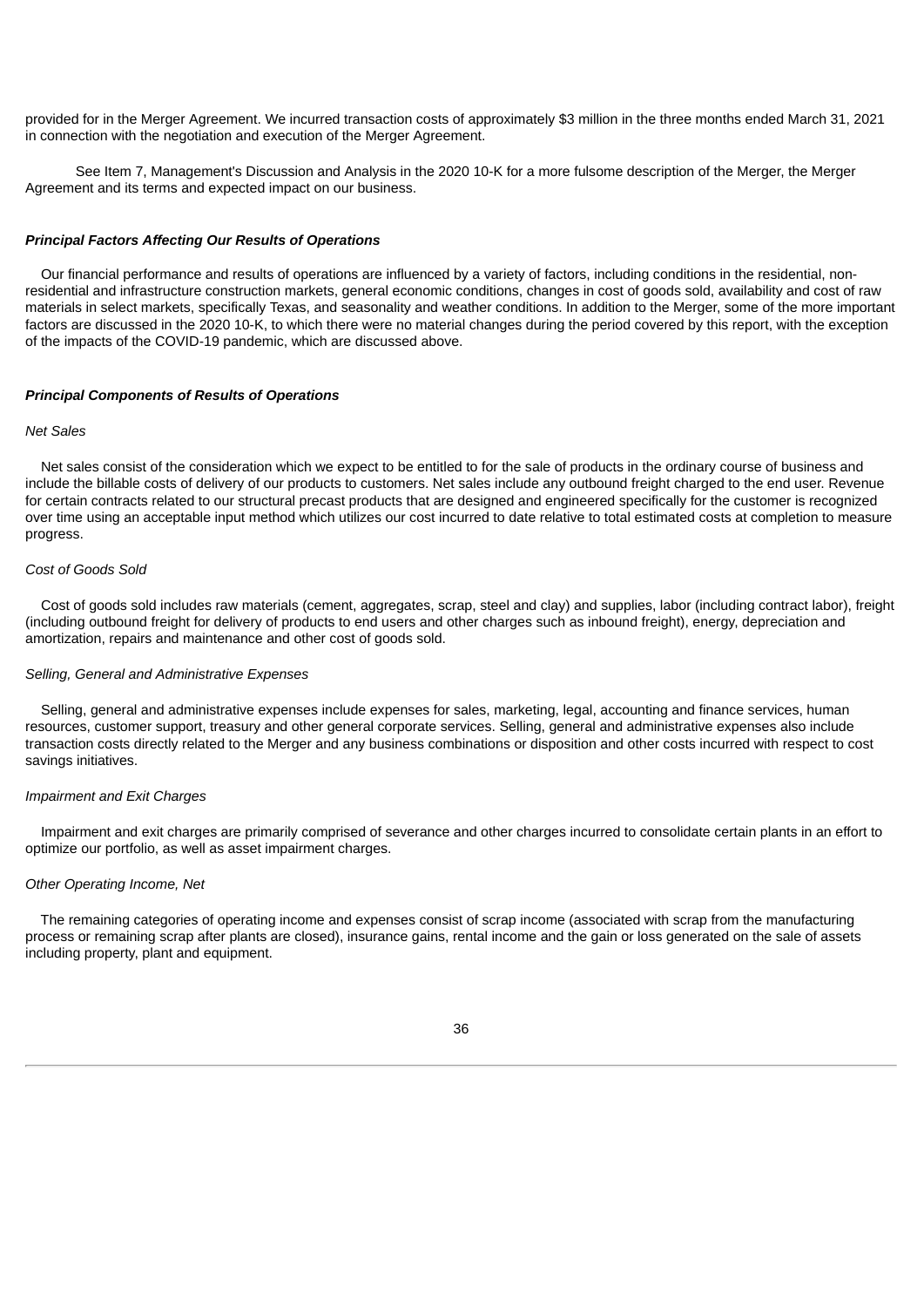provided for in the Merger Agreement. We incurred transaction costs of approximately $3 million in the three months ended March 31, 2021 in connection with the negotiation and execution of the Merger Agreement.

See Item 7, Management's Discussion and Analysis in the 2020 10-K for a more fulsome description of the Merger, the Merger Agreement and its terms and expected impact on our business.

***Principal Factors Affecting Our Results of Operations***

Our financial performance and results of operations are influenced by a variety of factors, including conditions in the residential, non-residential and infrastructure construction markets, general economic conditions, changes in cost of goods sold, availability and cost of raw materials in select markets, specifically Texas, and seasonality and weather conditions. In addition to the Merger, some of the more important factors are discussed in the 2020 10-K, to which there were no material changes during the period covered by this report, with the exception of the impacts of the COVID-19 pandemic, which are discussed above.

***Principal Components of Results of Operations***

*Net Sales*

Net sales consist of the consideration which we expect to be entitled to for the sale of products in the ordinary course of business and include the billable costs of delivery of our products to customers. Net sales include any outbound freight charged to the end user. Revenue for certain contracts related to our structural precast products that are designed and engineered specifically for the customer is recognized over time using an acceptable input method which utilizes our cost incurred to date relative to total estimated costs at completion to measure progress.

*Cost of Goods Sold*

Cost of goods sold includes raw materials (cement, aggregates, scrap, steel and clay) and supplies, labor (including contract labor), freight (including outbound freight for delivery of products to end users and other charges such as inbound freight), energy, depreciation and amortization, repairs and maintenance and other cost of goods sold.

*Selling, General and Administrative Expenses*

Selling, general and administrative expenses include expenses for sales, marketing, legal, accounting and finance services, human resources, customer support, treasury and other general corporate services. Selling, general and administrative expenses also include transaction costs directly related to the Merger and any business combinations or disposition and other costs incurred with respect to cost savings initiatives.

*Impairment and Exit Charges*

Impairment and exit charges are primarily comprised of severance and other charges incurred to consolidate certain plants in an effort to optimize our portfolio, as well as asset impairment charges.

*Other Operating Income, Net*

The remaining categories of operating income and expenses consist of scrap income (associated with scrap from the manufacturing process or remaining scrap after plants are closed), insurance gains, rental income and the gain or loss generated on the sale of assets including property, plant and equipment.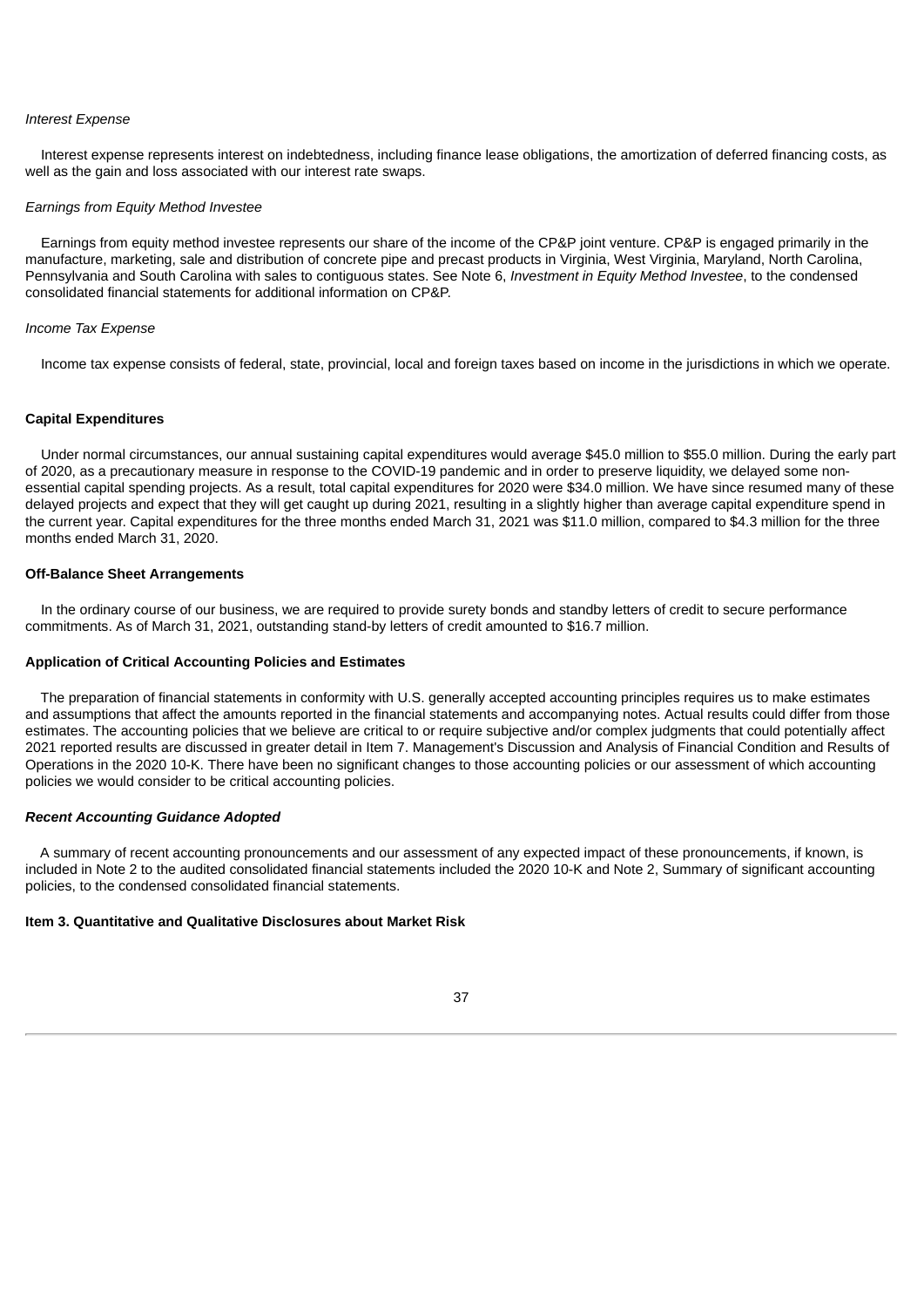*Interest Expense*

Interest expense represents interest on indebtedness, including finance lease obligations, the amortization of deferred financing costs, as well as the gain and loss associated with our interest rate swaps.

*Earnings from Equity Method Investee*

Earnings from equity method investee represents our share of the income of the CP&P joint venture. CP&P is engaged primarily in the manufacture, marketing, sale and distribution of concrete pipe and precast products in Virginia, West Virginia, Maryland, North Carolina, Pennsylvania and South Carolina with sales to contiguous states. See Note 6, *Investment in Equity Method Investee*, to the condensed consolidated financial statements for additional information on CP&P.

*Income Tax Expense*

Income tax expense consists of federal, state, provincial, local and foreign taxes based on income in the jurisdictions in which we operate.

**Capital Expenditures**

Under normal circumstances, our annual sustaining capital expenditures would average $45.0 million to $55.0 million. During the early part of 2020, as a precautionary measure in response to the COVID-19 pandemic and in order to preserve liquidity, we delayed some non-essential capital spending projects. As a result, total capital expenditures for 2020 were $34.0 million. We have since resumed many of these delayed projects and expect that they will get caught up during 2021, resulting in a slightly higher than average capital expenditure spend in the current year. Capital expenditures for the three months ended March 31, 2021 was $11.0 million, compared to $4.3 million for the three months ended March 31, 2020.

**Off-Balance Sheet Arrangements**

In the ordinary course of our business, we are required to provide surety bonds and standby letters of credit to secure performance commitments. As of March 31, 2021, outstanding stand-by letters of credit amounted to $16.7 million.

**Application of Critical Accounting Policies and Estimates**

The preparation of financial statements in conformity with U.S. generally accepted accounting principles requires us to make estimates and assumptions that affect the amounts reported in the financial statements and accompanying notes. Actual results could differ from those estimates. The accounting policies that we believe are critical to or require subjective and/or complex judgments that could potentially affect 2021 reported results are discussed in greater detail in Item 7. Management's Discussion and Analysis of Financial Condition and Results of Operations in the 2020 10-K. There have been no significant changes to those accounting policies or our assessment of which accounting policies we would consider to be critical accounting policies.

***Recent Accounting Guidance Adopted***

A summary of recent accounting pronouncements and our assessment of any expected impact of these pronouncements, if known, is included in Note 2 to the audited consolidated financial statements included the 2020 10-K and Note 2, Summary of significant accounting policies, to the condensed consolidated financial statements.

**Item 3. Quantitative and Qualitative Disclosures about Market Risk**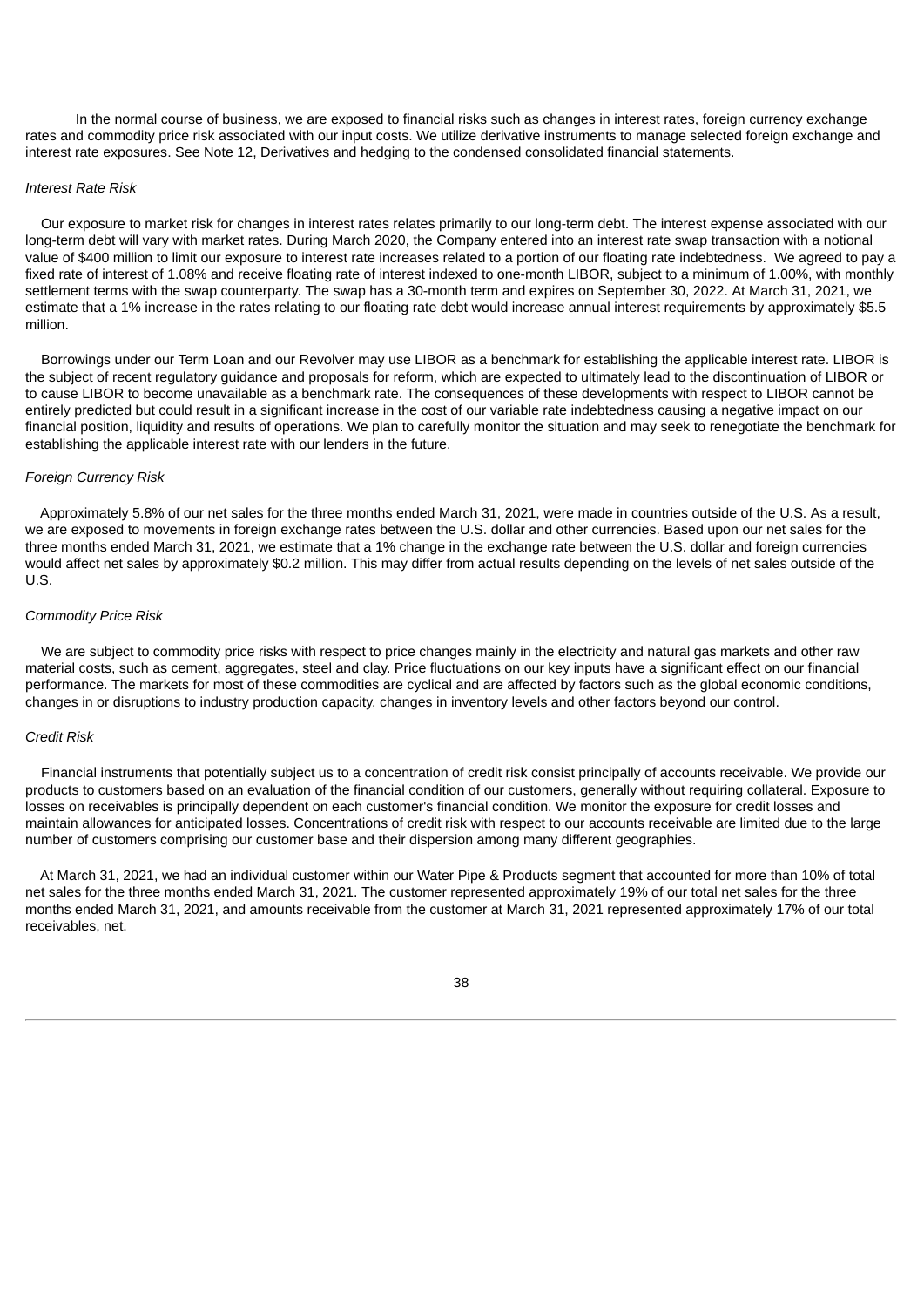In the normal course of business, we are exposed to financial risks such as changes in interest rates, foreign currency exchange rates and commodity price risk associated with our input costs. We utilize derivative instruments to manage selected foreign exchange and interest rate exposures. See Note 12, Derivatives and hedging to the condensed consolidated financial statements.

*Interest Rate Risk*

Our exposure to market risk for changes in interest rates relates primarily to our long-term debt. The interest expense associated with our long-term debt will vary with market rates. During March 2020, the Company entered into an interest rate swap transaction with a notional value of $400 million to limit our exposure to interest rate increases related to a portion of our floating rate indebtedness. We agreed to pay a fixed rate of interest of 1.08% and receive floating rate of interest indexed to one-month LIBOR, subject to a minimum of 1.00%, with monthly settlement terms with the swap counterparty. The swap has a 30-month term and expires on September 30, 2022. At March 31, 2021, we estimate that a 1% increase in the rates relating to our floating rate debt would increase annual interest requirements by approximately $5.5 million.

Borrowings under our Term Loan and our Revolver may use LIBOR as a benchmark for establishing the applicable interest rate. LIBOR is the subject of recent regulatory guidance and proposals for reform, which are expected to ultimately lead to the discontinuation of LIBOR or to cause LIBOR to become unavailable as a benchmark rate. The consequences of these developments with respect to LIBOR cannot be entirely predicted but could result in a significant increase in the cost of our variable rate indebtedness causing a negative impact on our financial position, liquidity and results of operations. We plan to carefully monitor the situation and may seek to renegotiate the benchmark for establishing the applicable interest rate with our lenders in the future.

*Foreign Currency Risk*

Approximately 5.8% of our net sales for the three months ended March 31, 2021, were made in countries outside of the U.S. As a result, we are exposed to movements in foreign exchange rates between the U.S. dollar and other currencies. Based upon our net sales for the three months ended March 31, 2021, we estimate that a 1% change in the exchange rate between the U.S. dollar and foreign currencies would affect net sales by approximately $0.2 million. This may differ from actual results depending on the levels of net sales outside of the U.S.

*Commodity Price Risk*

We are subject to commodity price risks with respect to price changes mainly in the electricity and natural gas markets and other raw material costs, such as cement, aggregates, steel and clay. Price fluctuations on our key inputs have a significant effect on our financial performance. The markets for most of these commodities are cyclical and are affected by factors such as the global economic conditions, changes in or disruptions to industry production capacity, changes in inventory levels and other factors beyond our control.

*Credit Risk*

Financial instruments that potentially subject us to a concentration of credit risk consist principally of accounts receivable. We provide our products to customers based on an evaluation of the financial condition of our customers, generally without requiring collateral. Exposure to losses on receivables is principally dependent on each customer's financial condition. We monitor the exposure for credit losses and maintain allowances for anticipated losses. Concentrations of credit risk with respect to our accounts receivable are limited due to the large number of customers comprising our customer base and their dispersion among many different geographies.

At March 31, 2021, we had an individual customer within our Water Pipe & Products segment that accounted for more than 10% of total net sales for the three months ended March 31, 2021. The customer represented approximately 19% of our total net sales for the three months ended March 31, 2021, and amounts receivable from the customer at March 31, 2021 represented approximately 17% of our total receivables, net.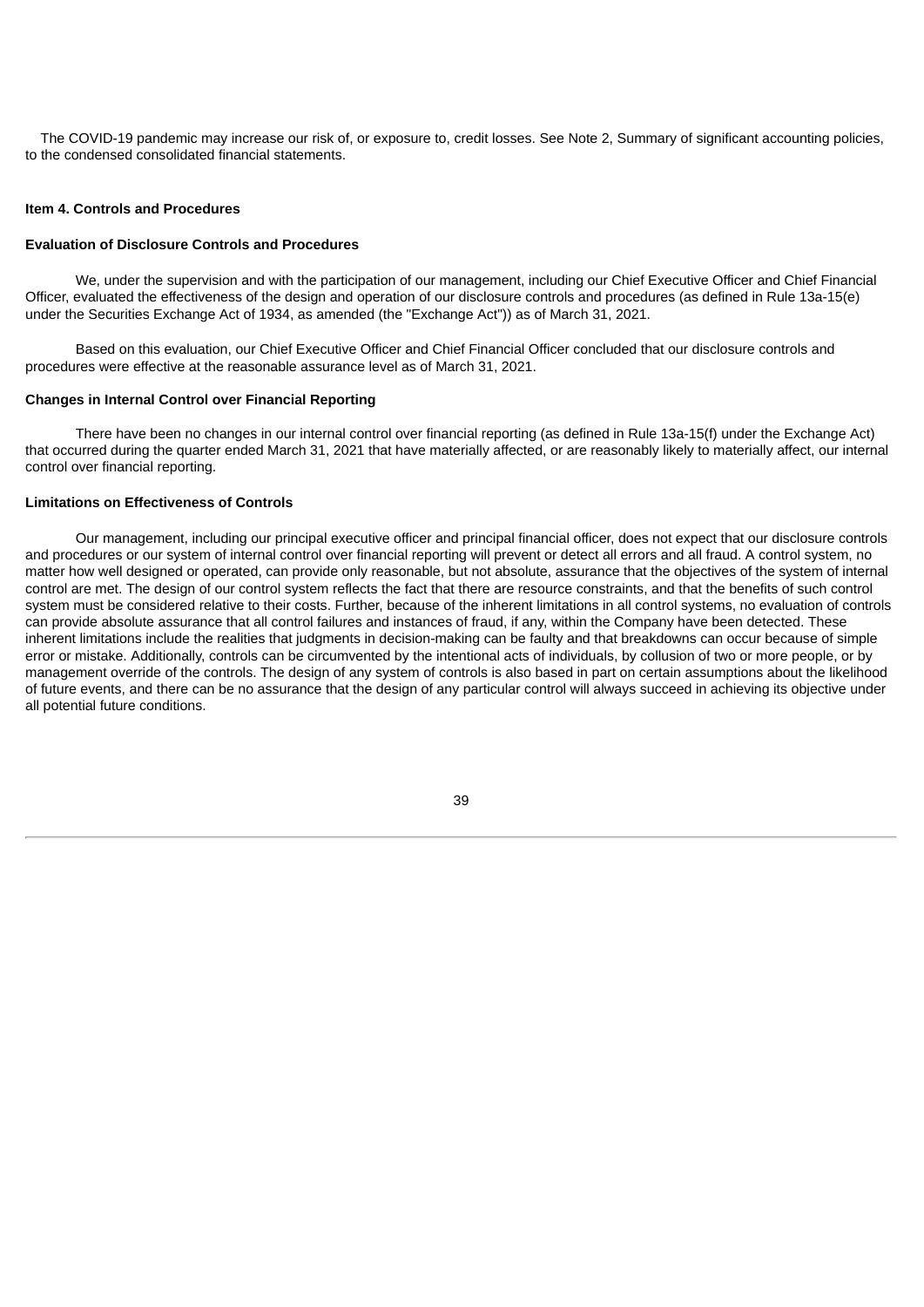The COVID-19 pandemic may increase our risk of, or exposure to, credit losses. See Note 2, Summary of significant accounting policies, to the condensed consolidated financial statements.

## Item 4. Controls and Procedures

### Evaluation of Disclosure Controls and Procedures

We, under the supervision and with the participation of our management, including our Chief Executive Officer and Chief Financial Officer, evaluated the effectiveness of the design and operation of our disclosure controls and procedures (as defined in Rule 13a-15(e) under the Securities Exchange Act of 1934, as amended (the "Exchange Act")) as of March 31, 2021.

Based on this evaluation, our Chief Executive Officer and Chief Financial Officer concluded that our disclosure controls and procedures were effective at the reasonable assurance level as of March 31, 2021.

### Changes in Internal Control over Financial Reporting

There have been no changes in our internal control over financial reporting (as defined in Rule 13a-15(f) under the Exchange Act) that occurred during the quarter ended March 31, 2021 that have materially affected, or are reasonably likely to materially affect, our internal control over financial reporting.

### Limitations on Effectiveness of Controls

Our management, including our principal executive officer and principal financial officer, does not expect that our disclosure controls and procedures or our system of internal control over financial reporting will prevent or detect all errors and all fraud. A control system, no matter how well designed or operated, can provide only reasonable, but not absolute, assurance that the objectives of the system of internal control are met. The design of our control system reflects the fact that there are resource constraints, and that the benefits of such control system must be considered relative to their costs. Further, because of the inherent limitations in all control systems, no evaluation of controls can provide absolute assurance that all control failures and instances of fraud, if any, within the Company have been detected. These inherent limitations include the realities that judgments in decision-making can be faulty and that breakdowns can occur because of simple error or mistake. Additionally, controls can be circumvented by the intentional acts of individuals, by collusion of two or more people, or by management override of the controls. The design of any system of controls is also based in part on certain assumptions about the likelihood of future events, and there can be no assurance that the design of any particular control will always succeed in achieving its objective under all potential future conditions.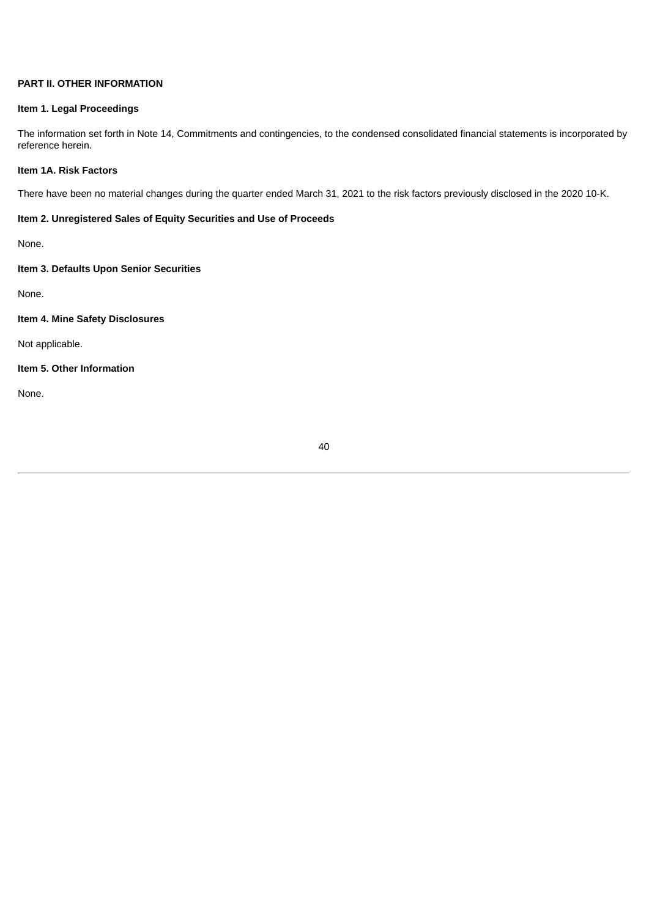## PART II. OTHER INFORMATION

### Item 1. Legal Proceedings

The information set forth in Note 14, Commitments and contingencies, to the condensed consolidated financial statements is incorporated by reference herein.

### Item 1A. Risk Factors

There have been no material changes during the quarter ended March 31, 2021 to the risk factors previously disclosed in the 2020 10-K.

### Item 2. Unregistered Sales of Equity Securities and Use of Proceeds

None.

### Item 3. Defaults Upon Senior Securities

None.

### Item 4. Mine Safety Disclosures

Not applicable.

### Item 5. Other Information

None.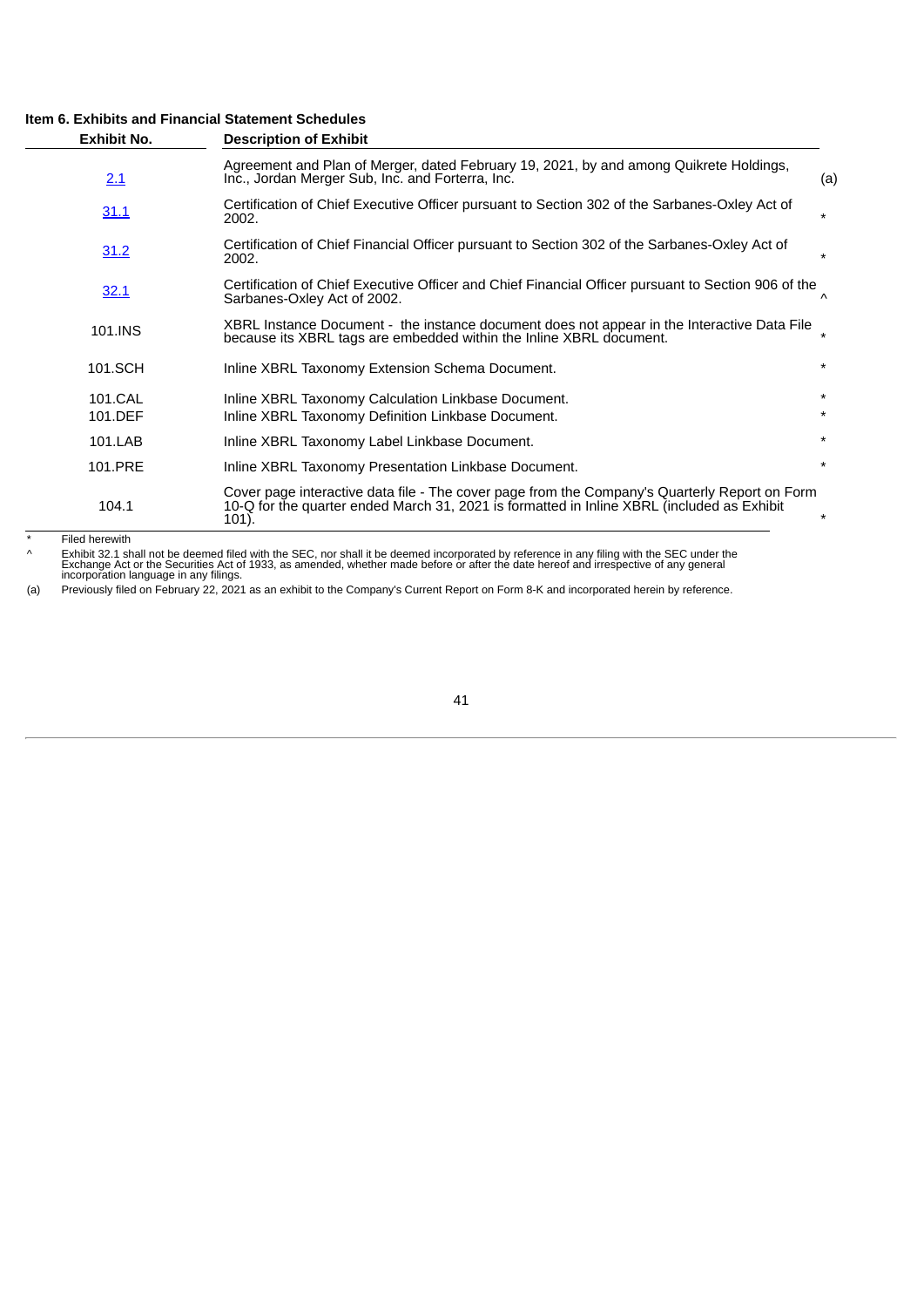### Item 6. Exhibits and Financial Statement Schedules

| Exhibit No. | Description of Exhibit | |
|---|---|---|
| 2.1 | Agreement and Plan of Merger, dated February 19, 2021, by and among Quikrete Holdings, Inc., Jordan Merger Sub, Inc. and Forterra, Inc. | (a) |
| 31.1 | Certification of Chief Executive Officer pursuant to Section 302 of the Sarbanes-Oxley Act of 2002. | * |
| 31.2 | Certification of Chief Financial Officer pursuant to Section 302 of the Sarbanes-Oxley Act of 2002. | * |
| 32.1 | Certification of Chief Executive Officer and Chief Financial Officer pursuant to Section 906 of the Sarbanes-Oxley Act of 2002. | ^ |
| 101.INS | XBRL Instance Document - the instance document does not appear in the Interactive Data File because its XBRL tags are embedded within the Inline XBRL document. | * |
| 101.SCH | Inline XBRL Taxonomy Extension Schema Document. | * |
| 101.CAL | Inline XBRL Taxonomy Calculation Linkbase Document. | * |
| 101.DEF | Inline XBRL Taxonomy Definition Linkbase Document. | * |
| 101.LAB | Inline XBRL Taxonomy Label Linkbase Document. | * |
| 101.PRE | Inline XBRL Taxonomy Presentation Linkbase Document. | * |
| 104.1 | Cover page interactive data file - The cover page from the Company's Quarterly Report on Form 10-Q for the quarter ended March 31, 2021 is formatted in Inline XBRL (included as Exhibit 101). | * |

\* Filed herewith

^ Exhibit 32.1 shall not be deemed filed with the SEC, nor shall it be deemed incorporated by reference in any filing with the SEC under the Exchange Act or the Securities Act of 1933, as amended, whether made before or after the date hereof and irrespective of any general incorporation language in any filings.

(a) Previously filed on February 22, 2021 as an exhibit to the Company's Current Report on Form 8-K and incorporated herein by reference.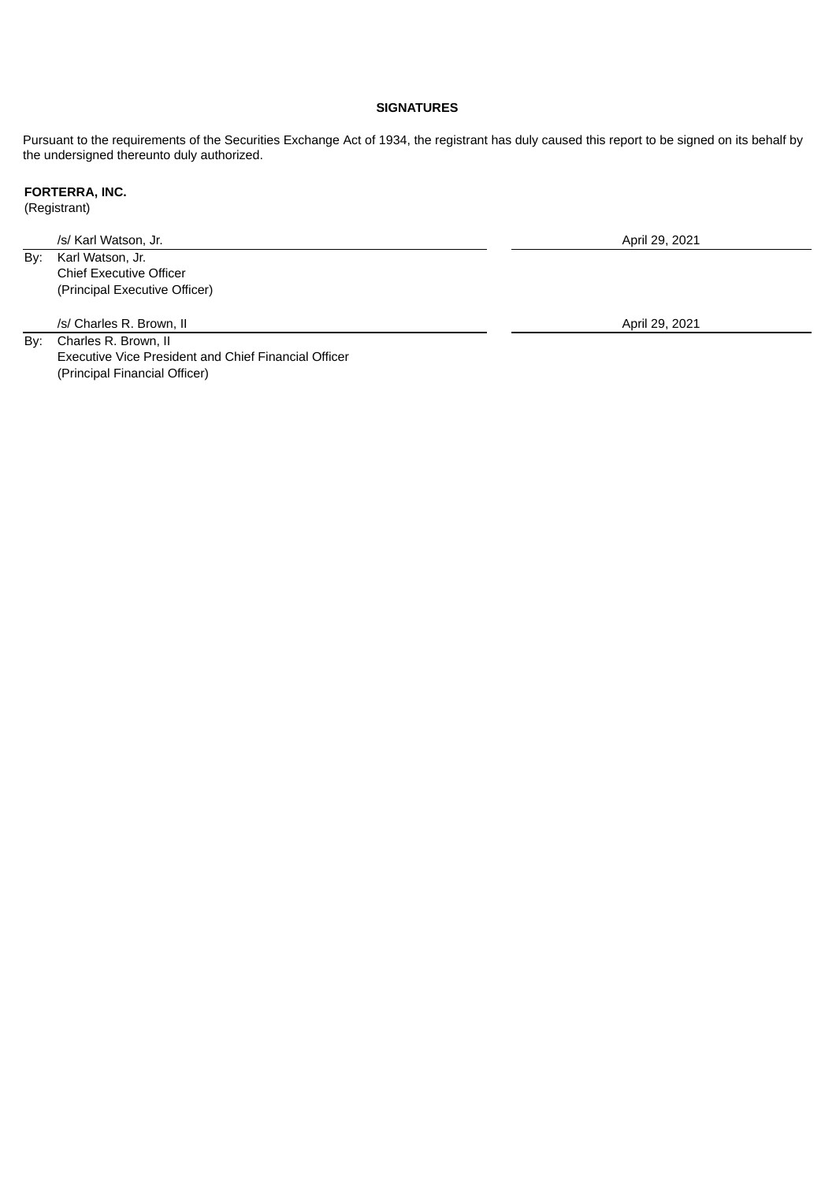## SIGNATURES

Pursuant to the requirements of the Securities Exchange Act of 1934, the registrant has duly caused this report to be signed on its behalf by the undersigned thereunto duly authorized.

**FORTERRA, INC.**
(Registrant)

| | |
|---|---|
| /s/ Karl Watson, Jr. | April 29, 2021 |
| By: Karl Watson, Jr.<br>Chief Executive Officer<br>(Principal Executive Officer) | |
| /s/ Charles R. Brown, II | April 29, 2021 |
| By: Charles R. Brown, II<br>Executive Vice President and Chief Financial Officer<br>(Principal Financial Officer) | |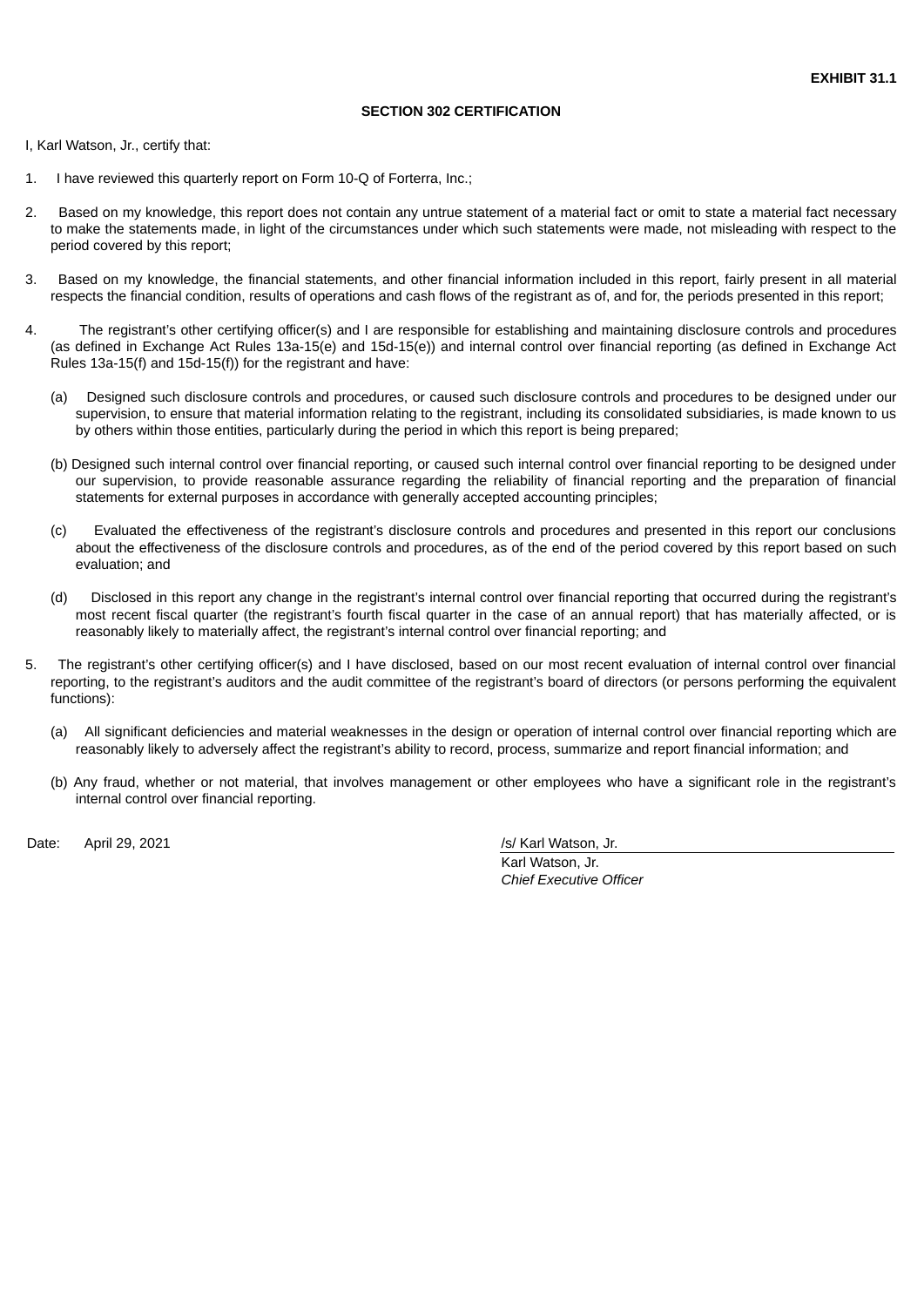**EXHIBIT 31.1**

**SECTION 302 CERTIFICATION**

I, Karl Watson, Jr., certify that:

1. I have reviewed this quarterly report on Form 10-Q of Forterra, Inc.;

2. Based on my knowledge, this report does not contain any untrue statement of a material fact or omit to state a material fact necessary to make the statements made, in light of the circumstances under which such statements were made, not misleading with respect to the period covered by this report;

3. Based on my knowledge, the financial statements, and other financial information included in this report, fairly present in all material respects the financial condition, results of operations and cash flows of the registrant as of, and for, the periods presented in this report;

4. The registrant's other certifying officer(s) and I are responsible for establishing and maintaining disclosure controls and procedures (as defined in Exchange Act Rules 13a-15(e) and 15d-15(e)) and internal control over financial reporting (as defined in Exchange Act Rules 13a-15(f) and 15d-15(f)) for the registrant and have:

   (a) Designed such disclosure controls and procedures, or caused such disclosure controls and procedures to be designed under our supervision, to ensure that material information relating to the registrant, including its consolidated subsidiaries, is made known to us by others within those entities, particularly during the period in which this report is being prepared;

   (b) Designed such internal control over financial reporting, or caused such internal control over financial reporting to be designed under our supervision, to provide reasonable assurance regarding the reliability of financial reporting and the preparation of financial statements for external purposes in accordance with generally accepted accounting principles;

   (c) Evaluated the effectiveness of the registrant's disclosure controls and procedures and presented in this report our conclusions about the effectiveness of the disclosure controls and procedures, as of the end of the period covered by this report based on such evaluation; and

   (d) Disclosed in this report any change in the registrant's internal control over financial reporting that occurred during the registrant's most recent fiscal quarter (the registrant's fourth fiscal quarter in the case of an annual report) that has materially affected, or is reasonably likely to materially affect, the registrant's internal control over financial reporting; and

5. The registrant's other certifying officer(s) and I have disclosed, based on our most recent evaluation of internal control over financial reporting, to the registrant's auditors and the audit committee of the registrant's board of directors (or persons performing the equivalent functions):

   (a) All significant deficiencies and material weaknesses in the design or operation of internal control over financial reporting which are reasonably likely to adversely affect the registrant's ability to record, process, summarize and report financial information; and

   (b) Any fraud, whether or not material, that involves management or other employees who have a significant role in the registrant's internal control over financial reporting.

Date: April 29, 2021

/s/ Karl Watson, Jr.
Karl Watson, Jr.
*Chief Executive Officer*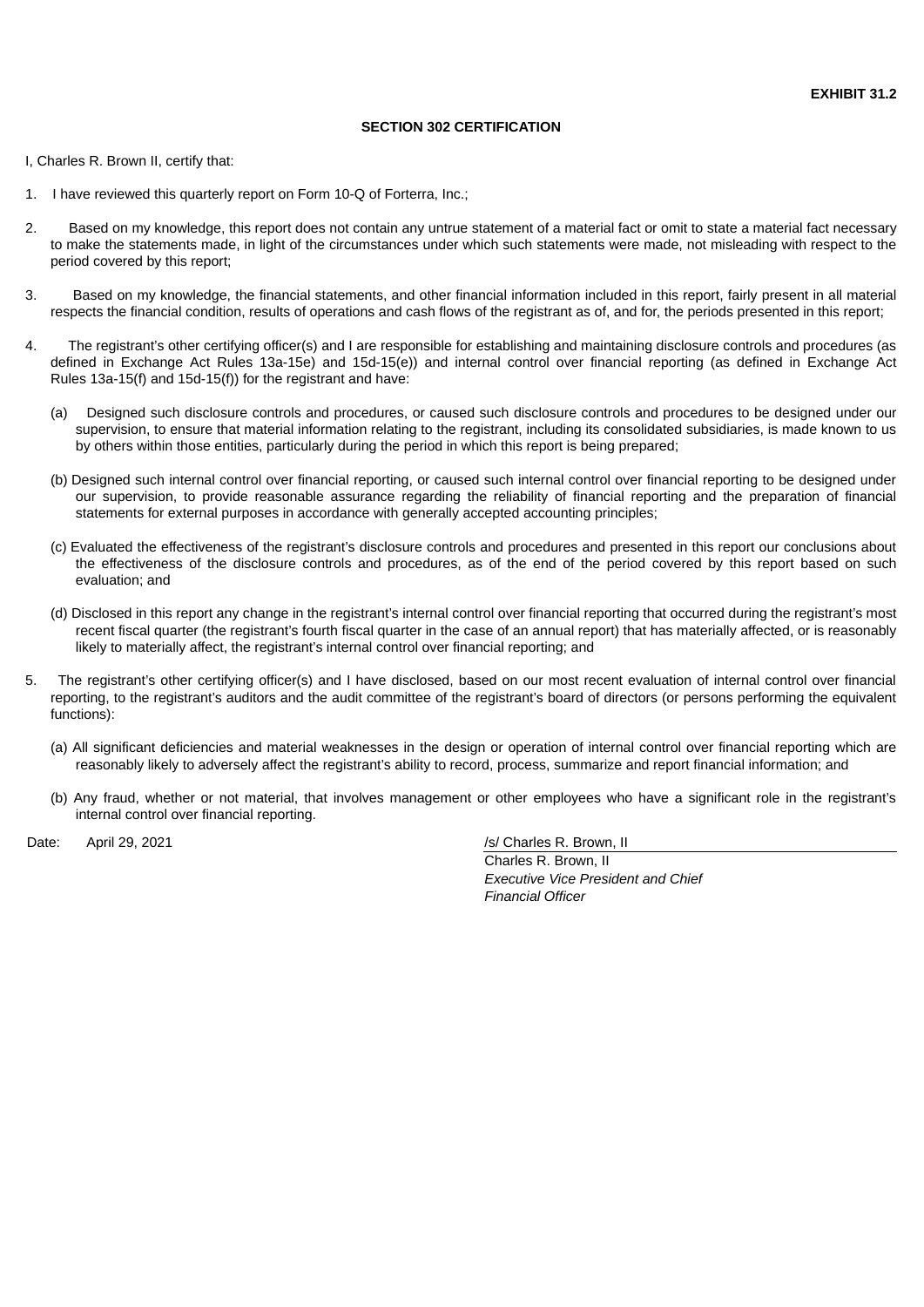**EXHIBIT 31.2**

**SECTION 302 CERTIFICATION**

I, Charles R. Brown II, certify that:

1. I have reviewed this quarterly report on Form 10-Q of Forterra, Inc.;

2. Based on my knowledge, this report does not contain any untrue statement of a material fact or omit to state a material fact necessary to make the statements made, in light of the circumstances under which such statements were made, not misleading with respect to the period covered by this report;

3. Based on my knowledge, the financial statements, and other financial information included in this report, fairly present in all material respects the financial condition, results of operations and cash flows of the registrant as of, and for, the periods presented in this report;

4. The registrant's other certifying officer(s) and I are responsible for establishing and maintaining disclosure controls and procedures (as defined in Exchange Act Rules 13a-15e) and 15d-15(e)) and internal control over financial reporting (as defined in Exchange Act Rules 13a-15(f) and 15d-15(f)) for the registrant and have:

   (a) Designed such disclosure controls and procedures, or caused such disclosure controls and procedures to be designed under our supervision, to ensure that material information relating to the registrant, including its consolidated subsidiaries, is made known to us by others within those entities, particularly during the period in which this report is being prepared;

   (b) Designed such internal control over financial reporting, or caused such internal control over financial reporting to be designed under our supervision, to provide reasonable assurance regarding the reliability of financial reporting and the preparation of financial statements for external purposes in accordance with generally accepted accounting principles;

   (c) Evaluated the effectiveness of the registrant's disclosure controls and procedures and presented in this report our conclusions about the effectiveness of the disclosure controls and procedures, as of the end of the period covered by this report based on such evaluation; and

   (d) Disclosed in this report any change in the registrant's internal control over financial reporting that occurred during the registrant's most recent fiscal quarter (the registrant's fourth fiscal quarter in the case of an annual report) that has materially affected, or is reasonably likely to materially affect, the registrant's internal control over financial reporting; and

5. The registrant's other certifying officer(s) and I have disclosed, based on our most recent evaluation of internal control over financial reporting, to the registrant's auditors and the audit committee of the registrant's board of directors (or persons performing the equivalent functions):

   (a) All significant deficiencies and material weaknesses in the design or operation of internal control over financial reporting which are reasonably likely to adversely affect the registrant's ability to record, process, summarize and report financial information; and

   (b) Any fraud, whether or not material, that involves management or other employees who have a significant role in the registrant's internal control over financial reporting.

Date: April 29, 2021

/s/ Charles R. Brown, II
Charles R. Brown, II
*Executive Vice President and Chief Financial Officer*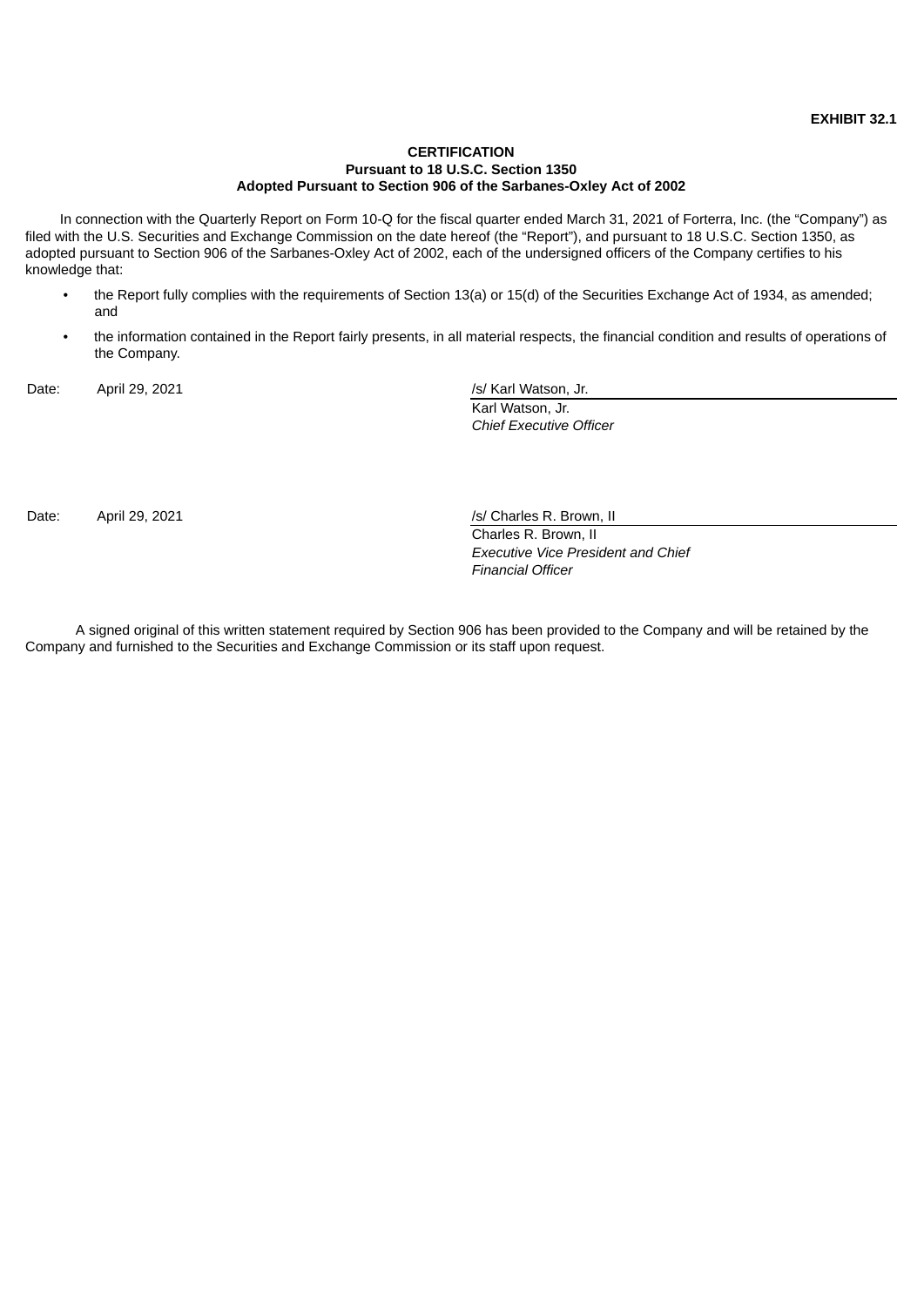**EXHIBIT 32.1**

**CERTIFICATION**
**Pursuant to 18 U.S.C. Section 1350**
**Adopted Pursuant to Section 906 of the Sarbanes-Oxley Act of 2002**

In connection with the Quarterly Report on Form 10-Q for the fiscal quarter ended March 31, 2021 of Forterra, Inc. (the “Company”) as filed with the U.S. Securities and Exchange Commission on the date hereof (the “Report”), and pursuant to 18 U.S.C. Section 1350, as adopted pursuant to Section 906 of the Sarbanes-Oxley Act of 2002, each of the undersigned officers of the Company certifies to his knowledge that:

- the Report fully complies with the requirements of Section 13(a) or 15(d) of the Securities Exchange Act of 1934, as amended; and
- the information contained in the Report fairly presents, in all material respects, the financial condition and results of operations of the Company.

Date: April 29, 2021

/s/ Karl Watson, Jr.
Karl Watson, Jr.
*Chief Executive Officer*

Date: April 29, 2021

/s/ Charles R. Brown, II
Charles R. Brown, II
*Executive Vice President and Chief Financial Officer*

A signed original of this written statement required by Section 906 has been provided to the Company and will be retained by the Company and furnished to the Securities and Exchange Commission or its staff upon request.